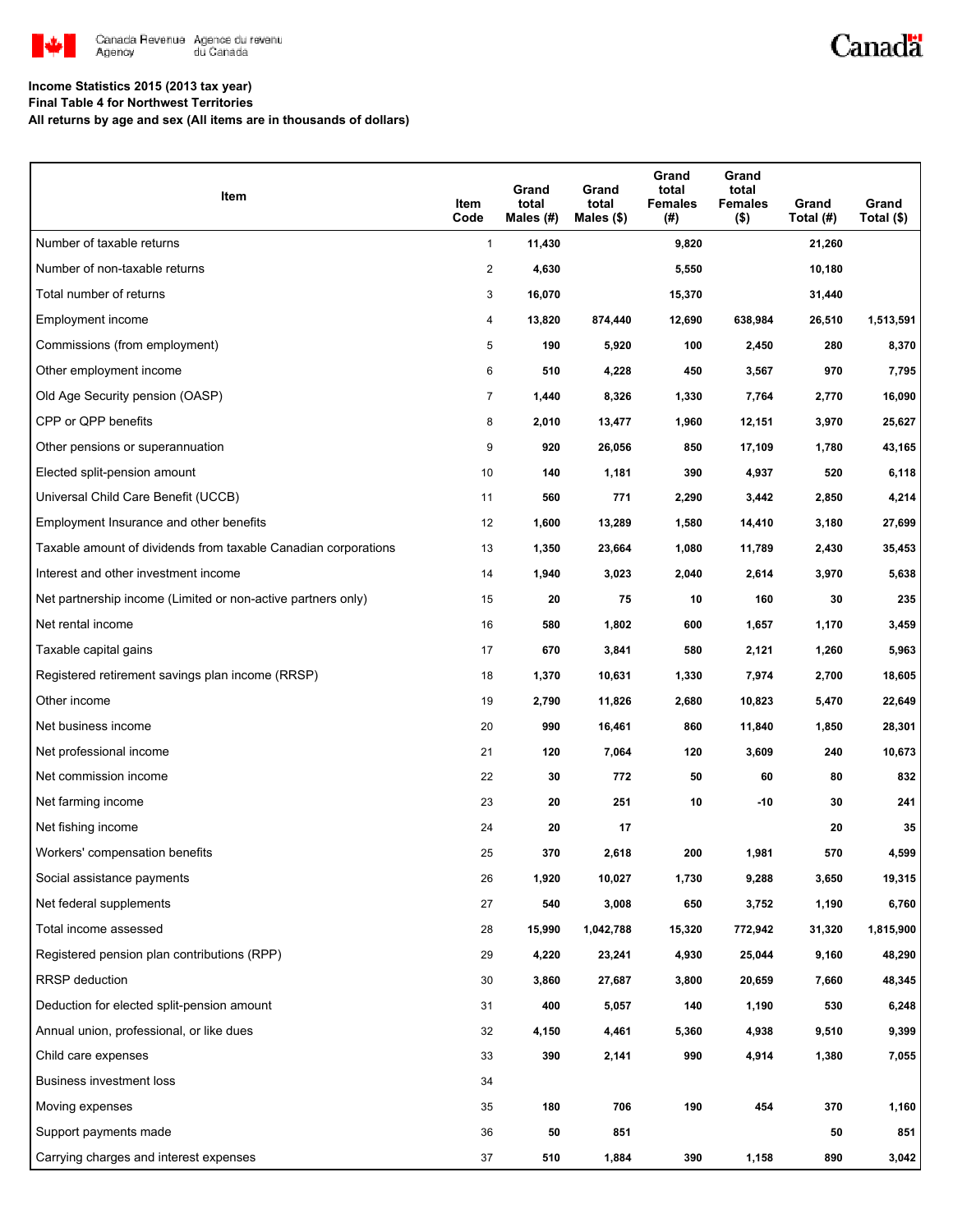Canada Revenue Agency / Agence du revenu du Canada

**Income Statistics 2015 (2013 tax year)**
**Final Table 4 for Northwest Territories**
**All returns by age and sex (All items are in thousands of dollars)**

| Item | Item Code | Grand total Males (#) | Grand total Males ($) | Grand total Females (#) | Grand total Females ($) | Grand Total (#) | Grand Total ($) |
|---|---|---|---|---|---|---|---|
| Number of taxable returns | 1 | 11,430 | | 9,820 | | 21,260 | |
| Number of non-taxable returns | 2 | 4,630 | | 5,550 | | 10,180 | |
| Total number of returns | 3 | 16,070 | | 15,370 | | 31,440 | |
| Employment income | 4 | 13,820 | 874,440 | 12,690 | 638,984 | 26,510 | 1,513,591 |
| Commissions (from employment) | 5 | 190 | 5,920 | 100 | 2,450 | 280 | 8,370 |
| Other employment income | 6 | 510 | 4,228 | 450 | 3,567 | 970 | 7,795 |
| Old Age Security pension (OASP) | 7 | 1,440 | 8,326 | 1,330 | 7,764 | 2,770 | 16,090 |
| CPP or QPP benefits | 8 | 2,010 | 13,477 | 1,960 | 12,151 | 3,970 | 25,627 |
| Other pensions or superannuation | 9 | 920 | 26,056 | 850 | 17,109 | 1,780 | 43,165 |
| Elected split-pension amount | 10 | 140 | 1,181 | 390 | 4,937 | 520 | 6,118 |
| Universal Child Care Benefit (UCCB) | 11 | 560 | 771 | 2,290 | 3,442 | 2,850 | 4,214 |
| Employment Insurance and other benefits | 12 | 1,600 | 13,289 | 1,580 | 14,410 | 3,180 | 27,699 |
| Taxable amount of dividends from taxable Canadian corporations | 13 | 1,350 | 23,664 | 1,080 | 11,789 | 2,430 | 35,453 |
| Interest and other investment income | 14 | 1,940 | 3,023 | 2,040 | 2,614 | 3,970 | 5,638 |
| Net partnership income (Limited or non-active partners only) | 15 | 20 | 75 | 10 | 160 | 30 | 235 |
| Net rental income | 16 | 580 | 1,802 | 600 | 1,657 | 1,170 | 3,459 |
| Taxable capital gains | 17 | 670 | 3,841 | 580 | 2,121 | 1,260 | 5,963 |
| Registered retirement savings plan income (RRSP) | 18 | 1,370 | 10,631 | 1,330 | 7,974 | 2,700 | 18,605 |
| Other income | 19 | 2,790 | 11,826 | 2,680 | 10,823 | 5,470 | 22,649 |
| Net business income | 20 | 990 | 16,461 | 860 | 11,840 | 1,850 | 28,301 |
| Net professional income | 21 | 120 | 7,064 | 120 | 3,609 | 240 | 10,673 |
| Net commission income | 22 | 30 | 772 | 50 | 60 | 80 | 832 |
| Net farming income | 23 | 20 | 251 | 10 | -10 | 30 | 241 |
| Net fishing income | 24 | 20 | 17 | | | 20 | 35 |
| Workers' compensation benefits | 25 | 370 | 2,618 | 200 | 1,981 | 570 | 4,599 |
| Social assistance payments | 26 | 1,920 | 10,027 | 1,730 | 9,288 | 3,650 | 19,315 |
| Net federal supplements | 27 | 540 | 3,008 | 650 | 3,752 | 1,190 | 6,760 |
| Total income assessed | 28 | 15,990 | 1,042,788 | 15,320 | 772,942 | 31,320 | 1,815,900 |
| Registered pension plan contributions (RPP) | 29 | 4,220 | 23,241 | 4,930 | 25,044 | 9,160 | 48,290 |
| RRSP deduction | 30 | 3,860 | 27,687 | 3,800 | 20,659 | 7,660 | 48,345 |
| Deduction for elected split-pension amount | 31 | 400 | 5,057 | 140 | 1,190 | 530 | 6,248 |
| Annual union, professional, or like dues | 32 | 4,150 | 4,461 | 5,360 | 4,938 | 9,510 | 9,399 |
| Child care expenses | 33 | 390 | 2,141 | 990 | 4,914 | 1,380 | 7,055 |
| Business investment loss | 34 | | | | | | |
| Moving expenses | 35 | 180 | 706 | 190 | 454 | 370 | 1,160 |
| Support payments made | 36 | 50 | 851 | | | 50 | 851 |
| Carrying charges and interest expenses | 37 | 510 | 1,884 | 390 | 1,158 | 890 | 3,042 |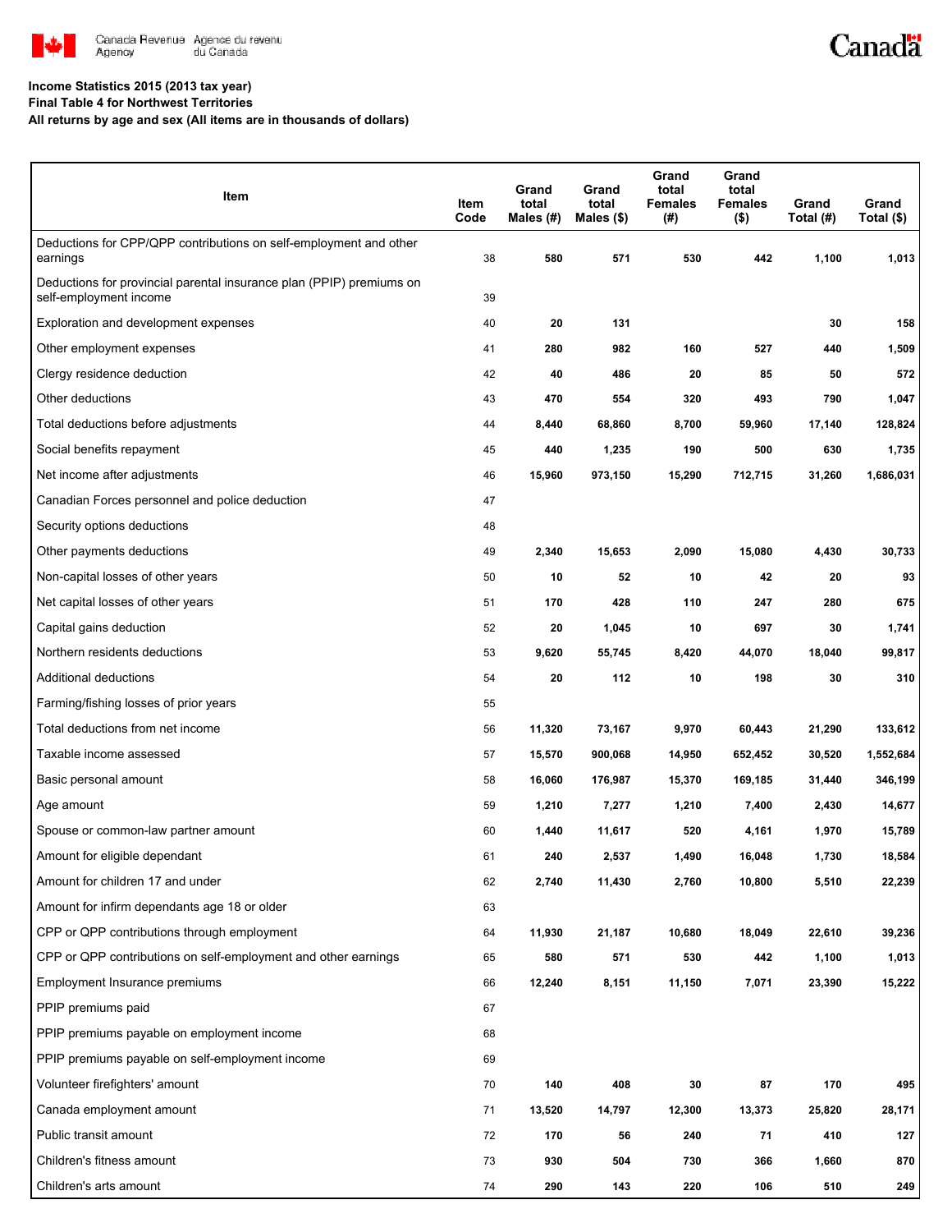**Income Statistics 2015 (2013 tax year)**
**Final Table 4 for Northwest Territories**
**All returns by age and sex (All items are in thousands of dollars)**

| Item | Item Code | Grand total Males (#) | Grand total Males ($) | Grand total Females (#) | Grand total Females ($) | Grand Total (#) | Grand Total ($) |
|---|---|---|---|---|---|---|---|
| Deductions for CPP/QPP contributions on self-employment and other earnings | 38 | 580 | 571 | 530 | 442 | 1,100 | 1,013 |
| Deductions for provincial parental insurance plan (PPIP) premiums on self-employment income | 39 | | | | | | |
| Exploration and development expenses | 40 | 20 | 131 | | | 30 | 158 |
| Other employment expenses | 41 | 280 | 982 | 160 | 527 | 440 | 1,509 |
| Clergy residence deduction | 42 | 40 | 486 | 20 | 85 | 50 | 572 |
| Other deductions | 43 | 470 | 554 | 320 | 493 | 790 | 1,047 |
| Total deductions before adjustments | 44 | 8,440 | 68,860 | 8,700 | 59,960 | 17,140 | 128,824 |
| Social benefits repayment | 45 | 440 | 1,235 | 190 | 500 | 630 | 1,735 |
| Net income after adjustments | 46 | 15,960 | 973,150 | 15,290 | 712,715 | 31,260 | 1,686,031 |
| Canadian Forces personnel and police deduction | 47 | | | | | | |
| Security options deductions | 48 | | | | | | |
| Other payments deductions | 49 | 2,340 | 15,653 | 2,090 | 15,080 | 4,430 | 30,733 |
| Non-capital losses of other years | 50 | 10 | 52 | 10 | 42 | 20 | 93 |
| Net capital losses of other years | 51 | 170 | 428 | 110 | 247 | 280 | 675 |
| Capital gains deduction | 52 | 20 | 1,045 | 10 | 697 | 30 | 1,741 |
| Northern residents deductions | 53 | 9,620 | 55,745 | 8,420 | 44,070 | 18,040 | 99,817 |
| Additional deductions | 54 | 20 | 112 | 10 | 198 | 30 | 310 |
| Farming/fishing losses of prior years | 55 | | | | | | |
| Total deductions from net income | 56 | 11,320 | 73,167 | 9,970 | 60,443 | 21,290 | 133,612 |
| Taxable income assessed | 57 | 15,570 | 900,068 | 14,950 | 652,452 | 30,520 | 1,552,684 |
| Basic personal amount | 58 | 16,060 | 176,987 | 15,370 | 169,185 | 31,440 | 346,199 |
| Age amount | 59 | 1,210 | 7,277 | 1,210 | 7,400 | 2,430 | 14,677 |
| Spouse or common-law partner amount | 60 | 1,440 | 11,617 | 520 | 4,161 | 1,970 | 15,789 |
| Amount for eligible dependant | 61 | 240 | 2,537 | 1,490 | 16,048 | 1,730 | 18,584 |
| Amount for children 17 and under | 62 | 2,740 | 11,430 | 2,760 | 10,800 | 5,510 | 22,239 |
| Amount for infirm dependants age 18 or older | 63 | | | | | | |
| CPP or QPP contributions through employment | 64 | 11,930 | 21,187 | 10,680 | 18,049 | 22,610 | 39,236 |
| CPP or QPP contributions on self-employment and other earnings | 65 | 580 | 571 | 530 | 442 | 1,100 | 1,013 |
| Employment Insurance premiums | 66 | 12,240 | 8,151 | 11,150 | 7,071 | 23,390 | 15,222 |
| PPIP premiums paid | 67 | | | | | | |
| PPIP premiums payable on employment income | 68 | | | | | | |
| PPIP premiums payable on self-employment income | 69 | | | | | | |
| Volunteer firefighters' amount | 70 | 140 | 408 | 30 | 87 | 170 | 495 |
| Canada employment amount | 71 | 13,520 | 14,797 | 12,300 | 13,373 | 25,820 | 28,171 |
| Public transit amount | 72 | 170 | 56 | 240 | 71 | 410 | 127 |
| Children's fitness amount | 73 | 930 | 504 | 730 | 366 | 1,660 | 870 |
| Children's arts amount | 74 | 290 | 143 | 220 | 106 | 510 | 249 |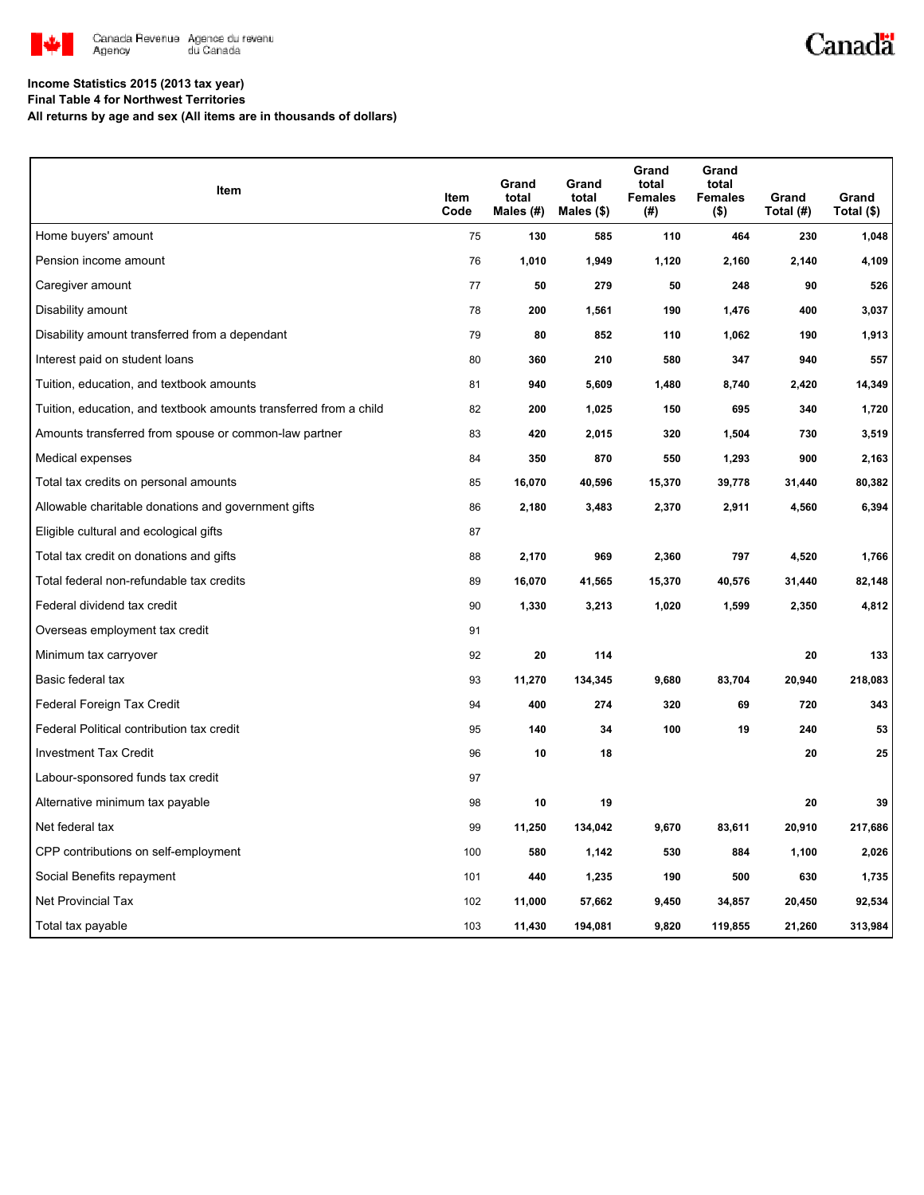**Income Statistics 2015 (2013 tax year)**
**Final Table 4 for Northwest Territories**
**All returns by age and sex (All items are in thousands of dollars)**

| Item | Item Code | Grand total Males (#) | Grand total Males ($) | Grand total Females (#) | Grand total Females ($) | Grand Total (#) | Grand Total ($) |
|---|---|---|---|---|---|---|---|
| Home buyers' amount | 75 | 130 | 585 | 110 | 464 | 230 | 1,048 |
| Pension income amount | 76 | 1,010 | 1,949 | 1,120 | 2,160 | 2,140 | 4,109 |
| Caregiver amount | 77 | 50 | 279 | 50 | 248 | 90 | 526 |
| Disability amount | 78 | 200 | 1,561 | 190 | 1,476 | 400 | 3,037 |
| Disability amount transferred from a dependant | 79 | 80 | 852 | 110 | 1,062 | 190 | 1,913 |
| Interest paid on student loans | 80 | 360 | 210 | 580 | 347 | 940 | 557 |
| Tuition, education, and textbook amounts | 81 | 940 | 5,609 | 1,480 | 8,740 | 2,420 | 14,349 |
| Tuition, education, and textbook amounts transferred from a child | 82 | 200 | 1,025 | 150 | 695 | 340 | 1,720 |
| Amounts transferred from spouse or common-law partner | 83 | 420 | 2,015 | 320 | 1,504 | 730 | 3,519 |
| Medical expenses | 84 | 350 | 870 | 550 | 1,293 | 900 | 2,163 |
| Total tax credits on personal amounts | 85 | 16,070 | 40,596 | 15,370 | 39,778 | 31,440 | 80,382 |
| Allowable charitable donations and government gifts | 86 | 2,180 | 3,483 | 2,370 | 2,911 | 4,560 | 6,394 |
| Eligible cultural and ecological gifts | 87 | | | | | | |
| Total tax credit on donations and gifts | 88 | 2,170 | 969 | 2,360 | 797 | 4,520 | 1,766 |
| Total federal non-refundable tax credits | 89 | 16,070 | 41,565 | 15,370 | 40,576 | 31,440 | 82,148 |
| Federal dividend tax credit | 90 | 1,330 | 3,213 | 1,020 | 1,599 | 2,350 | 4,812 |
| Overseas employment tax credit | 91 | | | | | | |
| Minimum tax carryover | 92 | 20 | 114 | | | 20 | 133 |
| Basic federal tax | 93 | 11,270 | 134,345 | 9,680 | 83,704 | 20,940 | 218,083 |
| Federal Foreign Tax Credit | 94 | 400 | 274 | 320 | 69 | 720 | 343 |
| Federal Political contribution tax credit | 95 | 140 | 34 | 100 | 19 | 240 | 53 |
| Investment Tax Credit | 96 | 10 | 18 | | | 20 | 25 |
| Labour-sponsored funds tax credit | 97 | | | | | | |
| Alternative minimum tax payable | 98 | 10 | 19 | | | 20 | 39 |
| Net federal tax | 99 | 11,250 | 134,042 | 9,670 | 83,611 | 20,910 | 217,686 |
| CPP contributions on self-employment | 100 | 580 | 1,142 | 530 | 884 | 1,100 | 2,026 |
| Social Benefits repayment | 101 | 440 | 1,235 | 190 | 500 | 630 | 1,735 |
| Net Provincial Tax | 102 | 11,000 | 57,662 | 9,450 | 34,857 | 20,450 | 92,534 |
| Total tax payable | 103 | 11,430 | 194,081 | 9,820 | 119,855 | 21,260 | 313,984 |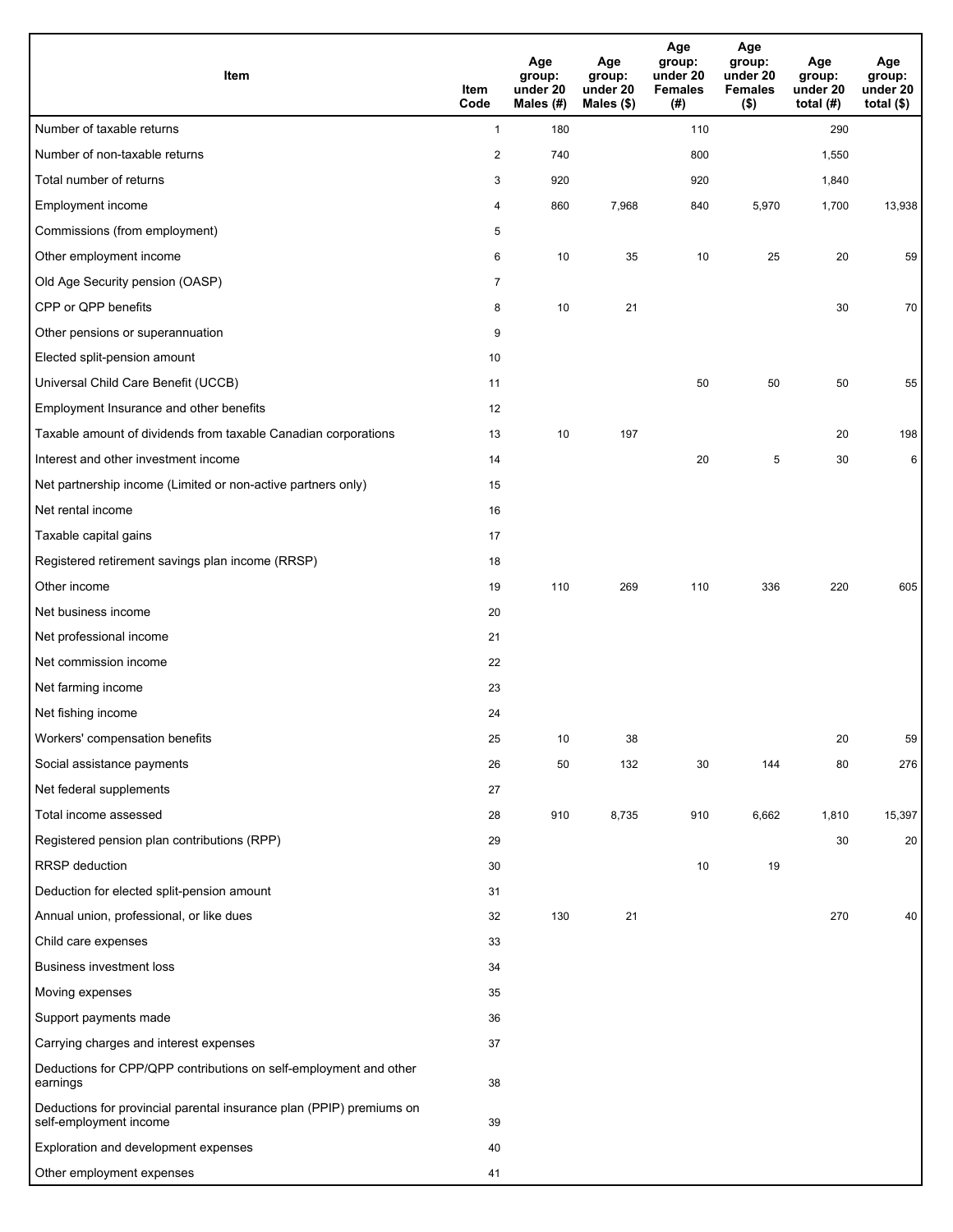| Item | Item Code | Age group: under 20 Males (#) | Age group: under 20 Males ($) | Age group: under 20 Females (#) | Age group: under 20 Females ($) | Age group: under 20 total (#) | Age group: under 20 total ($) |
|---|---|---|---|---|---|---|---|
| Number of taxable returns | 1 | 180 | | 110 | | 290 | |
| Number of non-taxable returns | 2 | 740 | | 800 | | 1,550 | |
| Total number of returns | 3 | 920 | | 920 | | 1,840 | |
| Employment income | 4 | 860 | 7,968 | 840 | 5,970 | 1,700 | 13,938 |
| Commissions (from employment) | 5 | | | | | | |
| Other employment income | 6 | 10 | 35 | 10 | 25 | 20 | 59 |
| Old Age Security pension (OASP) | 7 | | | | | | |
| CPP or QPP benefits | 8 | 10 | 21 | | | 30 | 70 |
| Other pensions or superannuation | 9 | | | | | | |
| Elected split-pension amount | 10 | | | | | | |
| Universal Child Care Benefit (UCCB) | 11 | | | 50 | 50 | 50 | 55 |
| Employment Insurance and other benefits | 12 | | | | | | |
| Taxable amount of dividends from taxable Canadian corporations | 13 | 10 | 197 | | | 20 | 198 |
| Interest and other investment income | 14 | | | 20 | 5 | 30 | 6 |
| Net partnership income (Limited or non-active partners only) | 15 | | | | | | |
| Net rental income | 16 | | | | | | |
| Taxable capital gains | 17 | | | | | | |
| Registered retirement savings plan income (RRSP) | 18 | | | | | | |
| Other income | 19 | 110 | 269 | 110 | 336 | 220 | 605 |
| Net business income | 20 | | | | | | |
| Net professional income | 21 | | | | | | |
| Net commission income | 22 | | | | | | |
| Net farming income | 23 | | | | | | |
| Net fishing income | 24 | | | | | | |
| Workers' compensation benefits | 25 | 10 | 38 | | | 20 | 59 |
| Social assistance payments | 26 | 50 | 132 | 30 | 144 | 80 | 276 |
| Net federal supplements | 27 | | | | | | |
| Total income assessed | 28 | 910 | 8,735 | 910 | 6,662 | 1,810 | 15,397 |
| Registered pension plan contributions (RPP) | 29 | | | | | 30 | 20 |
| RRSP deduction | 30 | | | 10 | 19 | | |
| Deduction for elected split-pension amount | 31 | | | | | | |
| Annual union, professional, or like dues | 32 | 130 | 21 | | | 270 | 40 |
| Child care expenses | 33 | | | | | | |
| Business investment loss | 34 | | | | | | |
| Moving expenses | 35 | | | | | | |
| Support payments made | 36 | | | | | | |
| Carrying charges and interest expenses | 37 | | | | | | |
| Deductions for CPP/QPP contributions on self-employment and other earnings | 38 | | | | | | |
| Deductions for provincial parental insurance plan (PPIP) premiums on self-employment income | 39 | | | | | | |
| Exploration and development expenses | 40 | | | | | | |
| Other employment expenses | 41 | | | | | | |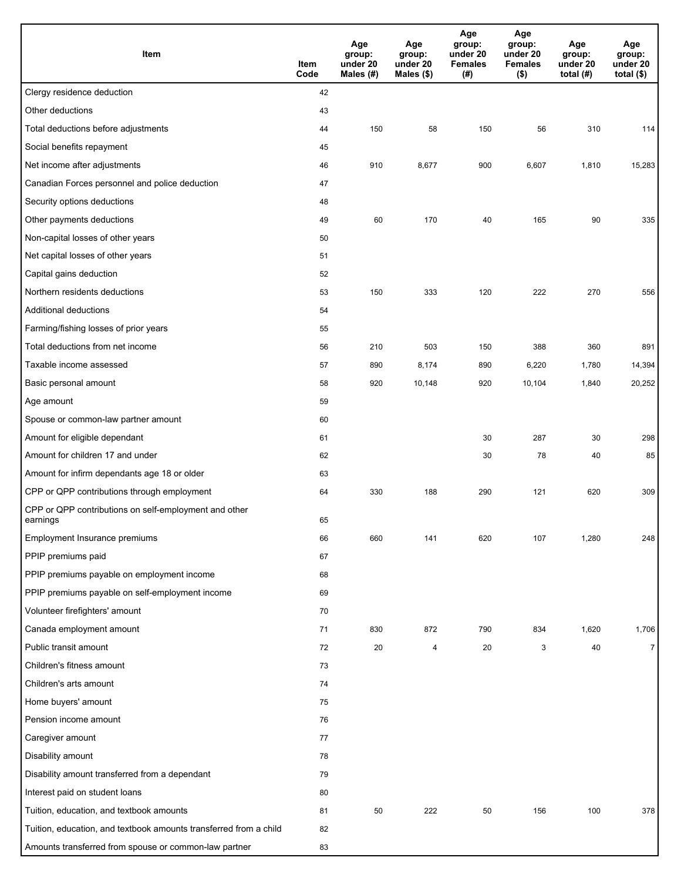| Item | Item Code | Age group: under 20 Males (#) | Age group: under 20 Males ($) | Age group: under 20 Females (#) | Age group: under 20 Females ($) | Age group: under 20 total (#) | Age group: under 20 total ($) |
| --- | --- | --- | --- | --- | --- | --- | --- |
| Clergy residence deduction | 42 | | | | | | |
| Other deductions | 43 | | | | | | |
| Total deductions before adjustments | 44 | 150 | 58 | 150 | 56 | 310 | 114 |
| Social benefits repayment | 45 | | | | | | |
| Net income after adjustments | 46 | 910 | 8,677 | 900 | 6,607 | 1,810 | 15,283 |
| Canadian Forces personnel and police deduction | 47 | | | | | | |
| Security options deductions | 48 | | | | | | |
| Other payments deductions | 49 | 60 | 170 | 40 | 165 | 90 | 335 |
| Non-capital losses of other years | 50 | | | | | | |
| Net capital losses of other years | 51 | | | | | | |
| Capital gains deduction | 52 | | | | | | |
| Northern residents deductions | 53 | 150 | 333 | 120 | 222 | 270 | 556 |
| Additional deductions | 54 | | | | | | |
| Farming/fishing losses of prior years | 55 | | | | | | |
| Total deductions from net income | 56 | 210 | 503 | 150 | 388 | 360 | 891 |
| Taxable income assessed | 57 | 890 | 8,174 | 890 | 6,220 | 1,780 | 14,394 |
| Basic personal amount | 58 | 920 | 10,148 | 920 | 10,104 | 1,840 | 20,252 |
| Age amount | 59 | | | | | | |
| Spouse or common-law partner amount | 60 | | | | | | |
| Amount for eligible dependant | 61 | | | 30 | 287 | 30 | 298 |
| Amount for children 17 and under | 62 | | | 30 | 78 | 40 | 85 |
| Amount for infirm dependants age 18 or older | 63 | | | | | | |
| CPP or QPP contributions through employment | 64 | 330 | 188 | 290 | 121 | 620 | 309 |
| CPP or QPP contributions on self-employment and other earnings | 65 | | | | | | |
| Employment Insurance premiums | 66 | 660 | 141 | 620 | 107 | 1,280 | 248 |
| PPIP premiums paid | 67 | | | | | | |
| PPIP premiums payable on employment income | 68 | | | | | | |
| PPIP premiums payable on self-employment income | 69 | | | | | | |
| Volunteer firefighters' amount | 70 | | | | | | |
| Canada employment amount | 71 | 830 | 872 | 790 | 834 | 1,620 | 1,706 |
| Public transit amount | 72 | 20 | 4 | 20 | 3 | 40 | 7 |
| Children's fitness amount | 73 | | | | | | |
| Children's arts amount | 74 | | | | | | |
| Home buyers' amount | 75 | | | | | | |
| Pension income amount | 76 | | | | | | |
| Caregiver amount | 77 | | | | | | |
| Disability amount | 78 | | | | | | |
| Disability amount transferred from a dependant | 79 | | | | | | |
| Interest paid on student loans | 80 | | | | | | |
| Tuition, education, and textbook amounts | 81 | 50 | 222 | 50 | 156 | 100 | 378 |
| Tuition, education, and textbook amounts transferred from a child | 82 | | | | | | |
| Amounts transferred from spouse or common-law partner | 83 | | | | | | |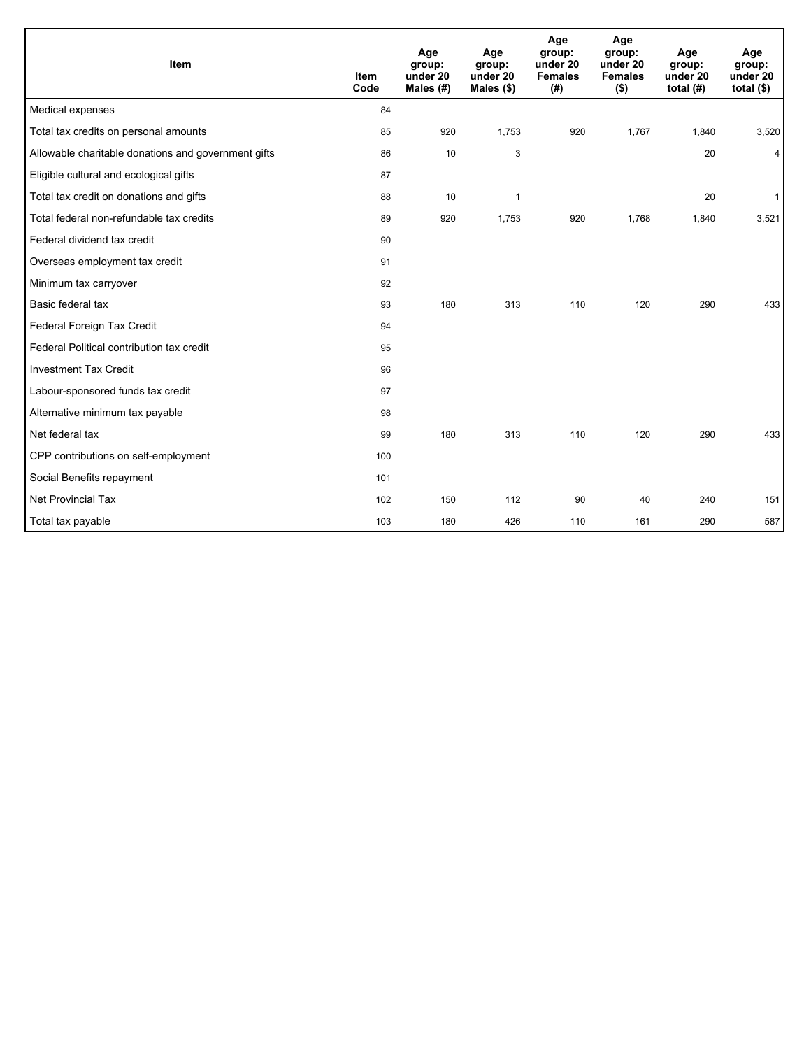| Item | Item Code | Age group: under 20 Males (#) | Age group: under 20 Males ($) | Age group: under 20 Females (#) | Age group: under 20 Females ($) | Age group: under 20 total (#) | Age group: under 20 total ($) |
|---|---|---|---|---|---|---|---|
| Medical expenses | 84 | | | | | | |
| Total tax credits on personal amounts | 85 | 920 | 1,753 | 920 | 1,767 | 1,840 | 3,520 |
| Allowable charitable donations and government gifts | 86 | 10 | 3 | | | 20 | 4 |
| Eligible cultural and ecological gifts | 87 | | | | | | |
| Total tax credit on donations and gifts | 88 | 10 | 1 | | | 20 | 1 |
| Total federal non-refundable tax credits | 89 | 920 | 1,753 | 920 | 1,768 | 1,840 | 3,521 |
| Federal dividend tax credit | 90 | | | | | | |
| Overseas employment tax credit | 91 | | | | | | |
| Minimum tax carryover | 92 | | | | | | |
| Basic federal tax | 93 | 180 | 313 | 110 | 120 | 290 | 433 |
| Federal Foreign Tax Credit | 94 | | | | | | |
| Federal Political contribution tax credit | 95 | | | | | | |
| Investment Tax Credit | 96 | | | | | | |
| Labour-sponsored funds tax credit | 97 | | | | | | |
| Alternative minimum tax payable | 98 | | | | | | |
| Net federal tax | 99 | 180 | 313 | 110 | 120 | 290 | 433 |
| CPP contributions on self-employment | 100 | | | | | | |
| Social Benefits repayment | 101 | | | | | | |
| Net Provincial Tax | 102 | 150 | 112 | 90 | 40 | 240 | 151 |
| Total tax payable | 103 | 180 | 426 | 110 | 161 | 290 | 587 |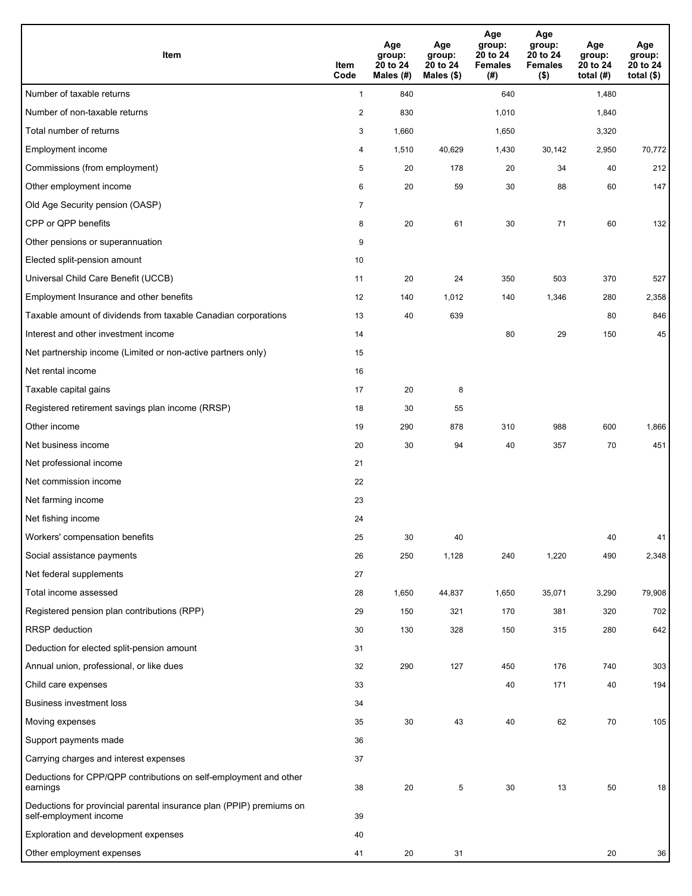| Item | Item Code | Age group: 20 to 24 Males (#) | Age group: 20 to 24 Males ($) | Age group: 20 to 24 Females (#) | Age group: 20 to 24 Females ($) | Age group: 20 to 24 total (#) | Age group: 20 to 24 total ($) |
|---|---|---|---|---|---|---|---|
| Number of taxable returns | 1 | 840 | | 640 | | 1,480 | |
| Number of non-taxable returns | 2 | 830 | | 1,010 | | 1,840 | |
| Total number of returns | 3 | 1,660 | | 1,650 | | 3,320 | |
| Employment income | 4 | 1,510 | 40,629 | 1,430 | 30,142 | 2,950 | 70,772 |
| Commissions (from employment) | 5 | 20 | 178 | 20 | 34 | 40 | 212 |
| Other employment income | 6 | 20 | 59 | 30 | 88 | 60 | 147 |
| Old Age Security pension (OASP) | 7 | | | | | | |
| CPP or QPP benefits | 8 | 20 | 61 | 30 | 71 | 60 | 132 |
| Other pensions or superannuation | 9 | | | | | | |
| Elected split-pension amount | 10 | | | | | | |
| Universal Child Care Benefit (UCCB) | 11 | 20 | 24 | 350 | 503 | 370 | 527 |
| Employment Insurance and other benefits | 12 | 140 | 1,012 | 140 | 1,346 | 280 | 2,358 |
| Taxable amount of dividends from taxable Canadian corporations | 13 | 40 | 639 | | | 80 | 846 |
| Interest and other investment income | 14 | | | 80 | 29 | 150 | 45 |
| Net partnership income (Limited or non-active partners only) | 15 | | | | | | |
| Net rental income | 16 | | | | | | |
| Taxable capital gains | 17 | 20 | 8 | | | | |
| Registered retirement savings plan income (RRSP) | 18 | 30 | 55 | | | | |
| Other income | 19 | 290 | 878 | 310 | 988 | 600 | 1,866 |
| Net business income | 20 | 30 | 94 | 40 | 357 | 70 | 451 |
| Net professional income | 21 | | | | | | |
| Net commission income | 22 | | | | | | |
| Net farming income | 23 | | | | | | |
| Net fishing income | 24 | | | | | | |
| Workers' compensation benefits | 25 | 30 | 40 | | | 40 | 41 |
| Social assistance payments | 26 | 250 | 1,128 | 240 | 1,220 | 490 | 2,348 |
| Net federal supplements | 27 | | | | | | |
| Total income assessed | 28 | 1,650 | 44,837 | 1,650 | 35,071 | 3,290 | 79,908 |
| Registered pension plan contributions (RPP) | 29 | 150 | 321 | 170 | 381 | 320 | 702 |
| RRSP deduction | 30 | 130 | 328 | 150 | 315 | 280 | 642 |
| Deduction for elected split-pension amount | 31 | | | | | | |
| Annual union, professional, or like dues | 32 | 290 | 127 | 450 | 176 | 740 | 303 |
| Child care expenses | 33 | | | 40 | 171 | 40 | 194 |
| Business investment loss | 34 | | | | | | |
| Moving expenses | 35 | 30 | 43 | 40 | 62 | 70 | 105 |
| Support payments made | 36 | | | | | | |
| Carrying charges and interest expenses | 37 | | | | | | |
| Deductions for CPP/QPP contributions on self-employment and other earnings | 38 | 20 | 5 | 30 | 13 | 50 | 18 |
| Deductions for provincial parental insurance plan (PPIP) premiums on self-employment income | 39 | | | | | | |
| Exploration and development expenses | 40 | | | | | | |
| Other employment expenses | 41 | 20 | 31 | | | 20 | 36 |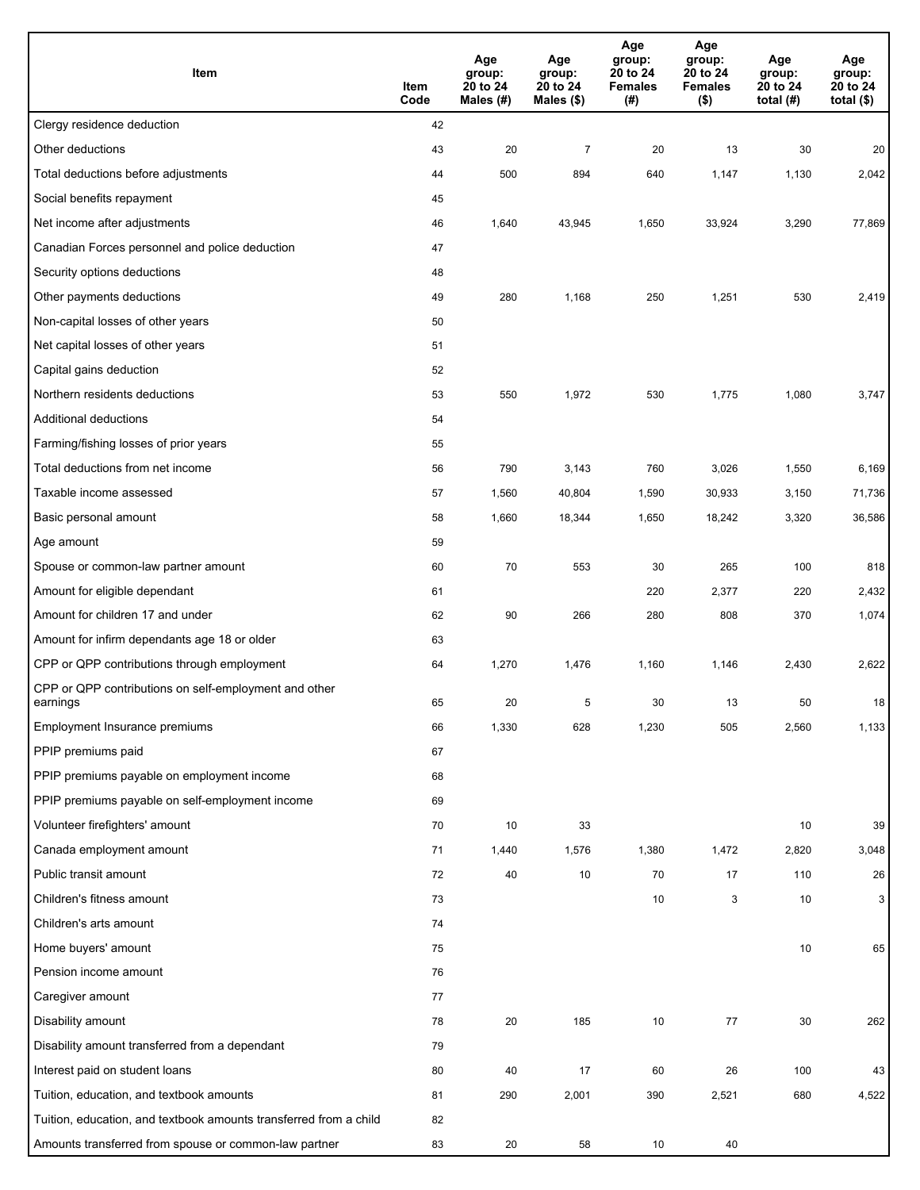| Item | Item Code | Age group: 20 to 24 Males (#) | Age group: 20 to 24 Males ($) | Age group: 20 to 24 Females (#) | Age group: 20 to 24 Females ($) | Age group: 20 to 24 total (#) | Age group: 20 to 24 total ($) |
|---|---|---|---|---|---|---|---|
| Clergy residence deduction | 42 | | | | | | |
| Other deductions | 43 | 20 | 7 | 20 | 13 | 30 | 20 |
| Total deductions before adjustments | 44 | 500 | 894 | 640 | 1,147 | 1,130 | 2,042 |
| Social benefits repayment | 45 | | | | | | |
| Net income after adjustments | 46 | 1,640 | 43,945 | 1,650 | 33,924 | 3,290 | 77,869 |
| Canadian Forces personnel and police deduction | 47 | | | | | | |
| Security options deductions | 48 | | | | | | |
| Other payments deductions | 49 | 280 | 1,168 | 250 | 1,251 | 530 | 2,419 |
| Non-capital losses of other years | 50 | | | | | | |
| Net capital losses of other years | 51 | | | | | | |
| Capital gains deduction | 52 | | | | | | |
| Northern residents deductions | 53 | 550 | 1,972 | 530 | 1,775 | 1,080 | 3,747 |
| Additional deductions | 54 | | | | | | |
| Farming/fishing losses of prior years | 55 | | | | | | |
| Total deductions from net income | 56 | 790 | 3,143 | 760 | 3,026 | 1,550 | 6,169 |
| Taxable income assessed | 57 | 1,560 | 40,804 | 1,590 | 30,933 | 3,150 | 71,736 |
| Basic personal amount | 58 | 1,660 | 18,344 | 1,650 | 18,242 | 3,320 | 36,586 |
| Age amount | 59 | | | | | | |
| Spouse or common-law partner amount | 60 | 70 | 553 | 30 | 265 | 100 | 818 |
| Amount for eligible dependant | 61 | | | 220 | 2,377 | 220 | 2,432 |
| Amount for children 17 and under | 62 | 90 | 266 | 280 | 808 | 370 | 1,074 |
| Amount for infirm dependants age 18 or older | 63 | | | | | | |
| CPP or QPP contributions through employment | 64 | 1,270 | 1,476 | 1,160 | 1,146 | 2,430 | 2,622 |
| CPP or QPP contributions on self-employment and other earnings | 65 | 20 | 5 | 30 | 13 | 50 | 18 |
| Employment Insurance premiums | 66 | 1,330 | 628 | 1,230 | 505 | 2,560 | 1,133 |
| PPIP premiums paid | 67 | | | | | | |
| PPIP premiums payable on employment income | 68 | | | | | | |
| PPIP premiums payable on self-employment income | 69 | | | | | | |
| Volunteer firefighters' amount | 70 | 10 | 33 | | | 10 | 39 |
| Canada employment amount | 71 | 1,440 | 1,576 | 1,380 | 1,472 | 2,820 | 3,048 |
| Public transit amount | 72 | 40 | 10 | 70 | 17 | 110 | 26 |
| Children's fitness amount | 73 | | | 10 | 3 | 10 | 3 |
| Children's arts amount | 74 | | | | | | |
| Home buyers' amount | 75 | | | | | 10 | 65 |
| Pension income amount | 76 | | | | | | |
| Caregiver amount | 77 | | | | | | |
| Disability amount | 78 | 20 | 185 | 10 | 77 | 30 | 262 |
| Disability amount transferred from a dependant | 79 | | | | | | |
| Interest paid on student loans | 80 | 40 | 17 | 60 | 26 | 100 | 43 |
| Tuition, education, and textbook amounts | 81 | 290 | 2,001 | 390 | 2,521 | 680 | 4,522 |
| Tuition, education, and textbook amounts transferred from a child | 82 | | | | | | |
| Amounts transferred from spouse or common-law partner | 83 | 20 | 58 | 10 | 40 | | |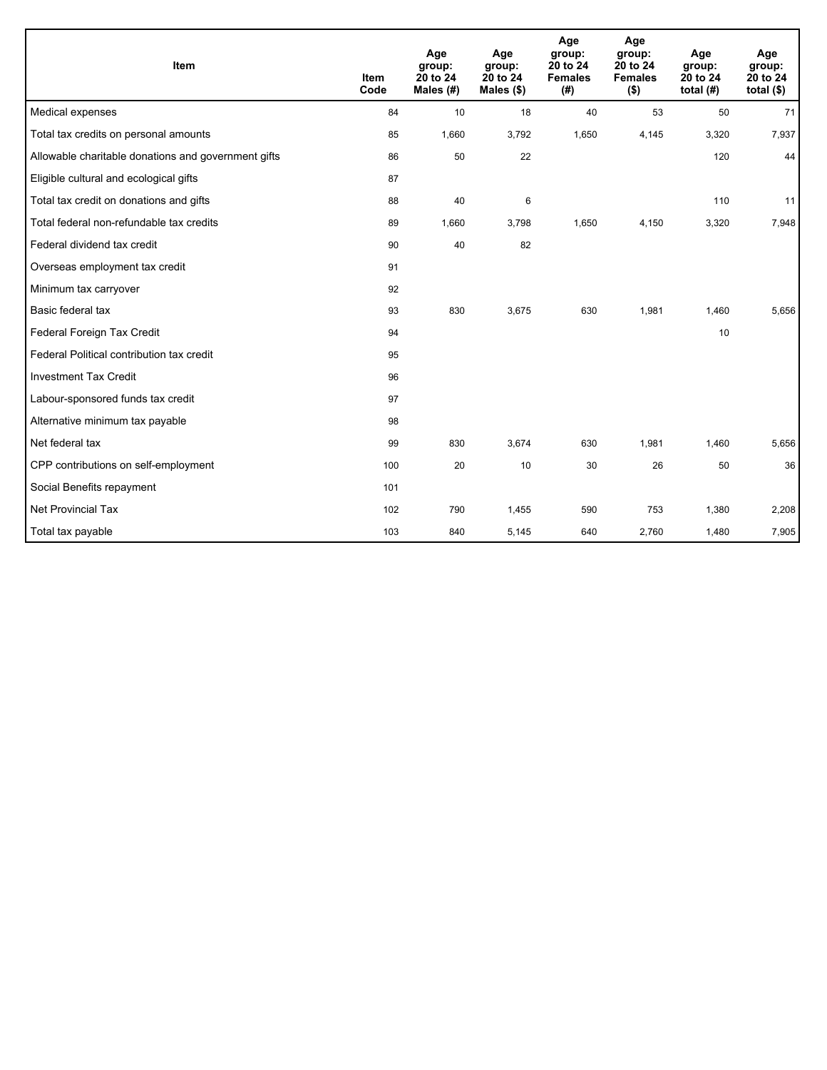| Item | Item Code | Age group: 20 to 24 Males (#) | Age group: 20 to 24 Males ($) | Age group: 20 to 24 Females (#) | Age group: 20 to 24 Females ($) | Age group: 20 to 24 total (#) | Age group: 20 to 24 total ($) |
|---|---|---|---|---|---|---|---|
| Medical expenses | 84 | 10 | 18 | 40 | 53 | 50 | 71 |
| Total tax credits on personal amounts | 85 | 1,660 | 3,792 | 1,650 | 4,145 | 3,320 | 7,937 |
| Allowable charitable donations and government gifts | 86 | 50 | 22 | | | 120 | 44 |
| Eligible cultural and ecological gifts | 87 | | | | | | |
| Total tax credit on donations and gifts | 88 | 40 | 6 | | | 110 | 11 |
| Total federal non-refundable tax credits | 89 | 1,660 | 3,798 | 1,650 | 4,150 | 3,320 | 7,948 |
| Federal dividend tax credit | 90 | 40 | 82 | | | | |
| Overseas employment tax credit | 91 | | | | | | |
| Minimum tax carryover | 92 | | | | | | |
| Basic federal tax | 93 | 830 | 3,675 | 630 | 1,981 | 1,460 | 5,656 |
| Federal Foreign Tax Credit | 94 | | | | | 10 | |
| Federal Political contribution tax credit | 95 | | | | | | |
| Investment Tax Credit | 96 | | | | | | |
| Labour-sponsored funds tax credit | 97 | | | | | | |
| Alternative minimum tax payable | 98 | | | | | | |
| Net federal tax | 99 | 830 | 3,674 | 630 | 1,981 | 1,460 | 5,656 |
| CPP contributions on self-employment | 100 | 20 | 10 | 30 | 26 | 50 | 36 |
| Social Benefits repayment | 101 | | | | | | |
| Net Provincial Tax | 102 | 790 | 1,455 | 590 | 753 | 1,380 | 2,208 |
| Total tax payable | 103 | 840 | 5,145 | 640 | 2,760 | 1,480 | 7,905 |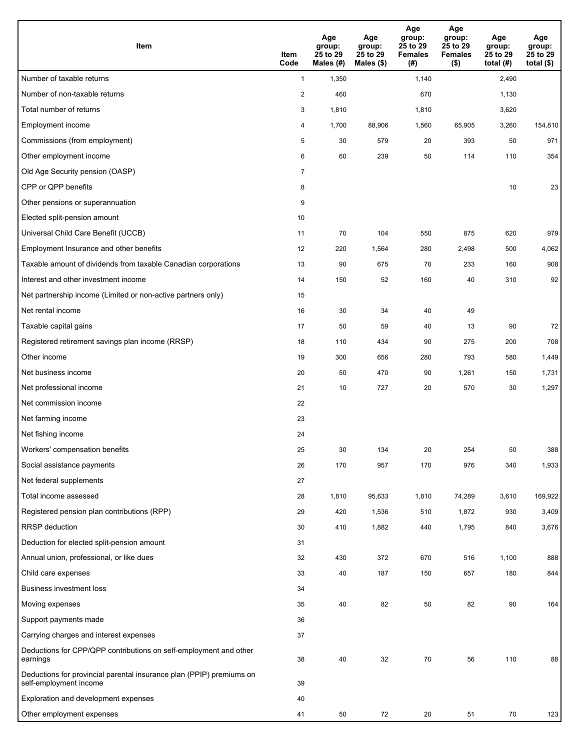| Item | Item Code | Age group: 25 to 29 Males (#) | Age group: 25 to 29 Males ($) | Age group: 25 to 29 Females (#) | Age group: 25 to 29 Females ($) | Age group: 25 to 29 total (#) | Age group: 25 to 29 total ($) |
|---|---|---|---|---|---|---|---|
| Number of taxable returns | 1 | 1,350 | | 1,140 | | 2,490 | |
| Number of non-taxable returns | 2 | 460 | | 670 | | 1,130 | |
| Total number of returns | 3 | 1,810 | | 1,810 | | 3,620 | |
| Employment income | 4 | 1,700 | 88,906 | 1,560 | 65,905 | 3,260 | 154,810 |
| Commissions (from employment) | 5 | 30 | 579 | 20 | 393 | 50 | 971 |
| Other employment income | 6 | 60 | 239 | 50 | 114 | 110 | 354 |
| Old Age Security pension (OASP) | 7 | | | | | | |
| CPP or QPP benefits | 8 | | | | | 10 | 23 |
| Other pensions or superannuation | 9 | | | | | | |
| Elected split-pension amount | 10 | | | | | | |
| Universal Child Care Benefit (UCCB) | 11 | 70 | 104 | 550 | 875 | 620 | 979 |
| Employment Insurance and other benefits | 12 | 220 | 1,564 | 280 | 2,498 | 500 | 4,062 |
| Taxable amount of dividends from taxable Canadian corporations | 13 | 90 | 675 | 70 | 233 | 160 | 908 |
| Interest and other investment income | 14 | 150 | 52 | 160 | 40 | 310 | 92 |
| Net partnership income (Limited or non-active partners only) | 15 | | | | | | |
| Net rental income | 16 | 30 | 34 | 40 | 49 | | |
| Taxable capital gains | 17 | 50 | 59 | 40 | 13 | 90 | 72 |
| Registered retirement savings plan income (RRSP) | 18 | 110 | 434 | 90 | 275 | 200 | 708 |
| Other income | 19 | 300 | 656 | 280 | 793 | 580 | 1,449 |
| Net business income | 20 | 50 | 470 | 90 | 1,261 | 150 | 1,731 |
| Net professional income | 21 | 10 | 727 | 20 | 570 | 30 | 1,297 |
| Net commission income | 22 | | | | | | |
| Net farming income | 23 | | | | | | |
| Net fishing income | 24 | | | | | | |
| Workers' compensation benefits | 25 | 30 | 134 | 20 | 254 | 50 | 388 |
| Social assistance payments | 26 | 170 | 957 | 170 | 976 | 340 | 1,933 |
| Net federal supplements | 27 | | | | | | |
| Total income assessed | 28 | 1,810 | 95,633 | 1,810 | 74,289 | 3,610 | 169,922 |
| Registered pension plan contributions (RPP) | 29 | 420 | 1,536 | 510 | 1,872 | 930 | 3,409 |
| RRSP deduction | 30 | 410 | 1,882 | 440 | 1,795 | 840 | 3,676 |
| Deduction for elected split-pension amount | 31 | | | | | | |
| Annual union, professional, or like dues | 32 | 430 | 372 | 670 | 516 | 1,100 | 888 |
| Child care expenses | 33 | 40 | 187 | 150 | 657 | 180 | 844 |
| Business investment loss | 34 | | | | | | |
| Moving expenses | 35 | 40 | 82 | 50 | 82 | 90 | 164 |
| Support payments made | 36 | | | | | | |
| Carrying charges and interest expenses | 37 | | | | | | |
| Deductions for CPP/QPP contributions on self-employment and other earnings | 38 | 40 | 32 | 70 | 56 | 110 | 88 |
| Deductions for provincial parental insurance plan (PPIP) premiums on self-employment income | 39 | | | | | | |
| Exploration and development expenses | 40 | | | | | | |
| Other employment expenses | 41 | 50 | 72 | 20 | 51 | 70 | 123 |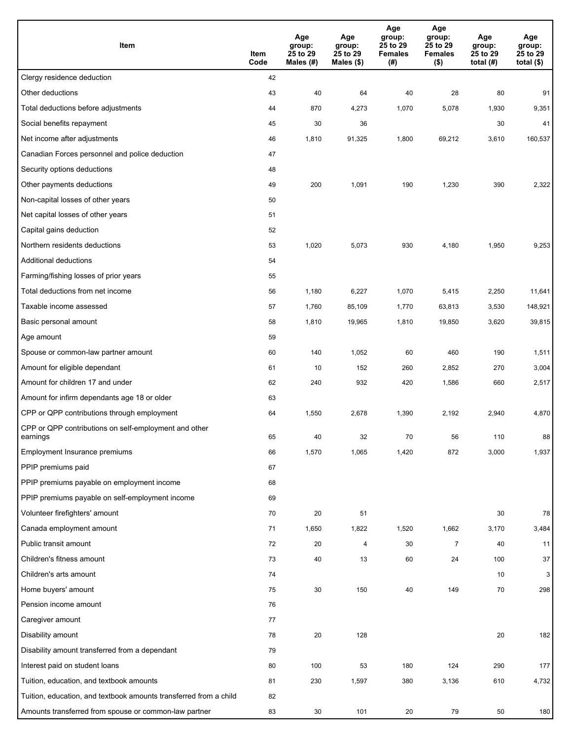| Item | Item Code | Age group: 25 to 29 Males (#) | Age group: 25 to 29 Males ($) | Age group: 25 to 29 Females (#) | Age group: 25 to 29 Females ($) | Age group: 25 to 29 total (#) | Age group: 25 to 29 total ($) |
|---|---|---|---|---|---|---|---|
| Clergy residence deduction | 42 | | | | | | |
| Other deductions | 43 | 40 | 64 | 40 | 28 | 80 | 91 |
| Total deductions before adjustments | 44 | 870 | 4,273 | 1,070 | 5,078 | 1,930 | 9,351 |
| Social benefits repayment | 45 | 30 | 36 | | | 30 | 41 |
| Net income after adjustments | 46 | 1,810 | 91,325 | 1,800 | 69,212 | 3,610 | 160,537 |
| Canadian Forces personnel and police deduction | 47 | | | | | | |
| Security options deductions | 48 | | | | | | |
| Other payments deductions | 49 | 200 | 1,091 | 190 | 1,230 | 390 | 2,322 |
| Non-capital losses of other years | 50 | | | | | | |
| Net capital losses of other years | 51 | | | | | | |
| Capital gains deduction | 52 | | | | | | |
| Northern residents deductions | 53 | 1,020 | 5,073 | 930 | 4,180 | 1,950 | 9,253 |
| Additional deductions | 54 | | | | | | |
| Farming/fishing losses of prior years | 55 | | | | | | |
| Total deductions from net income | 56 | 1,180 | 6,227 | 1,070 | 5,415 | 2,250 | 11,641 |
| Taxable income assessed | 57 | 1,760 | 85,109 | 1,770 | 63,813 | 3,530 | 148,921 |
| Basic personal amount | 58 | 1,810 | 19,965 | 1,810 | 19,850 | 3,620 | 39,815 |
| Age amount | 59 | | | | | | |
| Spouse or common-law partner amount | 60 | 140 | 1,052 | 60 | 460 | 190 | 1,511 |
| Amount for eligible dependant | 61 | 10 | 152 | 260 | 2,852 | 270 | 3,004 |
| Amount for children 17 and under | 62 | 240 | 932 | 420 | 1,586 | 660 | 2,517 |
| Amount for infirm dependants age 18 or older | 63 | | | | | | |
| CPP or QPP contributions through employment | 64 | 1,550 | 2,678 | 1,390 | 2,192 | 2,940 | 4,870 |
| CPP or QPP contributions on self-employment and other earnings | 65 | 40 | 32 | 70 | 56 | 110 | 88 |
| Employment Insurance premiums | 66 | 1,570 | 1,065 | 1,420 | 872 | 3,000 | 1,937 |
| PPIP premiums paid | 67 | | | | | | |
| PPIP premiums payable on employment income | 68 | | | | | | |
| PPIP premiums payable on self-employment income | 69 | | | | | | |
| Volunteer firefighters' amount | 70 | 20 | 51 | | | 30 | 78 |
| Canada employment amount | 71 | 1,650 | 1,822 | 1,520 | 1,662 | 3,170 | 3,484 |
| Public transit amount | 72 | 20 | 4 | 30 | 7 | 40 | 11 |
| Children's fitness amount | 73 | 40 | 13 | 60 | 24 | 100 | 37 |
| Children's arts amount | 74 | | | | | 10 | 3 |
| Home buyers' amount | 75 | 30 | 150 | 40 | 149 | 70 | 298 |
| Pension income amount | 76 | | | | | | |
| Caregiver amount | 77 | | | | | | |
| Disability amount | 78 | 20 | 128 | | | 20 | 182 |
| Disability amount transferred from a dependant | 79 | | | | | | |
| Interest paid on student loans | 80 | 100 | 53 | 180 | 124 | 290 | 177 |
| Tuition, education, and textbook amounts | 81 | 230 | 1,597 | 380 | 3,136 | 610 | 4,732 |
| Tuition, education, and textbook amounts transferred from a child | 82 | | | | | | |
| Amounts transferred from spouse or common-law partner | 83 | 30 | 101 | 20 | 79 | 50 | 180 |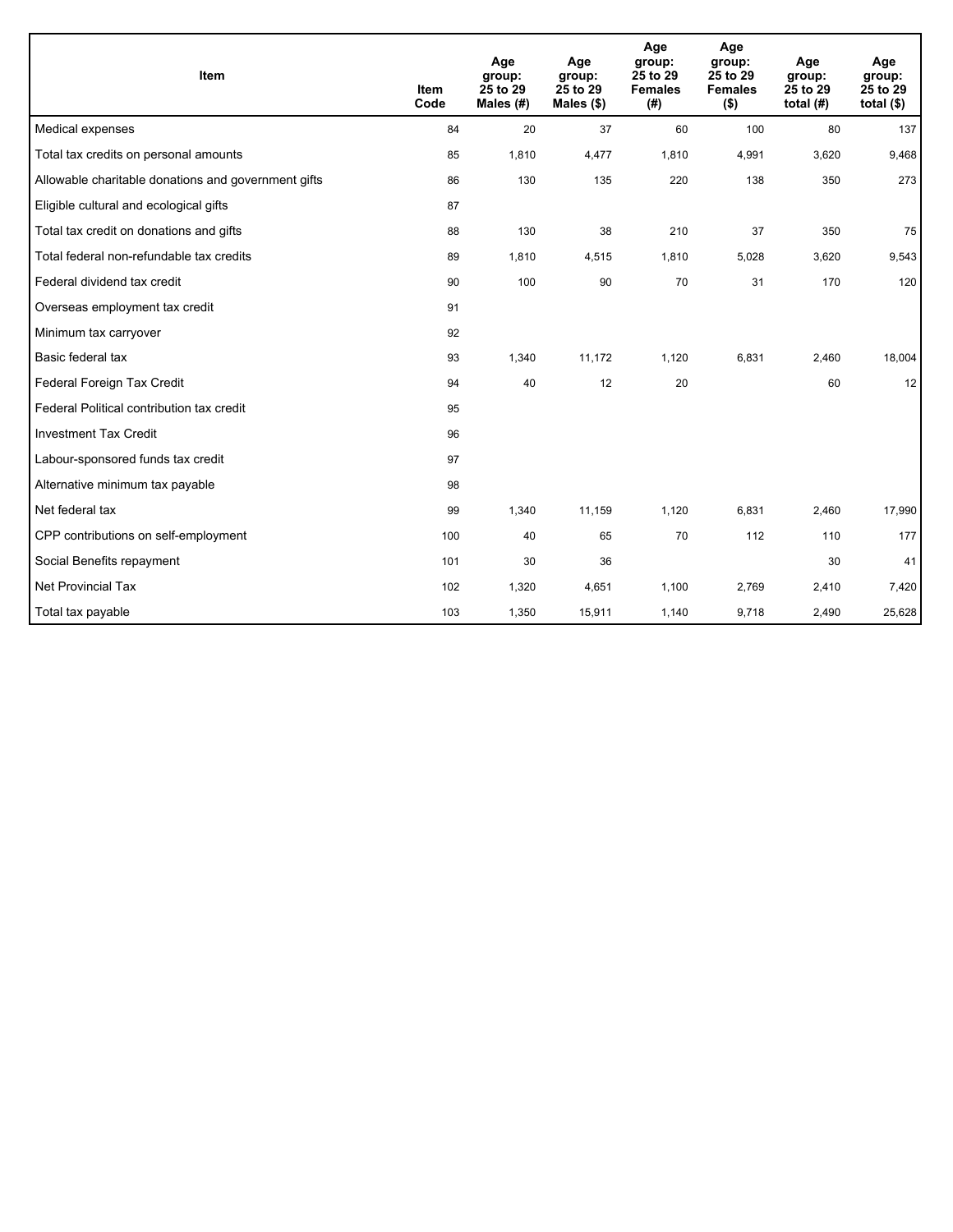| Item | Item Code | Age group: 25 to 29 Males (#) | Age group: 25 to 29 Males ($) | Age group: 25 to 29 Females (#) | Age group: 25 to 29 Females ($) | Age group: 25 to 29 total (#) | Age group: 25 to 29 total ($) |
|---|---|---|---|---|---|---|---|
| Medical expenses | 84 | 20 | 37 | 60 | 100 | 80 | 137 |
| Total tax credits on personal amounts | 85 | 1,810 | 4,477 | 1,810 | 4,991 | 3,620 | 9,468 |
| Allowable charitable donations and government gifts | 86 | 130 | 135 | 220 | 138 | 350 | 273 |
| Eligible cultural and ecological gifts | 87 | | | | | | |
| Total tax credit on donations and gifts | 88 | 130 | 38 | 210 | 37 | 350 | 75 |
| Total federal non-refundable tax credits | 89 | 1,810 | 4,515 | 1,810 | 5,028 | 3,620 | 9,543 |
| Federal dividend tax credit | 90 | 100 | 90 | 70 | 31 | 170 | 120 |
| Overseas employment tax credit | 91 | | | | | | |
| Minimum tax carryover | 92 | | | | | | |
| Basic federal tax | 93 | 1,340 | 11,172 | 1,120 | 6,831 | 2,460 | 18,004 |
| Federal Foreign Tax Credit | 94 | 40 | 12 | 20 | | 60 | 12 |
| Federal Political contribution tax credit | 95 | | | | | | |
| Investment Tax Credit | 96 | | | | | | |
| Labour-sponsored funds tax credit | 97 | | | | | | |
| Alternative minimum tax payable | 98 | | | | | | |
| Net federal tax | 99 | 1,340 | 11,159 | 1,120 | 6,831 | 2,460 | 17,990 |
| CPP contributions on self-employment | 100 | 40 | 65 | 70 | 112 | 110 | 177 |
| Social Benefits repayment | 101 | 30 | 36 | | | 30 | 41 |
| Net Provincial Tax | 102 | 1,320 | 4,651 | 1,100 | 2,769 | 2,410 | 7,420 |
| Total tax payable | 103 | 1,350 | 15,911 | 1,140 | 9,718 | 2,490 | 25,628 |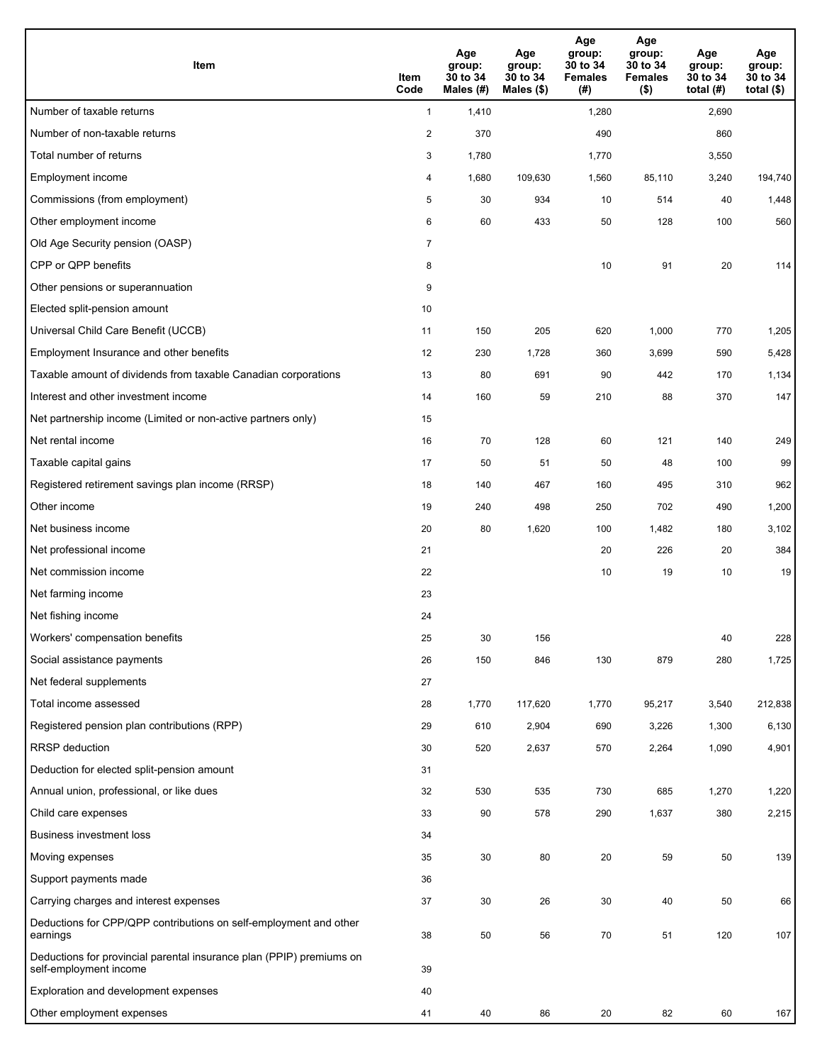| Item | Item Code | Age group: 30 to 34 Males (#) | Age group: 30 to 34 Males ($) | Age group: 30 to 34 Females (#) | Age group: 30 to 34 Females ($) | Age group: 30 to 34 total (#) | Age group: 30 to 34 total ($) |
|---|---|---|---|---|---|---|---|
| Number of taxable returns | 1 | 1,410 | | 1,280 | | 2,690 | |
| Number of non-taxable returns | 2 | 370 | | 490 | | 860 | |
| Total number of returns | 3 | 1,780 | | 1,770 | | 3,550 | |
| Employment income | 4 | 1,680 | 109,630 | 1,560 | 85,110 | 3,240 | 194,740 |
| Commissions (from employment) | 5 | 30 | 934 | 10 | 514 | 40 | 1,448 |
| Other employment income | 6 | 60 | 433 | 50 | 128 | 100 | 560 |
| Old Age Security pension (OASP) | 7 | | | | | | |
| CPP or QPP benefits | 8 | | | 10 | 91 | 20 | 114 |
| Other pensions or superannuation | 9 | | | | | | |
| Elected split-pension amount | 10 | | | | | | |
| Universal Child Care Benefit (UCCB) | 11 | 150 | 205 | 620 | 1,000 | 770 | 1,205 |
| Employment Insurance and other benefits | 12 | 230 | 1,728 | 360 | 3,699 | 590 | 5,428 |
| Taxable amount of dividends from taxable Canadian corporations | 13 | 80 | 691 | 90 | 442 | 170 | 1,134 |
| Interest and other investment income | 14 | 160 | 59 | 210 | 88 | 370 | 147 |
| Net partnership income (Limited or non-active partners only) | 15 | | | | | | |
| Net rental income | 16 | 70 | 128 | 60 | 121 | 140 | 249 |
| Taxable capital gains | 17 | 50 | 51 | 50 | 48 | 100 | 99 |
| Registered retirement savings plan income (RRSP) | 18 | 140 | 467 | 160 | 495 | 310 | 962 |
| Other income | 19 | 240 | 498 | 250 | 702 | 490 | 1,200 |
| Net business income | 20 | 80 | 1,620 | 100 | 1,482 | 180 | 3,102 |
| Net professional income | 21 | | | 20 | 226 | 20 | 384 |
| Net commission income | 22 | | | 10 | 19 | 10 | 19 |
| Net farming income | 23 | | | | | | |
| Net fishing income | 24 | | | | | | |
| Workers' compensation benefits | 25 | 30 | 156 | | | 40 | 228 |
| Social assistance payments | 26 | 150 | 846 | 130 | 879 | 280 | 1,725 |
| Net federal supplements | 27 | | | | | | |
| Total income assessed | 28 | 1,770 | 117,620 | 1,770 | 95,217 | 3,540 | 212,838 |
| Registered pension plan contributions (RPP) | 29 | 610 | 2,904 | 690 | 3,226 | 1,300 | 6,130 |
| RRSP deduction | 30 | 520 | 2,637 | 570 | 2,264 | 1,090 | 4,901 |
| Deduction for elected split-pension amount | 31 | | | | | | |
| Annual union, professional, or like dues | 32 | 530 | 535 | 730 | 685 | 1,270 | 1,220 |
| Child care expenses | 33 | 90 | 578 | 290 | 1,637 | 380 | 2,215 |
| Business investment loss | 34 | | | | | | |
| Moving expenses | 35 | 30 | 80 | 20 | 59 | 50 | 139 |
| Support payments made | 36 | | | | | | |
| Carrying charges and interest expenses | 37 | 30 | 26 | 30 | 40 | 50 | 66 |
| Deductions for CPP/QPP contributions on self-employment and other earnings | 38 | 50 | 56 | 70 | 51 | 120 | 107 |
| Deductions for provincial parental insurance plan (PPIP) premiums on self-employment income | 39 | | | | | | |
| Exploration and development expenses | 40 | | | | | | |
| Other employment expenses | 41 | 40 | 86 | 20 | 82 | 60 | 167 |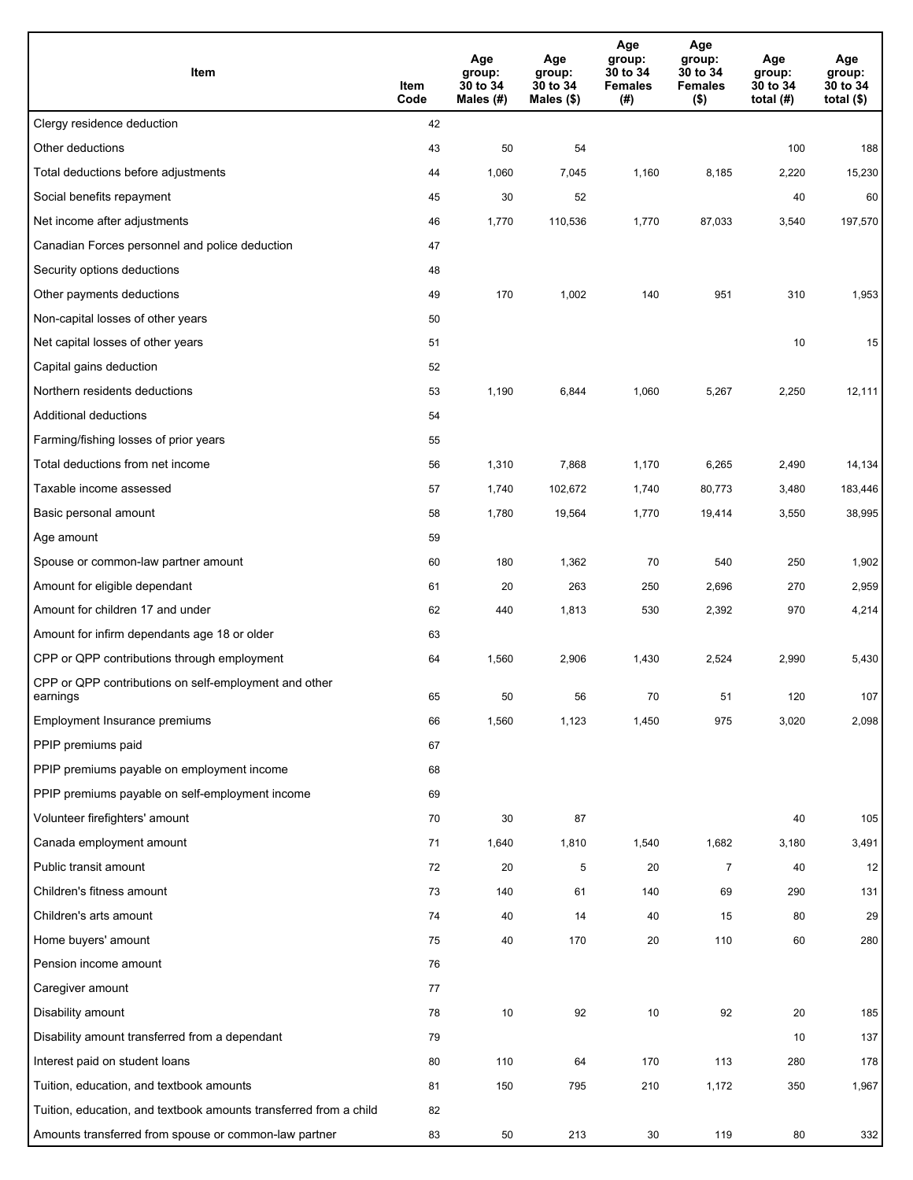| Item | Item Code | Age group: 30 to 34 Males (#) | Age group: 30 to 34 Males ($) | Age group: 30 to 34 Females (#) | Age group: 30 to 34 Females ($) | Age group: 30 to 34 total (#) | Age group: 30 to 34 total ($) |
|---|---|---|---|---|---|---|---|
| Clergy residence deduction | 42 | | | | | | |
| Other deductions | 43 | 50 | 54 | | | 100 | 188 |
| Total deductions before adjustments | 44 | 1,060 | 7,045 | 1,160 | 8,185 | 2,220 | 15,230 |
| Social benefits repayment | 45 | 30 | 52 | | | 40 | 60 |
| Net income after adjustments | 46 | 1,770 | 110,536 | 1,770 | 87,033 | 3,540 | 197,570 |
| Canadian Forces personnel and police deduction | 47 | | | | | | |
| Security options deductions | 48 | | | | | | |
| Other payments deductions | 49 | 170 | 1,002 | 140 | 951 | 310 | 1,953 |
| Non-capital losses of other years | 50 | | | | | | |
| Net capital losses of other years | 51 | | | | | 10 | 15 |
| Capital gains deduction | 52 | | | | | | |
| Northern residents deductions | 53 | 1,190 | 6,844 | 1,060 | 5,267 | 2,250 | 12,111 |
| Additional deductions | 54 | | | | | | |
| Farming/fishing losses of prior years | 55 | | | | | | |
| Total deductions from net income | 56 | 1,310 | 7,868 | 1,170 | 6,265 | 2,490 | 14,134 |
| Taxable income assessed | 57 | 1,740 | 102,672 | 1,740 | 80,773 | 3,480 | 183,446 |
| Basic personal amount | 58 | 1,780 | 19,564 | 1,770 | 19,414 | 3,550 | 38,995 |
| Age amount | 59 | | | | | | |
| Spouse or common-law partner amount | 60 | 180 | 1,362 | 70 | 540 | 250 | 1,902 |
| Amount for eligible dependant | 61 | 20 | 263 | 250 | 2,696 | 270 | 2,959 |
| Amount for children 17 and under | 62 | 440 | 1,813 | 530 | 2,392 | 970 | 4,214 |
| Amount for infirm dependants age 18 or older | 63 | | | | | | |
| CPP or QPP contributions through employment | 64 | 1,560 | 2,906 | 1,430 | 2,524 | 2,990 | 5,430 |
| CPP or QPP contributions on self-employment and other earnings | 65 | 50 | 56 | 70 | 51 | 120 | 107 |
| Employment Insurance premiums | 66 | 1,560 | 1,123 | 1,450 | 975 | 3,020 | 2,098 |
| PPIP premiums paid | 67 | | | | | | |
| PPIP premiums payable on employment income | 68 | | | | | | |
| PPIP premiums payable on self-employment income | 69 | | | | | | |
| Volunteer firefighters' amount | 70 | 30 | 87 | | | 40 | 105 |
| Canada employment amount | 71 | 1,640 | 1,810 | 1,540 | 1,682 | 3,180 | 3,491 |
| Public transit amount | 72 | 20 | 5 | 20 | 7 | 40 | 12 |
| Children's fitness amount | 73 | 140 | 61 | 140 | 69 | 290 | 131 |
| Children's arts amount | 74 | 40 | 14 | 40 | 15 | 80 | 29 |
| Home buyers' amount | 75 | 40 | 170 | 20 | 110 | 60 | 280 |
| Pension income amount | 76 | | | | | | |
| Caregiver amount | 77 | | | | | | |
| Disability amount | 78 | 10 | 92 | 10 | 92 | 20 | 185 |
| Disability amount transferred from a dependant | 79 | | | | | 10 | 137 |
| Interest paid on student loans | 80 | 110 | 64 | 170 | 113 | 280 | 178 |
| Tuition, education, and textbook amounts | 81 | 150 | 795 | 210 | 1,172 | 350 | 1,967 |
| Tuition, education, and textbook amounts transferred from a child | 82 | | | | | | |
| Amounts transferred from spouse or common-law partner | 83 | 50 | 213 | 30 | 119 | 80 | 332 |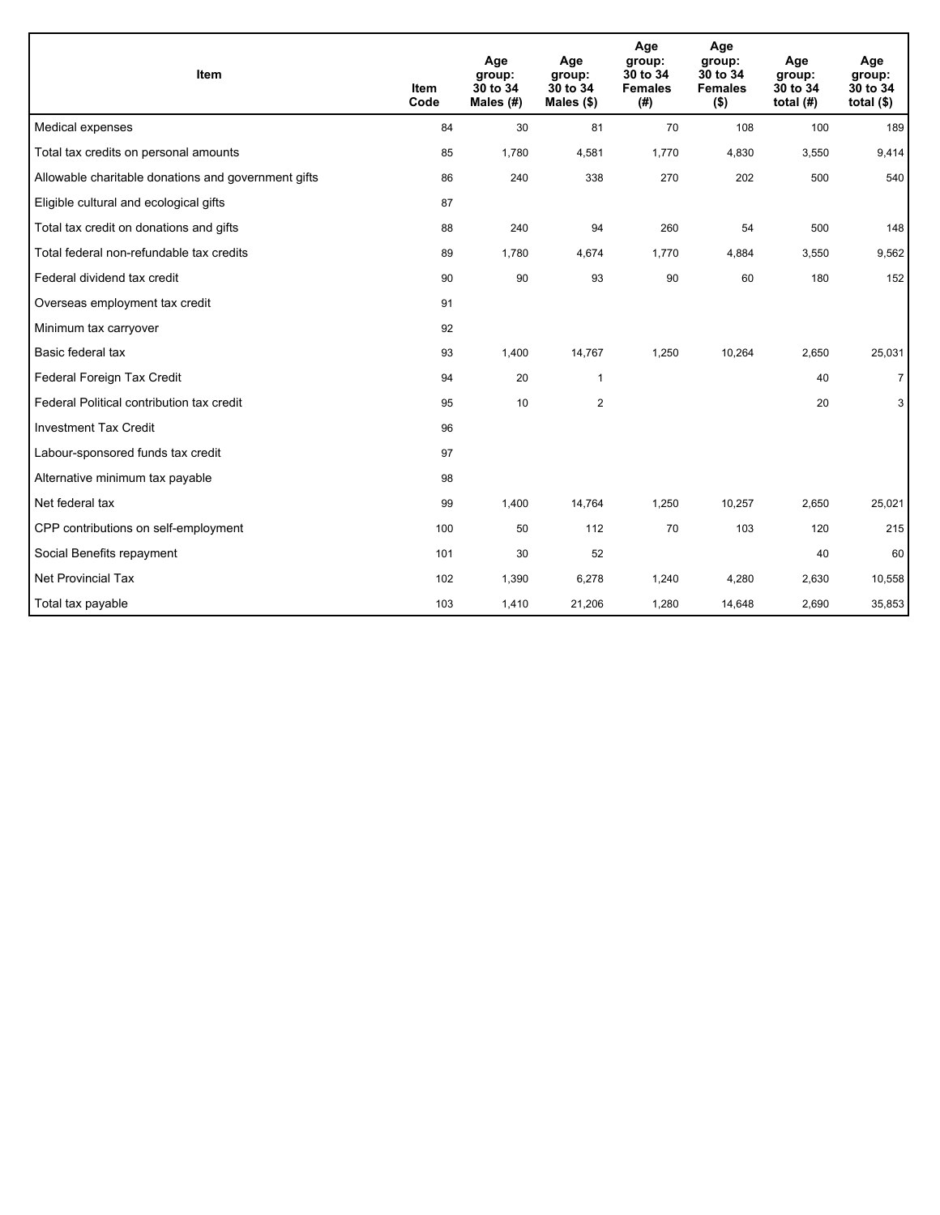| Item | Item Code | Age group: 30 to 34 Males (#) | Age group: 30 to 34 Males ($) | Age group: 30 to 34 Females (#) | Age group: 30 to 34 Females ($) | Age group: 30 to 34 total (#) | Age group: 30 to 34 total ($) |
| --- | --- | --- | --- | --- | --- | --- | --- |
| Medical expenses | 84 | 30 | 81 | 70 | 108 | 100 | 189 |
| Total tax credits on personal amounts | 85 | 1,780 | 4,581 | 1,770 | 4,830 | 3,550 | 9,414 |
| Allowable charitable donations and government gifts | 86 | 240 | 338 | 270 | 202 | 500 | 540 |
| Eligible cultural and ecological gifts | 87 | | | | | | |
| Total tax credit on donations and gifts | 88 | 240 | 94 | 260 | 54 | 500 | 148 |
| Total federal non-refundable tax credits | 89 | 1,780 | 4,674 | 1,770 | 4,884 | 3,550 | 9,562 |
| Federal dividend tax credit | 90 | 90 | 93 | 90 | 60 | 180 | 152 |
| Overseas employment tax credit | 91 | | | | | | |
| Minimum tax carryover | 92 | | | | | | |
| Basic federal tax | 93 | 1,400 | 14,767 | 1,250 | 10,264 | 2,650 | 25,031 |
| Federal Foreign Tax Credit | 94 | 20 | 1 | | | 40 | 7 |
| Federal Political contribution tax credit | 95 | 10 | 2 | | | 20 | 3 |
| Investment Tax Credit | 96 | | | | | | |
| Labour-sponsored funds tax credit | 97 | | | | | | |
| Alternative minimum tax payable | 98 | | | | | | |
| Net federal tax | 99 | 1,400 | 14,764 | 1,250 | 10,257 | 2,650 | 25,021 |
| CPP contributions on self-employment | 100 | 50 | 112 | 70 | 103 | 120 | 215 |
| Social Benefits repayment | 101 | 30 | 52 | | | 40 | 60 |
| Net Provincial Tax | 102 | 1,390 | 6,278 | 1,240 | 4,280 | 2,630 | 10,558 |
| Total tax payable | 103 | 1,410 | 21,206 | 1,280 | 14,648 | 2,690 | 35,853 |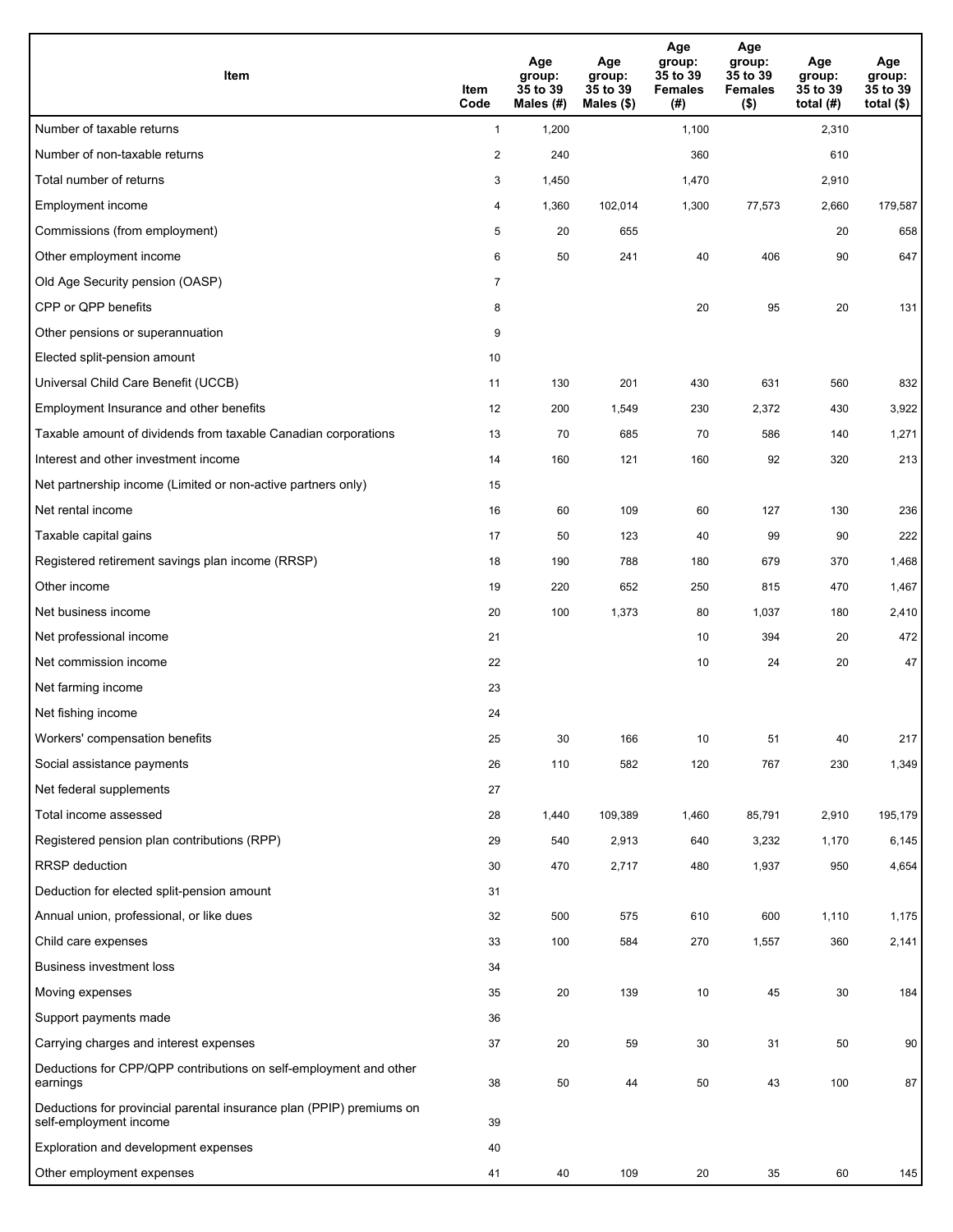| Item | Item Code | Age group: 35 to 39 Males (#) | Age group: 35 to 39 Males ($) | Age group: 35 to 39 Females (#) | Age group: 35 to 39 Females ($) | Age group: 35 to 39 total (#) | Age group: 35 to 39 total ($) |
|---|---|---|---|---|---|---|---|
| Number of taxable returns | 1 | 1,200 | | 1,100 | | 2,310 | |
| Number of non-taxable returns | 2 | 240 | | 360 | | 610 | |
| Total number of returns | 3 | 1,450 | | 1,470 | | 2,910 | |
| Employment income | 4 | 1,360 | 102,014 | 1,300 | 77,573 | 2,660 | 179,587 |
| Commissions (from employment) | 5 | 20 | 655 | | | 20 | 658 |
| Other employment income | 6 | 50 | 241 | 40 | 406 | 90 | 647 |
| Old Age Security pension (OASP) | 7 | | | | | | |
| CPP or QPP benefits | 8 | | | 20 | 95 | 20 | 131 |
| Other pensions or superannuation | 9 | | | | | | |
| Elected split-pension amount | 10 | | | | | | |
| Universal Child Care Benefit (UCCB) | 11 | 130 | 201 | 430 | 631 | 560 | 832 |
| Employment Insurance and other benefits | 12 | 200 | 1,549 | 230 | 2,372 | 430 | 3,922 |
| Taxable amount of dividends from taxable Canadian corporations | 13 | 70 | 685 | 70 | 586 | 140 | 1,271 |
| Interest and other investment income | 14 | 160 | 121 | 160 | 92 | 320 | 213 |
| Net partnership income (Limited or non-active partners only) | 15 | | | | | | |
| Net rental income | 16 | 60 | 109 | 60 | 127 | 130 | 236 |
| Taxable capital gains | 17 | 50 | 123 | 40 | 99 | 90 | 222 |
| Registered retirement savings plan income (RRSP) | 18 | 190 | 788 | 180 | 679 | 370 | 1,468 |
| Other income | 19 | 220 | 652 | 250 | 815 | 470 | 1,467 |
| Net business income | 20 | 100 | 1,373 | 80 | 1,037 | 180 | 2,410 |
| Net professional income | 21 | | | 10 | 394 | 20 | 472 |
| Net commission income | 22 | | | 10 | 24 | 20 | 47 |
| Net farming income | 23 | | | | | | |
| Net fishing income | 24 | | | | | | |
| Workers' compensation benefits | 25 | 30 | 166 | 10 | 51 | 40 | 217 |
| Social assistance payments | 26 | 110 | 582 | 120 | 767 | 230 | 1,349 |
| Net federal supplements | 27 | | | | | | |
| Total income assessed | 28 | 1,440 | 109,389 | 1,460 | 85,791 | 2,910 | 195,179 |
| Registered pension plan contributions (RPP) | 29 | 540 | 2,913 | 640 | 3,232 | 1,170 | 6,145 |
| RRSP deduction | 30 | 470 | 2,717 | 480 | 1,937 | 950 | 4,654 |
| Deduction for elected split-pension amount | 31 | | | | | | |
| Annual union, professional, or like dues | 32 | 500 | 575 | 610 | 600 | 1,110 | 1,175 |
| Child care expenses | 33 | 100 | 584 | 270 | 1,557 | 360 | 2,141 |
| Business investment loss | 34 | | | | | | |
| Moving expenses | 35 | 20 | 139 | 10 | 45 | 30 | 184 |
| Support payments made | 36 | | | | | | |
| Carrying charges and interest expenses | 37 | 20 | 59 | 30 | 31 | 50 | 90 |
| Deductions for CPP/QPP contributions on self-employment and other earnings | 38 | 50 | 44 | 50 | 43 | 100 | 87 |
| Deductions for provincial parental insurance plan (PPIP) premiums on self-employment income | 39 | | | | | | |
| Exploration and development expenses | 40 | | | | | | |
| Other employment expenses | 41 | 40 | 109 | 20 | 35 | 60 | 145 |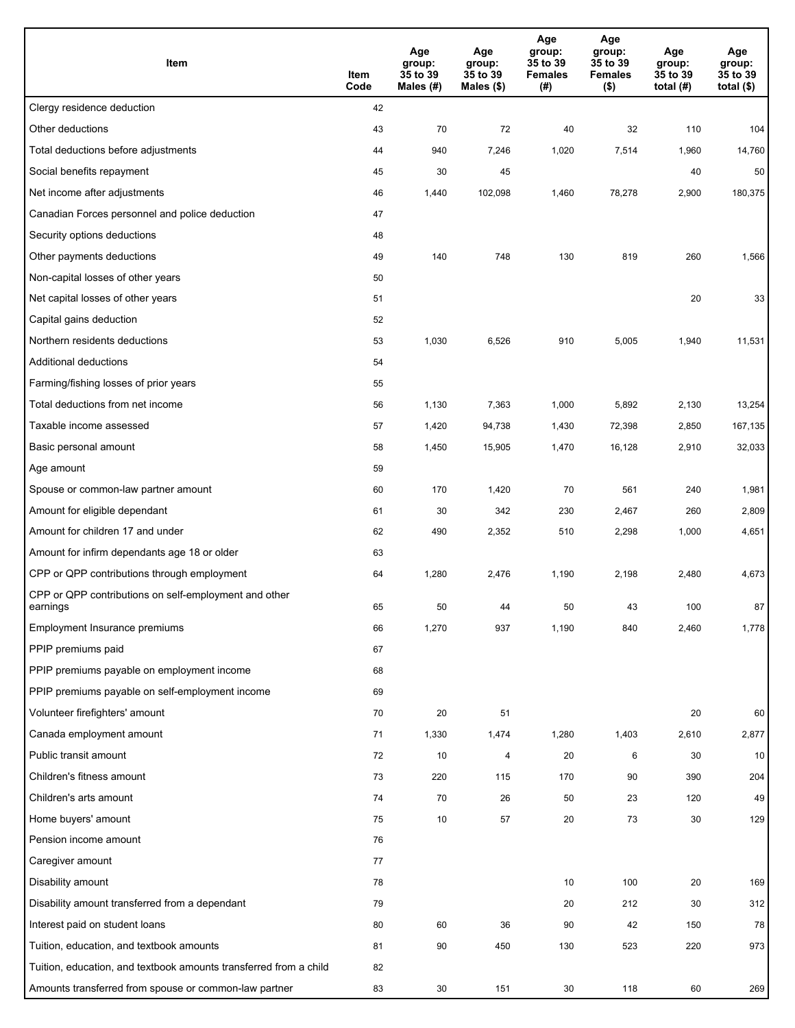| Item | Item Code | Age group: 35 to 39 Males (#) | Age group: 35 to 39 Males ($) | Age group: 35 to 39 Females (#) | Age group: 35 to 39 Females ($) | Age group: 35 to 39 total (#) | Age group: 35 to 39 total ($) |
|---|---|---|---|---|---|---|---|
| Clergy residence deduction | 42 | | | | | | |
| Other deductions | 43 | 70 | 72 | 40 | 32 | 110 | 104 |
| Total deductions before adjustments | 44 | 940 | 7,246 | 1,020 | 7,514 | 1,960 | 14,760 |
| Social benefits repayment | 45 | 30 | 45 | | | 40 | 50 |
| Net income after adjustments | 46 | 1,440 | 102,098 | 1,460 | 78,278 | 2,900 | 180,375 |
| Canadian Forces personnel and police deduction | 47 | | | | | | |
| Security options deductions | 48 | | | | | | |
| Other payments deductions | 49 | 140 | 748 | 130 | 819 | 260 | 1,566 |
| Non-capital losses of other years | 50 | | | | | | |
| Net capital losses of other years | 51 | | | | | 20 | 33 |
| Capital gains deduction | 52 | | | | | | |
| Northern residents deductions | 53 | 1,030 | 6,526 | 910 | 5,005 | 1,940 | 11,531 |
| Additional deductions | 54 | | | | | | |
| Farming/fishing losses of prior years | 55 | | | | | | |
| Total deductions from net income | 56 | 1,130 | 7,363 | 1,000 | 5,892 | 2,130 | 13,254 |
| Taxable income assessed | 57 | 1,420 | 94,738 | 1,430 | 72,398 | 2,850 | 167,135 |
| Basic personal amount | 58 | 1,450 | 15,905 | 1,470 | 16,128 | 2,910 | 32,033 |
| Age amount | 59 | | | | | | |
| Spouse or common-law partner amount | 60 | 170 | 1,420 | 70 | 561 | 240 | 1,981 |
| Amount for eligible dependant | 61 | 30 | 342 | 230 | 2,467 | 260 | 2,809 |
| Amount for children 17 and under | 62 | 490 | 2,352 | 510 | 2,298 | 1,000 | 4,651 |
| Amount for infirm dependants age 18 or older | 63 | | | | | | |
| CPP or QPP contributions through employment | 64 | 1,280 | 2,476 | 1,190 | 2,198 | 2,480 | 4,673 |
| CPP or QPP contributions on self-employment and other earnings | 65 | 50 | 44 | 50 | 43 | 100 | 87 |
| Employment Insurance premiums | 66 | 1,270 | 937 | 1,190 | 840 | 2,460 | 1,778 |
| PPIP premiums paid | 67 | | | | | | |
| PPIP premiums payable on employment income | 68 | | | | | | |
| PPIP premiums payable on self-employment income | 69 | | | | | | |
| Volunteer firefighters' amount | 70 | 20 | 51 | | | 20 | 60 |
| Canada employment amount | 71 | 1,330 | 1,474 | 1,280 | 1,403 | 2,610 | 2,877 |
| Public transit amount | 72 | 10 | 4 | 20 | 6 | 30 | 10 |
| Children's fitness amount | 73 | 220 | 115 | 170 | 90 | 390 | 204 |
| Children's arts amount | 74 | 70 | 26 | 50 | 23 | 120 | 49 |
| Home buyers' amount | 75 | 10 | 57 | 20 | 73 | 30 | 129 |
| Pension income amount | 76 | | | | | | |
| Caregiver amount | 77 | | | | | | |
| Disability amount | 78 | | | 10 | 100 | 20 | 169 |
| Disability amount transferred from a dependant | 79 | | | 20 | 212 | 30 | 312 |
| Interest paid on student loans | 80 | 60 | 36 | 90 | 42 | 150 | 78 |
| Tuition, education, and textbook amounts | 81 | 90 | 450 | 130 | 523 | 220 | 973 |
| Tuition, education, and textbook amounts transferred from a child | 82 | | | | | | |
| Amounts transferred from spouse or common-law partner | 83 | 30 | 151 | 30 | 118 | 60 | 269 |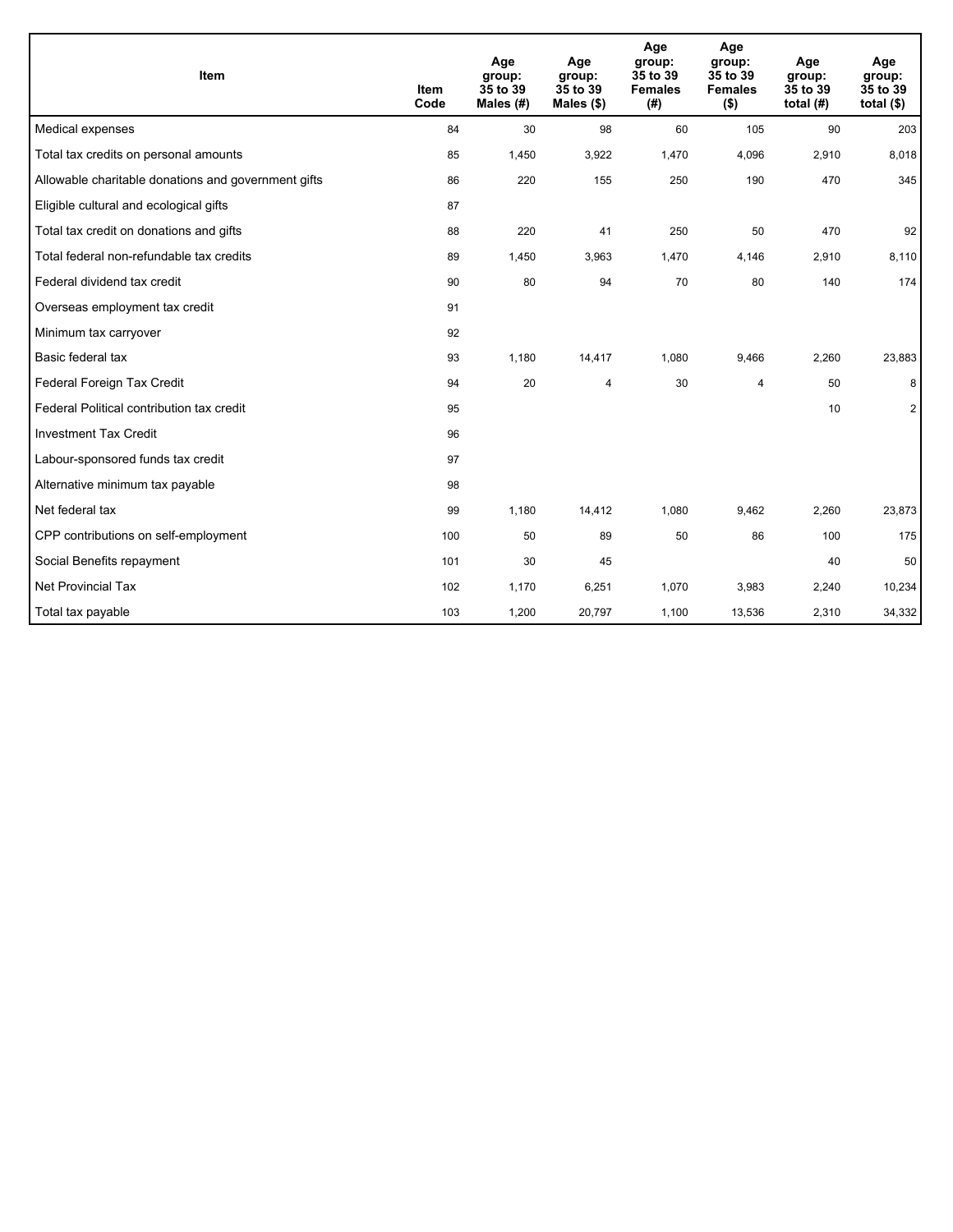| Item | Item Code | Age group: 35 to 39 Males (#) | Age group: 35 to 39 Males ($) | Age group: 35 to 39 Females (#) | Age group: 35 to 39 Females ($) | Age group: 35 to 39 total (#) | Age group: 35 to 39 total ($) |
|---|---|---|---|---|---|---|---|
| Medical expenses | 84 | 30 | 98 | 60 | 105 | 90 | 203 |
| Total tax credits on personal amounts | 85 | 1,450 | 3,922 | 1,470 | 4,096 | 2,910 | 8,018 |
| Allowable charitable donations and government gifts | 86 | 220 | 155 | 250 | 190 | 470 | 345 |
| Eligible cultural and ecological gifts | 87 | | | | | | |
| Total tax credit on donations and gifts | 88 | 220 | 41 | 250 | 50 | 470 | 92 |
| Total federal non-refundable tax credits | 89 | 1,450 | 3,963 | 1,470 | 4,146 | 2,910 | 8,110 |
| Federal dividend tax credit | 90 | 80 | 94 | 70 | 80 | 140 | 174 |
| Overseas employment tax credit | 91 | | | | | | |
| Minimum tax carryover | 92 | | | | | | |
| Basic federal tax | 93 | 1,180 | 14,417 | 1,080 | 9,466 | 2,260 | 23,883 |
| Federal Foreign Tax Credit | 94 | 20 | 4 | 30 | 4 | 50 | 8 |
| Federal Political contribution tax credit | 95 | | | | | 10 | 2 |
| Investment Tax Credit | 96 | | | | | | |
| Labour-sponsored funds tax credit | 97 | | | | | | |
| Alternative minimum tax payable | 98 | | | | | | |
| Net federal tax | 99 | 1,180 | 14,412 | 1,080 | 9,462 | 2,260 | 23,873 |
| CPP contributions on self-employment | 100 | 50 | 89 | 50 | 86 | 100 | 175 |
| Social Benefits repayment | 101 | 30 | 45 | | | 40 | 50 |
| Net Provincial Tax | 102 | 1,170 | 6,251 | 1,070 | 3,983 | 2,240 | 10,234 |
| Total tax payable | 103 | 1,200 | 20,797 | 1,100 | 13,536 | 2,310 | 34,332 |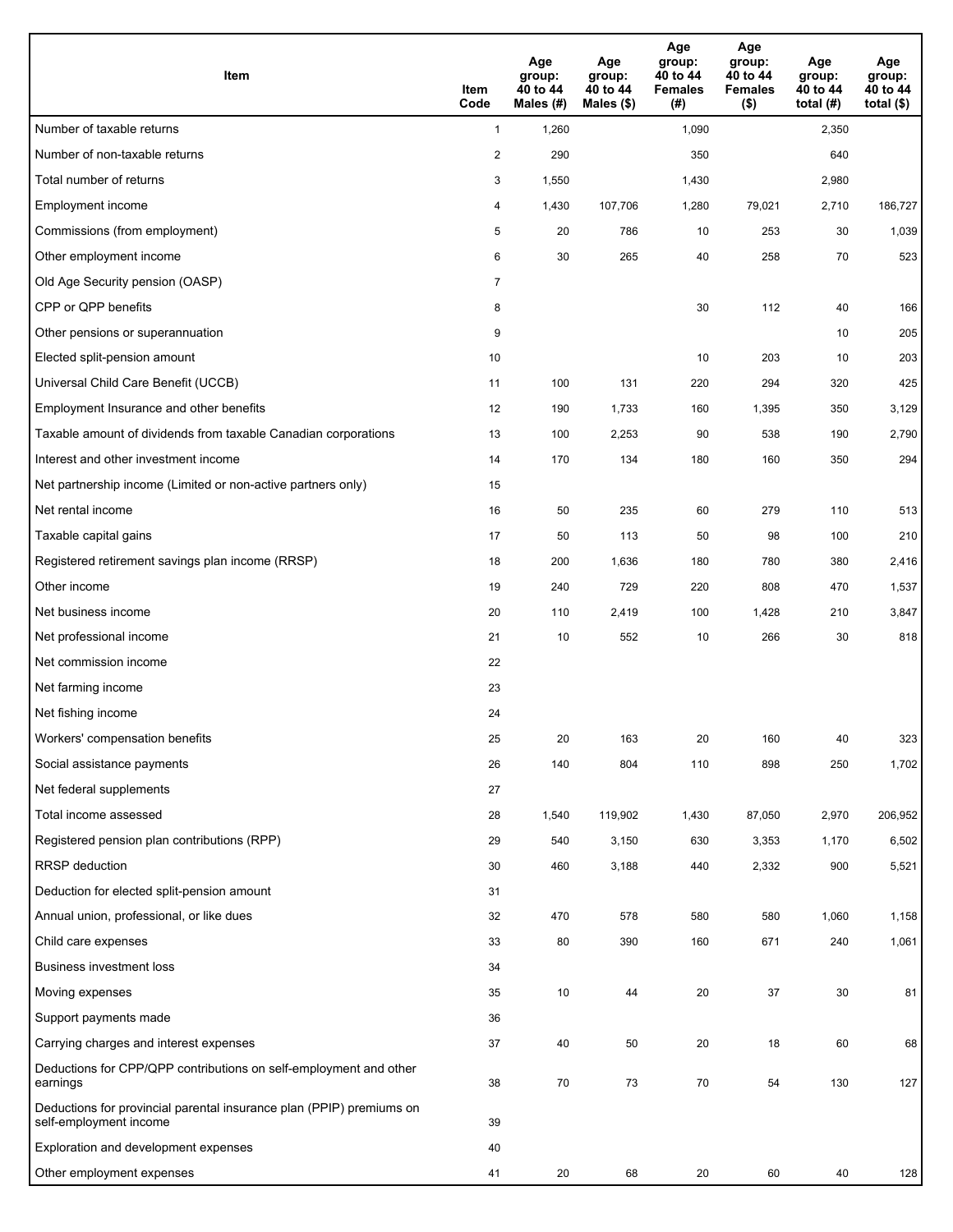| Item | Item Code | Age group: 40 to 44 Males (#) | Age group: 40 to 44 Males ($) | Age group: 40 to 44 Females (#) | Age group: 40 to 44 Females ($) | Age group: 40 to 44 total (#) | Age group: 40 to 44 total ($) |
|---|---|---|---|---|---|---|---|
| Number of taxable returns | 1 | 1,260 | | 1,090 | | 2,350 | |
| Number of non-taxable returns | 2 | 290 | | 350 | | 640 | |
| Total number of returns | 3 | 1,550 | | 1,430 | | 2,980 | |
| Employment income | 4 | 1,430 | 107,706 | 1,280 | 79,021 | 2,710 | 186,727 |
| Commissions (from employment) | 5 | 20 | 786 | 10 | 253 | 30 | 1,039 |
| Other employment income | 6 | 30 | 265 | 40 | 258 | 70 | 523 |
| Old Age Security pension (OASP) | 7 | | | | | | |
| CPP or QPP benefits | 8 | | | 30 | 112 | 40 | 166 |
| Other pensions or superannuation | 9 | | | | | 10 | 205 |
| Elected split-pension amount | 10 | | | 10 | 203 | 10 | 203 |
| Universal Child Care Benefit (UCCB) | 11 | 100 | 131 | 220 | 294 | 320 | 425 |
| Employment Insurance and other benefits | 12 | 190 | 1,733 | 160 | 1,395 | 350 | 3,129 |
| Taxable amount of dividends from taxable Canadian corporations | 13 | 100 | 2,253 | 90 | 538 | 190 | 2,790 |
| Interest and other investment income | 14 | 170 | 134 | 180 | 160 | 350 | 294 |
| Net partnership income (Limited or non-active partners only) | 15 | | | | | | |
| Net rental income | 16 | 50 | 235 | 60 | 279 | 110 | 513 |
| Taxable capital gains | 17 | 50 | 113 | 50 | 98 | 100 | 210 |
| Registered retirement savings plan income (RRSP) | 18 | 200 | 1,636 | 180 | 780 | 380 | 2,416 |
| Other income | 19 | 240 | 729 | 220 | 808 | 470 | 1,537 |
| Net business income | 20 | 110 | 2,419 | 100 | 1,428 | 210 | 3,847 |
| Net professional income | 21 | 10 | 552 | 10 | 266 | 30 | 818 |
| Net commission income | 22 | | | | | | |
| Net farming income | 23 | | | | | | |
| Net fishing income | 24 | | | | | | |
| Workers' compensation benefits | 25 | 20 | 163 | 20 | 160 | 40 | 323 |
| Social assistance payments | 26 | 140 | 804 | 110 | 898 | 250 | 1,702 |
| Net federal supplements | 27 | | | | | | |
| Total income assessed | 28 | 1,540 | 119,902 | 1,430 | 87,050 | 2,970 | 206,952 |
| Registered pension plan contributions (RPP) | 29 | 540 | 3,150 | 630 | 3,353 | 1,170 | 6,502 |
| RRSP deduction | 30 | 460 | 3,188 | 440 | 2,332 | 900 | 5,521 |
| Deduction for elected split-pension amount | 31 | | | | | | |
| Annual union, professional, or like dues | 32 | 470 | 578 | 580 | 580 | 1,060 | 1,158 |
| Child care expenses | 33 | 80 | 390 | 160 | 671 | 240 | 1,061 |
| Business investment loss | 34 | | | | | | |
| Moving expenses | 35 | 10 | 44 | 20 | 37 | 30 | 81 |
| Support payments made | 36 | | | | | | |
| Carrying charges and interest expenses | 37 | 40 | 50 | 20 | 18 | 60 | 68 |
| Deductions for CPP/QPP contributions on self-employment and other earnings | 38 | 70 | 73 | 70 | 54 | 130 | 127 |
| Deductions for provincial parental insurance plan (PPIP) premiums on self-employment income | 39 | | | | | | |
| Exploration and development expenses | 40 | | | | | | |
| Other employment expenses | 41 | 20 | 68 | 20 | 60 | 40 | 128 |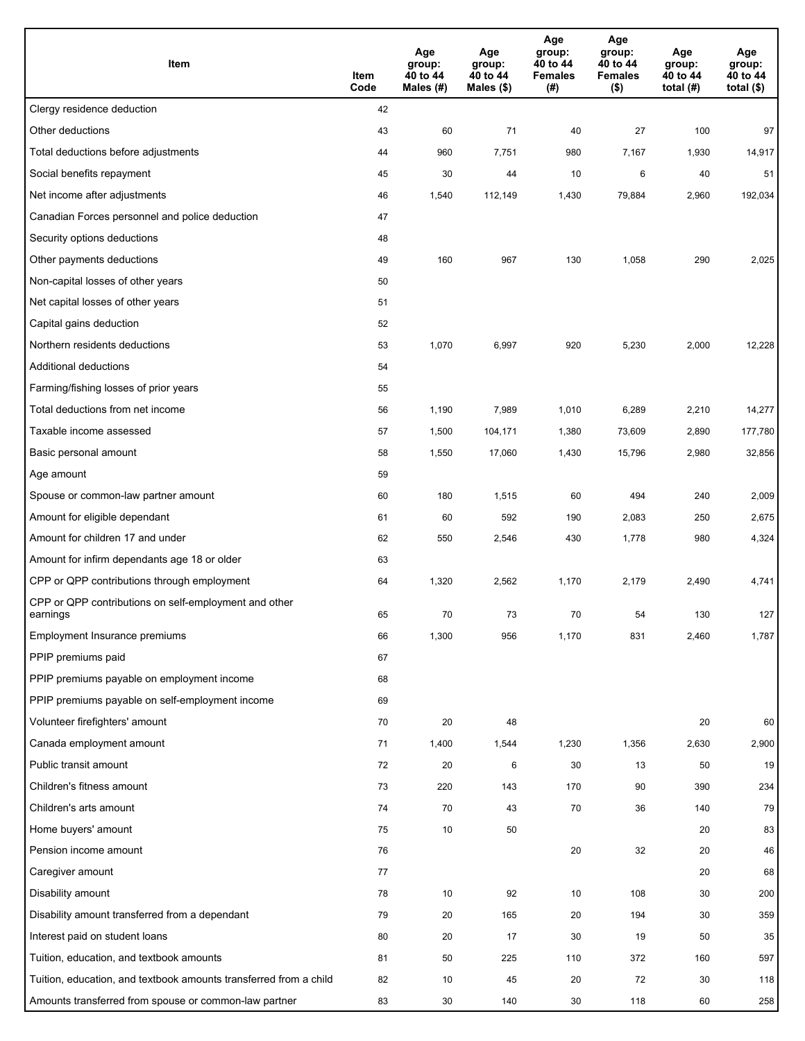| Item | Item Code | Age group: 40 to 44 Males (#) | Age group: 40 to 44 Males ($) | Age group: 40 to 44 Females (#) | Age group: 40 to 44 Females ($) | Age group: 40 to 44 total (#) | Age group: 40 to 44 total ($) |
|---|---|---|---|---|---|---|---|
| Clergy residence deduction | 42 | | | | | | |
| Other deductions | 43 | 60 | 71 | 40 | 27 | 100 | 97 |
| Total deductions before adjustments | 44 | 960 | 7,751 | 980 | 7,167 | 1,930 | 14,917 |
| Social benefits repayment | 45 | 30 | 44 | 10 | 6 | 40 | 51 |
| Net income after adjustments | 46 | 1,540 | 112,149 | 1,430 | 79,884 | 2,960 | 192,034 |
| Canadian Forces personnel and police deduction | 47 | | | | | | |
| Security options deductions | 48 | | | | | | |
| Other payments deductions | 49 | 160 | 967 | 130 | 1,058 | 290 | 2,025 |
| Non-capital losses of other years | 50 | | | | | | |
| Net capital losses of other years | 51 | | | | | | |
| Capital gains deduction | 52 | | | | | | |
| Northern residents deductions | 53 | 1,070 | 6,997 | 920 | 5,230 | 2,000 | 12,228 |
| Additional deductions | 54 | | | | | | |
| Farming/fishing losses of prior years | 55 | | | | | | |
| Total deductions from net income | 56 | 1,190 | 7,989 | 1,010 | 6,289 | 2,210 | 14,277 |
| Taxable income assessed | 57 | 1,500 | 104,171 | 1,380 | 73,609 | 2,890 | 177,780 |
| Basic personal amount | 58 | 1,550 | 17,060 | 1,430 | 15,796 | 2,980 | 32,856 |
| Age amount | 59 | | | | | | |
| Spouse or common-law partner amount | 60 | 180 | 1,515 | 60 | 494 | 240 | 2,009 |
| Amount for eligible dependant | 61 | 60 | 592 | 190 | 2,083 | 250 | 2,675 |
| Amount for children 17 and under | 62 | 550 | 2,546 | 430 | 1,778 | 980 | 4,324 |
| Amount for infirm dependants age 18 or older | 63 | | | | | | |
| CPP or QPP contributions through employment | 64 | 1,320 | 2,562 | 1,170 | 2,179 | 2,490 | 4,741 |
| CPP or QPP contributions on self-employment and other earnings | 65 | 70 | 73 | 70 | 54 | 130 | 127 |
| Employment Insurance premiums | 66 | 1,300 | 956 | 1,170 | 831 | 2,460 | 1,787 |
| PPIP premiums paid | 67 | | | | | | |
| PPIP premiums payable on employment income | 68 | | | | | | |
| PPIP premiums payable on self-employment income | 69 | | | | | | |
| Volunteer firefighters' amount | 70 | 20 | 48 | | | 20 | 60 |
| Canada employment amount | 71 | 1,400 | 1,544 | 1,230 | 1,356 | 2,630 | 2,900 |
| Public transit amount | 72 | 20 | 6 | 30 | 13 | 50 | 19 |
| Children's fitness amount | 73 | 220 | 143 | 170 | 90 | 390 | 234 |
| Children's arts amount | 74 | 70 | 43 | 70 | 36 | 140 | 79 |
| Home buyers' amount | 75 | 10 | 50 | | | 20 | 83 |
| Pension income amount | 76 | | | 20 | 32 | 20 | 46 |
| Caregiver amount | 77 | | | | | 20 | 68 |
| Disability amount | 78 | 10 | 92 | 10 | 108 | 30 | 200 |
| Disability amount transferred from a dependant | 79 | 20 | 165 | 20 | 194 | 30 | 359 |
| Interest paid on student loans | 80 | 20 | 17 | 30 | 19 | 50 | 35 |
| Tuition, education, and textbook amounts | 81 | 50 | 225 | 110 | 372 | 160 | 597 |
| Tuition, education, and textbook amounts transferred from a child | 82 | 10 | 45 | 20 | 72 | 30 | 118 |
| Amounts transferred from spouse or common-law partner | 83 | 30 | 140 | 30 | 118 | 60 | 258 |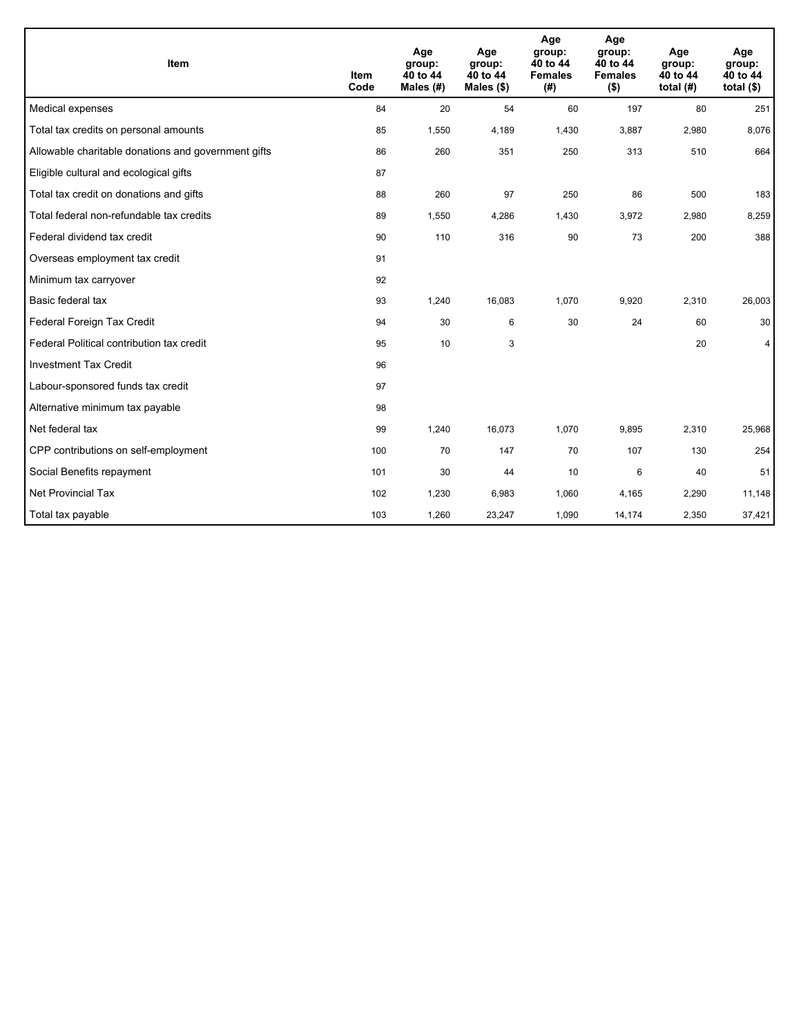| Item | Item Code | Age group: 40 to 44 Males (#) | Age group: 40 to 44 Males ($) | Age group: 40 to 44 Females (#) | Age group: 40 to 44 Females ($) | Age group: 40 to 44 total (#) | Age group: 40 to 44 total ($) |
|---|---|---|---|---|---|---|---|
| Medical expenses | 84 | 20 | 54 | 60 | 197 | 80 | 251 |
| Total tax credits on personal amounts | 85 | 1,550 | 4,189 | 1,430 | 3,887 | 2,980 | 8,076 |
| Allowable charitable donations and government gifts | 86 | 260 | 351 | 250 | 313 | 510 | 664 |
| Eligible cultural and ecological gifts | 87 | | | | | | |
| Total tax credit on donations and gifts | 88 | 260 | 97 | 250 | 86 | 500 | 183 |
| Total federal non-refundable tax credits | 89 | 1,550 | 4,286 | 1,430 | 3,972 | 2,980 | 8,259 |
| Federal dividend tax credit | 90 | 110 | 316 | 90 | 73 | 200 | 388 |
| Overseas employment tax credit | 91 | | | | | | |
| Minimum tax carryover | 92 | | | | | | |
| Basic federal tax | 93 | 1,240 | 16,083 | 1,070 | 9,920 | 2,310 | 26,003 |
| Federal Foreign Tax Credit | 94 | 30 | 6 | 30 | 24 | 60 | 30 |
| Federal Political contribution tax credit | 95 | 10 | 3 | | | 20 | 4 |
| Investment Tax Credit | 96 | | | | | | |
| Labour-sponsored funds tax credit | 97 | | | | | | |
| Alternative minimum tax payable | 98 | | | | | | |
| Net federal tax | 99 | 1,240 | 16,073 | 1,070 | 9,895 | 2,310 | 25,968 |
| CPP contributions on self-employment | 100 | 70 | 147 | 70 | 107 | 130 | 254 |
| Social Benefits repayment | 101 | 30 | 44 | 10 | 6 | 40 | 51 |
| Net Provincial Tax | 102 | 1,230 | 6,983 | 1,060 | 4,165 | 2,290 | 11,148 |
| Total tax payable | 103 | 1,260 | 23,247 | 1,090 | 14,174 | 2,350 | 37,421 |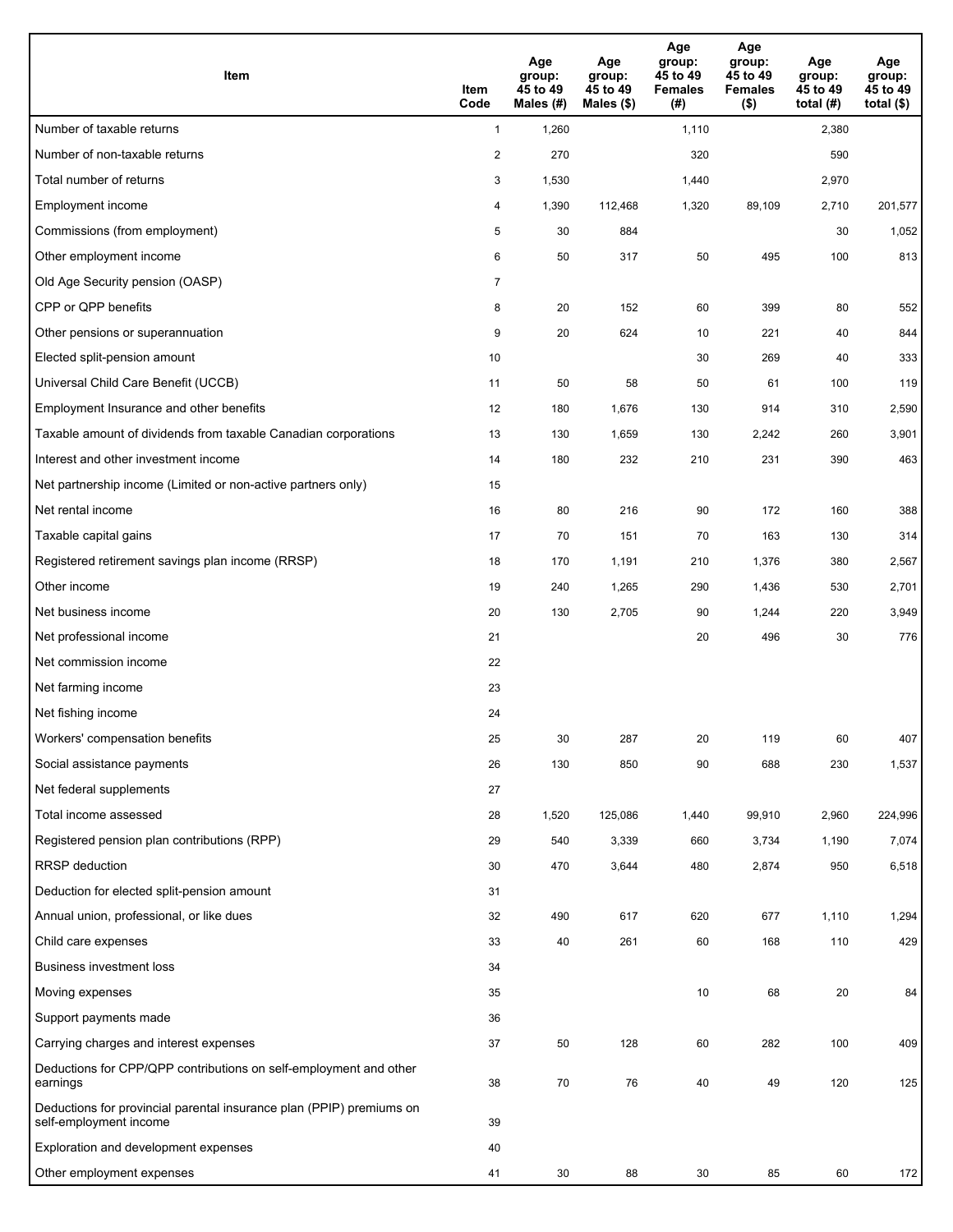| Item | Item Code | Age group: 45 to 49 Males (#) | Age group: 45 to 49 Males ($) | Age group: 45 to 49 Females (#) | Age group: 45 to 49 Females ($) | Age group: 45 to 49 total (#) | Age group: 45 to 49 total ($) |
|---|---|---|---|---|---|---|---|
| Number of taxable returns | 1 | 1,260 | | 1,110 | | 2,380 | |
| Number of non-taxable returns | 2 | 270 | | 320 | | 590 | |
| Total number of returns | 3 | 1,530 | | 1,440 | | 2,970 | |
| Employment income | 4 | 1,390 | 112,468 | 1,320 | 89,109 | 2,710 | 201,577 |
| Commissions (from employment) | 5 | 30 | 884 | | | 30 | 1,052 |
| Other employment income | 6 | 50 | 317 | 50 | 495 | 100 | 813 |
| Old Age Security pension (OASP) | 7 | | | | | | |
| CPP or QPP benefits | 8 | 20 | 152 | 60 | 399 | 80 | 552 |
| Other pensions or superannuation | 9 | 20 | 624 | 10 | 221 | 40 | 844 |
| Elected split-pension amount | 10 | | | 30 | 269 | 40 | 333 |
| Universal Child Care Benefit (UCCB) | 11 | 50 | 58 | 50 | 61 | 100 | 119 |
| Employment Insurance and other benefits | 12 | 180 | 1,676 | 130 | 914 | 310 | 2,590 |
| Taxable amount of dividends from taxable Canadian corporations | 13 | 130 | 1,659 | 130 | 2,242 | 260 | 3,901 |
| Interest and other investment income | 14 | 180 | 232 | 210 | 231 | 390 | 463 |
| Net partnership income (Limited or non-active partners only) | 15 | | | | | | |
| Net rental income | 16 | 80 | 216 | 90 | 172 | 160 | 388 |
| Taxable capital gains | 17 | 70 | 151 | 70 | 163 | 130 | 314 |
| Registered retirement savings plan income (RRSP) | 18 | 170 | 1,191 | 210 | 1,376 | 380 | 2,567 |
| Other income | 19 | 240 | 1,265 | 290 | 1,436 | 530 | 2,701 |
| Net business income | 20 | 130 | 2,705 | 90 | 1,244 | 220 | 3,949 |
| Net professional income | 21 | | | 20 | 496 | 30 | 776 |
| Net commission income | 22 | | | | | | |
| Net farming income | 23 | | | | | | |
| Net fishing income | 24 | | | | | | |
| Workers' compensation benefits | 25 | 30 | 287 | 20 | 119 | 60 | 407 |
| Social assistance payments | 26 | 130 | 850 | 90 | 688 | 230 | 1,537 |
| Net federal supplements | 27 | | | | | | |
| Total income assessed | 28 | 1,520 | 125,086 | 1,440 | 99,910 | 2,960 | 224,996 |
| Registered pension plan contributions (RPP) | 29 | 540 | 3,339 | 660 | 3,734 | 1,190 | 7,074 |
| RRSP deduction | 30 | 470 | 3,644 | 480 | 2,874 | 950 | 6,518 |
| Deduction for elected split-pension amount | 31 | | | | | | |
| Annual union, professional, or like dues | 32 | 490 | 617 | 620 | 677 | 1,110 | 1,294 |
| Child care expenses | 33 | 40 | 261 | 60 | 168 | 110 | 429 |
| Business investment loss | 34 | | | | | | |
| Moving expenses | 35 | | | 10 | 68 | 20 | 84 |
| Support payments made | 36 | | | | | | |
| Carrying charges and interest expenses | 37 | 50 | 128 | 60 | 282 | 100 | 409 |
| Deductions for CPP/QPP contributions on self-employment and other earnings | 38 | 70 | 76 | 40 | 49 | 120 | 125 |
| Deductions for provincial parental insurance plan (PPIP) premiums on self-employment income | 39 | | | | | | |
| Exploration and development expenses | 40 | | | | | | |
| Other employment expenses | 41 | 30 | 88 | 30 | 85 | 60 | 172 |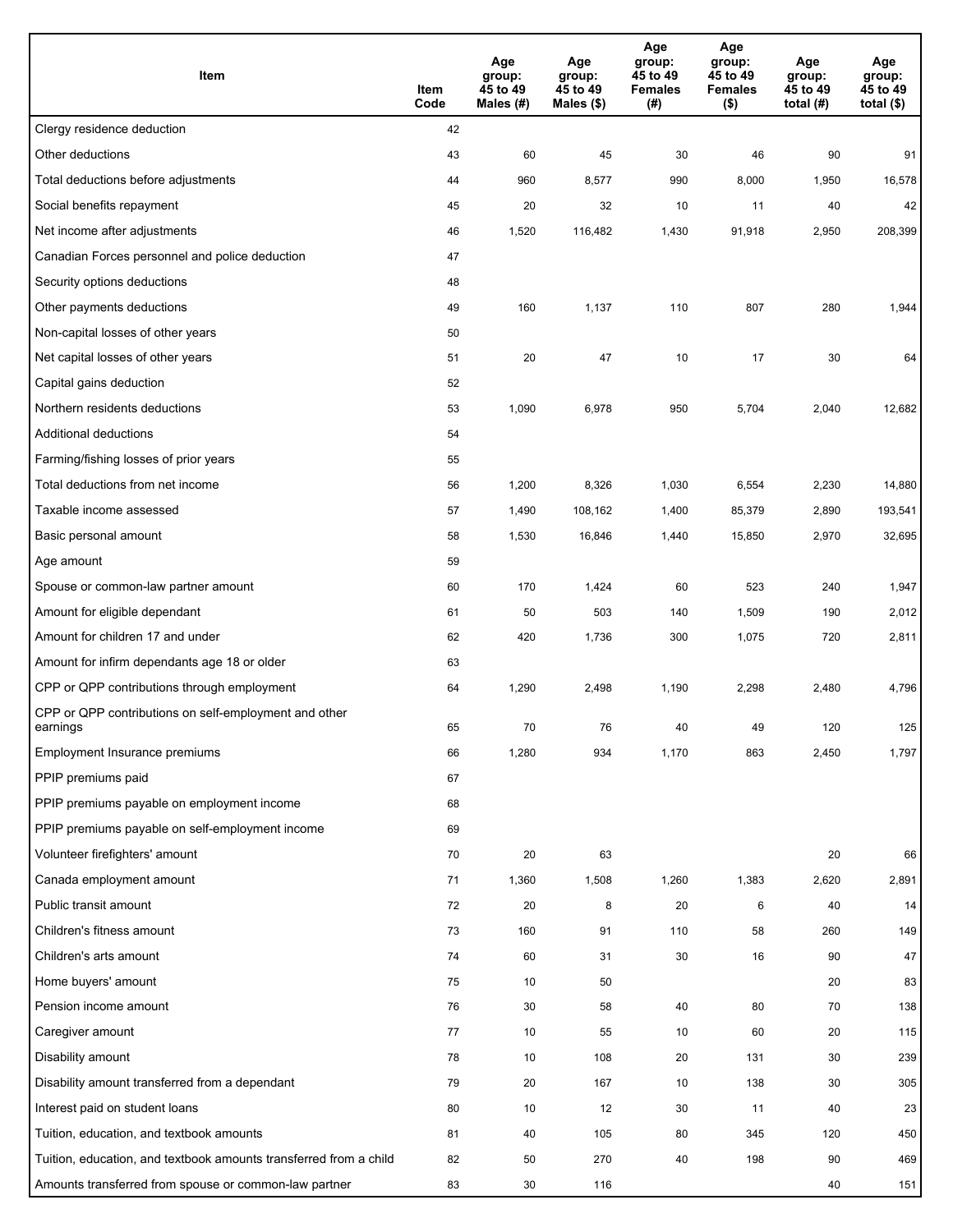| Item | Item Code | Age group: 45 to 49 Males (#) | Age group: 45 to 49 Males ($) | Age group: 45 to 49 Females (#) | Age group: 45 to 49 Females ($) | Age group: 45 to 49 total (#) | Age group: 45 to 49 total ($) |
|---|---|---|---|---|---|---|---|
| Clergy residence deduction | 42 | | | | | | |
| Other deductions | 43 | 60 | 45 | 30 | 46 | 90 | 91 |
| Total deductions before adjustments | 44 | 960 | 8,577 | 990 | 8,000 | 1,950 | 16,578 |
| Social benefits repayment | 45 | 20 | 32 | 10 | 11 | 40 | 42 |
| Net income after adjustments | 46 | 1,520 | 116,482 | 1,430 | 91,918 | 2,950 | 208,399 |
| Canadian Forces personnel and police deduction | 47 | | | | | | |
| Security options deductions | 48 | | | | | | |
| Other payments deductions | 49 | 160 | 1,137 | 110 | 807 | 280 | 1,944 |
| Non-capital losses of other years | 50 | | | | | | |
| Net capital losses of other years | 51 | 20 | 47 | 10 | 17 | 30 | 64 |
| Capital gains deduction | 52 | | | | | | |
| Northern residents deductions | 53 | 1,090 | 6,978 | 950 | 5,704 | 2,040 | 12,682 |
| Additional deductions | 54 | | | | | | |
| Farming/fishing losses of prior years | 55 | | | | | | |
| Total deductions from net income | 56 | 1,200 | 8,326 | 1,030 | 6,554 | 2,230 | 14,880 |
| Taxable income assessed | 57 | 1,490 | 108,162 | 1,400 | 85,379 | 2,890 | 193,541 |
| Basic personal amount | 58 | 1,530 | 16,846 | 1,440 | 15,850 | 2,970 | 32,695 |
| Age amount | 59 | | | | | | |
| Spouse or common-law partner amount | 60 | 170 | 1,424 | 60 | 523 | 240 | 1,947 |
| Amount for eligible dependant | 61 | 50 | 503 | 140 | 1,509 | 190 | 2,012 |
| Amount for children 17 and under | 62 | 420 | 1,736 | 300 | 1,075 | 720 | 2,811 |
| Amount for infirm dependants age 18 or older | 63 | | | | | | |
| CPP or QPP contributions through employment | 64 | 1,290 | 2,498 | 1,190 | 2,298 | 2,480 | 4,796 |
| CPP or QPP contributions on self-employment and other earnings | 65 | 70 | 76 | 40 | 49 | 120 | 125 |
| Employment Insurance premiums | 66 | 1,280 | 934 | 1,170 | 863 | 2,450 | 1,797 |
| PPIP premiums paid | 67 | | | | | | |
| PPIP premiums payable on employment income | 68 | | | | | | |
| PPIP premiums payable on self-employment income | 69 | | | | | | |
| Volunteer firefighters' amount | 70 | 20 | 63 | | | 20 | 66 |
| Canada employment amount | 71 | 1,360 | 1,508 | 1,260 | 1,383 | 2,620 | 2,891 |
| Public transit amount | 72 | 20 | 8 | 20 | 6 | 40 | 14 |
| Children's fitness amount | 73 | 160 | 91 | 110 | 58 | 260 | 149 |
| Children's arts amount | 74 | 60 | 31 | 30 | 16 | 90 | 47 |
| Home buyers' amount | 75 | 10 | 50 | | | 20 | 83 |
| Pension income amount | 76 | 30 | 58 | 40 | 80 | 70 | 138 |
| Caregiver amount | 77 | 10 | 55 | 10 | 60 | 20 | 115 |
| Disability amount | 78 | 10 | 108 | 20 | 131 | 30 | 239 |
| Disability amount transferred from a dependant | 79 | 20 | 167 | 10 | 138 | 30 | 305 |
| Interest paid on student loans | 80 | 10 | 12 | 30 | 11 | 40 | 23 |
| Tuition, education, and textbook amounts | 81 | 40 | 105 | 80 | 345 | 120 | 450 |
| Tuition, education, and textbook amounts transferred from a child | 82 | 50 | 270 | 40 | 198 | 90 | 469 |
| Amounts transferred from spouse or common-law partner | 83 | 30 | 116 | | | 40 | 151 |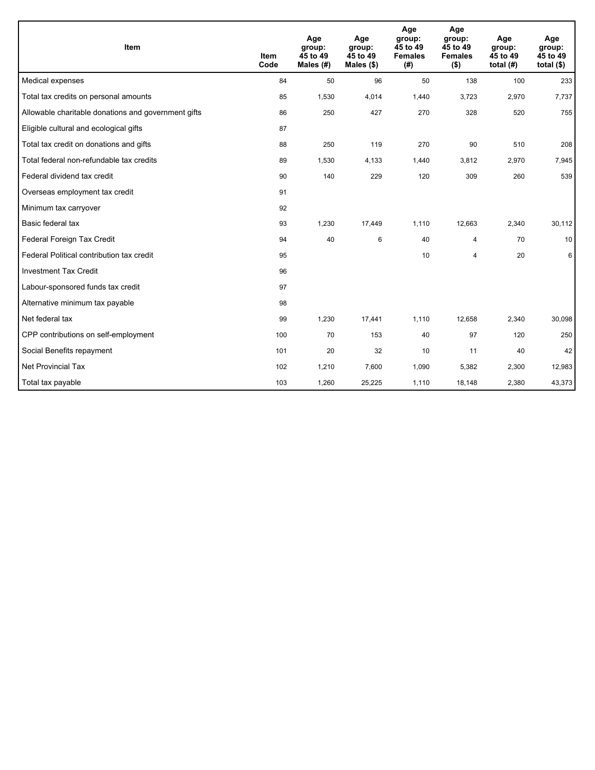| Item | Item Code | Age group: 45 to 49 Males (#) | Age group: 45 to 49 Males ($) | Age group: 45 to 49 Females (#) | Age group: 45 to 49 Females ($) | Age group: 45 to 49 total (#) | Age group: 45 to 49 total ($) |
|---|---|---|---|---|---|---|---|
| Medical expenses | 84 | 50 | 96 | 50 | 138 | 100 | 233 |
| Total tax credits on personal amounts | 85 | 1,530 | 4,014 | 1,440 | 3,723 | 2,970 | 7,737 |
| Allowable charitable donations and government gifts | 86 | 250 | 427 | 270 | 328 | 520 | 755 |
| Eligible cultural and ecological gifts | 87 | | | | | | |
| Total tax credit on donations and gifts | 88 | 250 | 119 | 270 | 90 | 510 | 208 |
| Total federal non-refundable tax credits | 89 | 1,530 | 4,133 | 1,440 | 3,812 | 2,970 | 7,945 |
| Federal dividend tax credit | 90 | 140 | 229 | 120 | 309 | 260 | 539 |
| Overseas employment tax credit | 91 | | | | | | |
| Minimum tax carryover | 92 | | | | | | |
| Basic federal tax | 93 | 1,230 | 17,449 | 1,110 | 12,663 | 2,340 | 30,112 |
| Federal Foreign Tax Credit | 94 | 40 | 6 | 40 | 4 | 70 | 10 |
| Federal Political contribution tax credit | 95 | | | 10 | 4 | 20 | 6 |
| Investment Tax Credit | 96 | | | | | | |
| Labour-sponsored funds tax credit | 97 | | | | | | |
| Alternative minimum tax payable | 98 | | | | | | |
| Net federal tax | 99 | 1,230 | 17,441 | 1,110 | 12,658 | 2,340 | 30,098 |
| CPP contributions on self-employment | 100 | 70 | 153 | 40 | 97 | 120 | 250 |
| Social Benefits repayment | 101 | 20 | 32 | 10 | 11 | 40 | 42 |
| Net Provincial Tax | 102 | 1,210 | 7,600 | 1,090 | 5,382 | 2,300 | 12,983 |
| Total tax payable | 103 | 1,260 | 25,225 | 1,110 | 18,148 | 2,380 | 43,373 |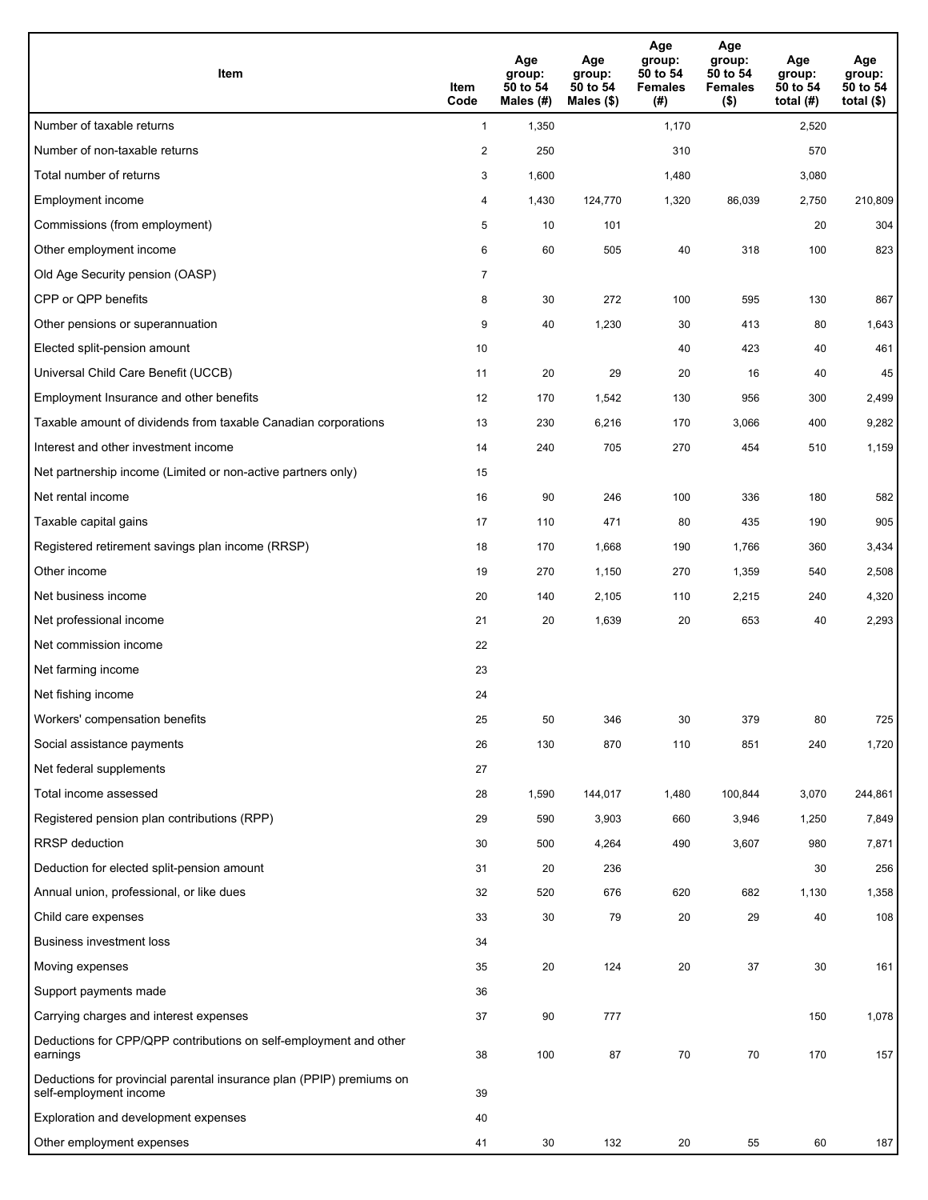| Item | Item Code | Age group: 50 to 54 Males (#) | Age group: 50 to 54 Males ($) | Age group: 50 to 54 Females (#) | Age group: 50 to 54 Females ($) | Age group: 50 to 54 total (#) | Age group: 50 to 54 total ($) |
|---|---|---|---|---|---|---|---|
| Number of taxable returns | 1 | 1,350 | | 1,170 | | 2,520 | |
| Number of non-taxable returns | 2 | 250 | | 310 | | 570 | |
| Total number of returns | 3 | 1,600 | | 1,480 | | 3,080 | |
| Employment income | 4 | 1,430 | 124,770 | 1,320 | 86,039 | 2,750 | 210,809 |
| Commissions (from employment) | 5 | 10 | 101 | | | 20 | 304 |
| Other employment income | 6 | 60 | 505 | 40 | 318 | 100 | 823 |
| Old Age Security pension (OASP) | 7 | | | | | | |
| CPP or QPP benefits | 8 | 30 | 272 | 100 | 595 | 130 | 867 |
| Other pensions or superannuation | 9 | 40 | 1,230 | 30 | 413 | 80 | 1,643 |
| Elected split-pension amount | 10 | | | 40 | 423 | 40 | 461 |
| Universal Child Care Benefit (UCCB) | 11 | 20 | 29 | 20 | 16 | 40 | 45 |
| Employment Insurance and other benefits | 12 | 170 | 1,542 | 130 | 956 | 300 | 2,499 |
| Taxable amount of dividends from taxable Canadian corporations | 13 | 230 | 6,216 | 170 | 3,066 | 400 | 9,282 |
| Interest and other investment income | 14 | 240 | 705 | 270 | 454 | 510 | 1,159 |
| Net partnership income (Limited or non-active partners only) | 15 | | | | | | |
| Net rental income | 16 | 90 | 246 | 100 | 336 | 180 | 582 |
| Taxable capital gains | 17 | 110 | 471 | 80 | 435 | 190 | 905 |
| Registered retirement savings plan income (RRSP) | 18 | 170 | 1,668 | 190 | 1,766 | 360 | 3,434 |
| Other income | 19 | 270 | 1,150 | 270 | 1,359 | 540 | 2,508 |
| Net business income | 20 | 140 | 2,105 | 110 | 2,215 | 240 | 4,320 |
| Net professional income | 21 | 20 | 1,639 | 20 | 653 | 40 | 2,293 |
| Net commission income | 22 | | | | | | |
| Net farming income | 23 | | | | | | |
| Net fishing income | 24 | | | | | | |
| Workers' compensation benefits | 25 | 50 | 346 | 30 | 379 | 80 | 725 |
| Social assistance payments | 26 | 130 | 870 | 110 | 851 | 240 | 1,720 |
| Net federal supplements | 27 | | | | | | |
| Total income assessed | 28 | 1,590 | 144,017 | 1,480 | 100,844 | 3,070 | 244,861 |
| Registered pension plan contributions (RPP) | 29 | 590 | 3,903 | 660 | 3,946 | 1,250 | 7,849 |
| RRSP deduction | 30 | 500 | 4,264 | 490 | 3,607 | 980 | 7,871 |
| Deduction for elected split-pension amount | 31 | 20 | 236 | | | 30 | 256 |
| Annual union, professional, or like dues | 32 | 520 | 676 | 620 | 682 | 1,130 | 1,358 |
| Child care expenses | 33 | 30 | 79 | 20 | 29 | 40 | 108 |
| Business investment loss | 34 | | | | | | |
| Moving expenses | 35 | 20 | 124 | 20 | 37 | 30 | 161 |
| Support payments made | 36 | | | | | | |
| Carrying charges and interest expenses | 37 | 90 | 777 | | | 150 | 1,078 |
| Deductions for CPP/QPP contributions on self-employment and other earnings | 38 | 100 | 87 | 70 | 70 | 170 | 157 |
| Deductions for provincial parental insurance plan (PPIP) premiums on self-employment income | 39 | | | | | | |
| Exploration and development expenses | 40 | | | | | | |
| Other employment expenses | 41 | 30 | 132 | 20 | 55 | 60 | 187 |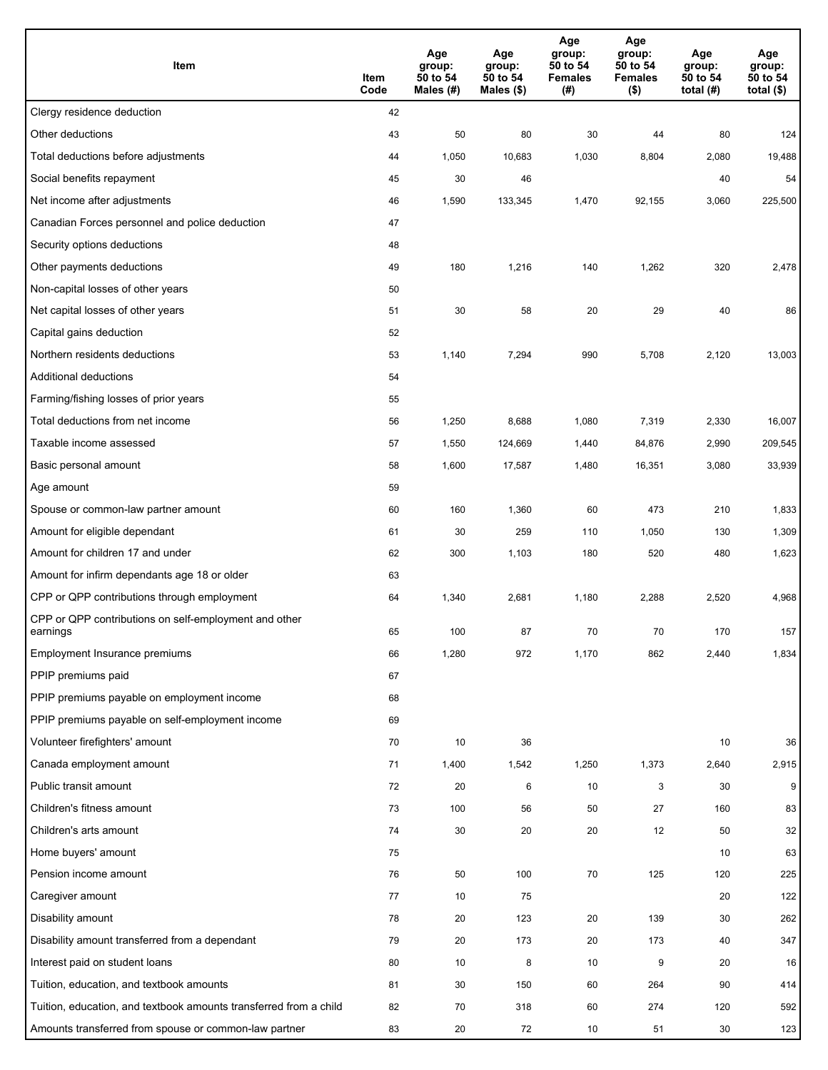| Item | Item Code | Age group: 50 to 54 Males (#) | Age group: 50 to 54 Males ($) | Age group: 50 to 54 Females (#) | Age group: 50 to 54 Females ($) | Age group: 50 to 54 total (#) | Age group: 50 to 54 total ($) |
|---|---|---|---|---|---|---|---|
| Clergy residence deduction | 42 | | | | | | |
| Other deductions | 43 | 50 | 80 | 30 | 44 | 80 | 124 |
| Total deductions before adjustments | 44 | 1,050 | 10,683 | 1,030 | 8,804 | 2,080 | 19,488 |
| Social benefits repayment | 45 | 30 | 46 | | | 40 | 54 |
| Net income after adjustments | 46 | 1,590 | 133,345 | 1,470 | 92,155 | 3,060 | 225,500 |
| Canadian Forces personnel and police deduction | 47 | | | | | | |
| Security options deductions | 48 | | | | | | |
| Other payments deductions | 49 | 180 | 1,216 | 140 | 1,262 | 320 | 2,478 |
| Non-capital losses of other years | 50 | | | | | | |
| Net capital losses of other years | 51 | 30 | 58 | 20 | 29 | 40 | 86 |
| Capital gains deduction | 52 | | | | | | |
| Northern residents deductions | 53 | 1,140 | 7,294 | 990 | 5,708 | 2,120 | 13,003 |
| Additional deductions | 54 | | | | | | |
| Farming/fishing losses of prior years | 55 | | | | | | |
| Total deductions from net income | 56 | 1,250 | 8,688 | 1,080 | 7,319 | 2,330 | 16,007 |
| Taxable income assessed | 57 | 1,550 | 124,669 | 1,440 | 84,876 | 2,990 | 209,545 |
| Basic personal amount | 58 | 1,600 | 17,587 | 1,480 | 16,351 | 3,080 | 33,939 |
| Age amount | 59 | | | | | | |
| Spouse or common-law partner amount | 60 | 160 | 1,360 | 60 | 473 | 210 | 1,833 |
| Amount for eligible dependant | 61 | 30 | 259 | 110 | 1,050 | 130 | 1,309 |
| Amount for children 17 and under | 62 | 300 | 1,103 | 180 | 520 | 480 | 1,623 |
| Amount for infirm dependants age 18 or older | 63 | | | | | | |
| CPP or QPP contributions through employment | 64 | 1,340 | 2,681 | 1,180 | 2,288 | 2,520 | 4,968 |
| CPP or QPP contributions on self-employment and other earnings | 65 | 100 | 87 | 70 | 70 | 170 | 157 |
| Employment Insurance premiums | 66 | 1,280 | 972 | 1,170 | 862 | 2,440 | 1,834 |
| PPIP premiums paid | 67 | | | | | | |
| PPIP premiums payable on employment income | 68 | | | | | | |
| PPIP premiums payable on self-employment income | 69 | | | | | | |
| Volunteer firefighters' amount | 70 | 10 | 36 | | | 10 | 36 |
| Canada employment amount | 71 | 1,400 | 1,542 | 1,250 | 1,373 | 2,640 | 2,915 |
| Public transit amount | 72 | 20 | 6 | 10 | 3 | 30 | 9 |
| Children's fitness amount | 73 | 100 | 56 | 50 | 27 | 160 | 83 |
| Children's arts amount | 74 | 30 | 20 | 20 | 12 | 50 | 32 |
| Home buyers' amount | 75 | | | | | 10 | 63 |
| Pension income amount | 76 | 50 | 100 | 70 | 125 | 120 | 225 |
| Caregiver amount | 77 | 10 | 75 | | | 20 | 122 |
| Disability amount | 78 | 20 | 123 | 20 | 139 | 30 | 262 |
| Disability amount transferred from a dependant | 79 | 20 | 173 | 20 | 173 | 40 | 347 |
| Interest paid on student loans | 80 | 10 | 8 | 10 | 9 | 20 | 16 |
| Tuition, education, and textbook amounts | 81 | 30 | 150 | 60 | 264 | 90 | 414 |
| Tuition, education, and textbook amounts transferred from a child | 82 | 70 | 318 | 60 | 274 | 120 | 592 |
| Amounts transferred from spouse or common-law partner | 83 | 20 | 72 | 10 | 51 | 30 | 123 |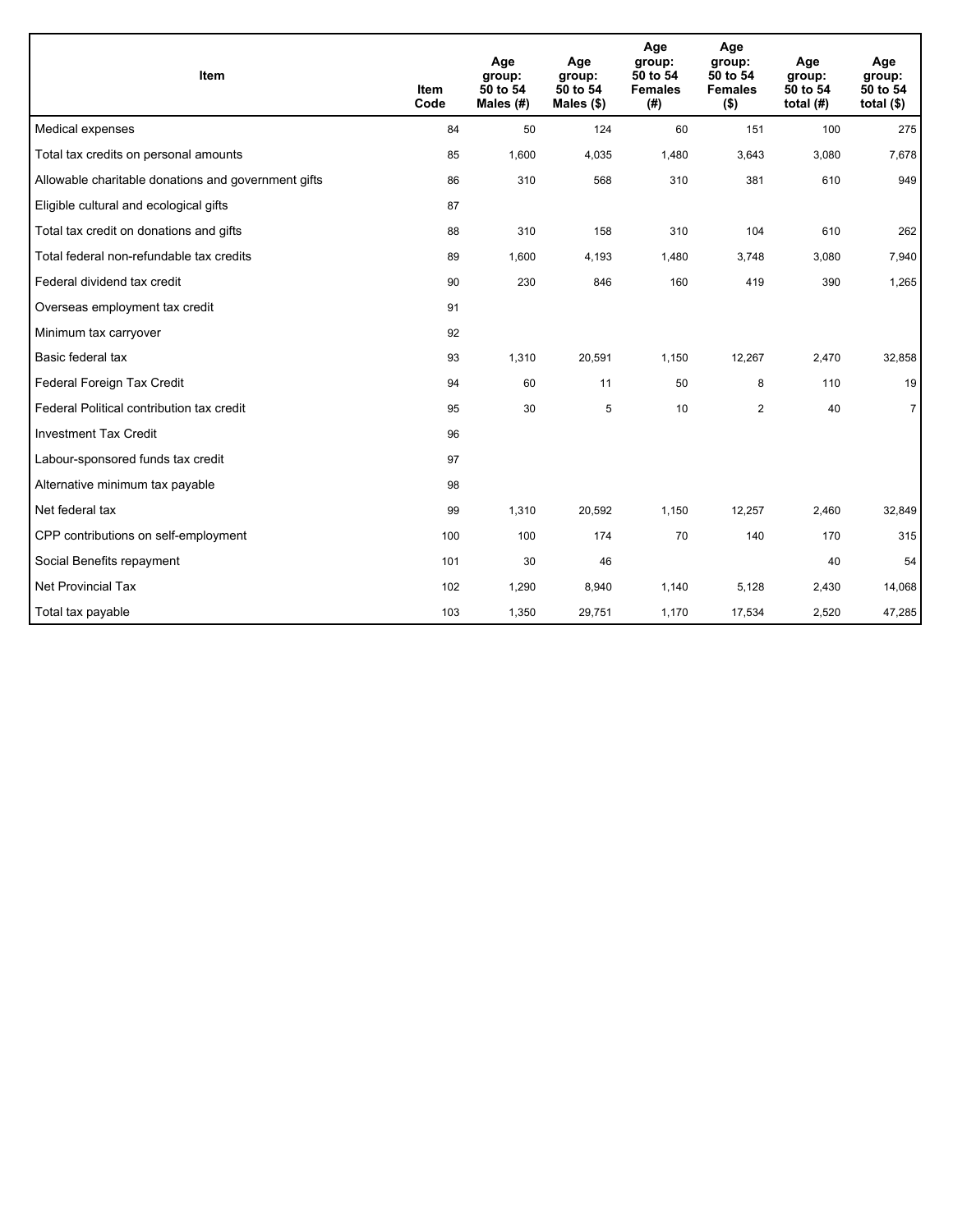| Item | Item Code | Age group: 50 to 54 Males (#) | Age group: 50 to 54 Males ($) | Age group: 50 to 54 Females (#) | Age group: 50 to 54 Females ($) | Age group: 50 to 54 total (#) | Age group: 50 to 54 total ($) |
|---|---|---|---|---|---|---|---|
| Medical expenses | 84 | 50 | 124 | 60 | 151 | 100 | 275 |
| Total tax credits on personal amounts | 85 | 1,600 | 4,035 | 1,480 | 3,643 | 3,080 | 7,678 |
| Allowable charitable donations and government gifts | 86 | 310 | 568 | 310 | 381 | 610 | 949 |
| Eligible cultural and ecological gifts | 87 | | | | | | |
| Total tax credit on donations and gifts | 88 | 310 | 158 | 310 | 104 | 610 | 262 |
| Total federal non-refundable tax credits | 89 | 1,600 | 4,193 | 1,480 | 3,748 | 3,080 | 7,940 |
| Federal dividend tax credit | 90 | 230 | 846 | 160 | 419 | 390 | 1,265 |
| Overseas employment tax credit | 91 | | | | | | |
| Minimum tax carryover | 92 | | | | | | |
| Basic federal tax | 93 | 1,310 | 20,591 | 1,150 | 12,267 | 2,470 | 32,858 |
| Federal Foreign Tax Credit | 94 | 60 | 11 | 50 | 8 | 110 | 19 |
| Federal Political contribution tax credit | 95 | 30 | 5 | 10 | 2 | 40 | 7 |
| Investment Tax Credit | 96 | | | | | | |
| Labour-sponsored funds tax credit | 97 | | | | | | |
| Alternative minimum tax payable | 98 | | | | | | |
| Net federal tax | 99 | 1,310 | 20,592 | 1,150 | 12,257 | 2,460 | 32,849 |
| CPP contributions on self-employment | 100 | 100 | 174 | 70 | 140 | 170 | 315 |
| Social Benefits repayment | 101 | 30 | 46 | | | 40 | 54 |
| Net Provincial Tax | 102 | 1,290 | 8,940 | 1,140 | 5,128 | 2,430 | 14,068 |
| Total tax payable | 103 | 1,350 | 29,751 | 1,170 | 17,534 | 2,520 | 47,285 |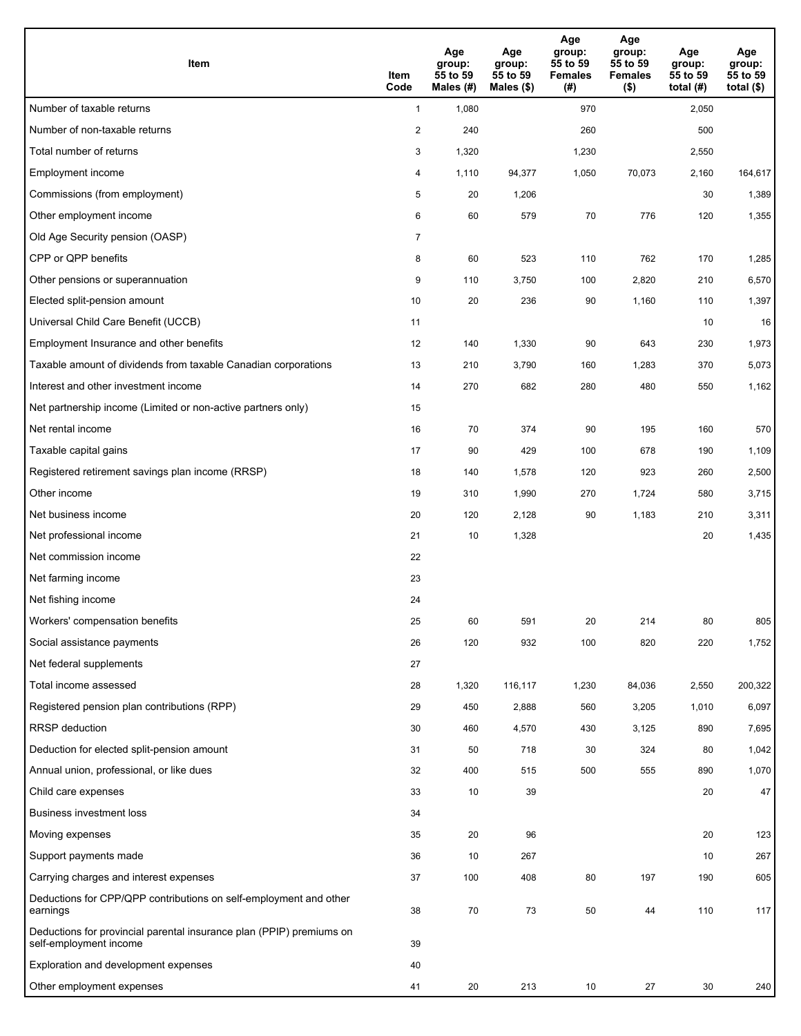| Item | Item Code | Age group: 55 to 59 Males (#) | Age group: 55 to 59 Males ($) | Age group: 55 to 59 Females (#) | Age group: 55 to 59 Females ($) | Age group: 55 to 59 total (#) | Age group: 55 to 59 total ($) |
|---|---|---|---|---|---|---|---|
| Number of taxable returns | 1 | 1,080 | | 970 | | 2,050 | |
| Number of non-taxable returns | 2 | 240 | | 260 | | 500 | |
| Total number of returns | 3 | 1,320 | | 1,230 | | 2,550 | |
| Employment income | 4 | 1,110 | 94,377 | 1,050 | 70,073 | 2,160 | 164,617 |
| Commissions (from employment) | 5 | 20 | 1,206 | | | 30 | 1,389 |
| Other employment income | 6 | 60 | 579 | 70 | 776 | 120 | 1,355 |
| Old Age Security pension (OASP) | 7 | | | | | | |
| CPP or QPP benefits | 8 | 60 | 523 | 110 | 762 | 170 | 1,285 |
| Other pensions or superannuation | 9 | 110 | 3,750 | 100 | 2,820 | 210 | 6,570 |
| Elected split-pension amount | 10 | 20 | 236 | 90 | 1,160 | 110 | 1,397 |
| Universal Child Care Benefit (UCCB) | 11 | | | | | 10 | 16 |
| Employment Insurance and other benefits | 12 | 140 | 1,330 | 90 | 643 | 230 | 1,973 |
| Taxable amount of dividends from taxable Canadian corporations | 13 | 210 | 3,790 | 160 | 1,283 | 370 | 5,073 |
| Interest and other investment income | 14 | 270 | 682 | 280 | 480 | 550 | 1,162 |
| Net partnership income (Limited or non-active partners only) | 15 | | | | | | |
| Net rental income | 16 | 70 | 374 | 90 | 195 | 160 | 570 |
| Taxable capital gains | 17 | 90 | 429 | 100 | 678 | 190 | 1,109 |
| Registered retirement savings plan income (RRSP) | 18 | 140 | 1,578 | 120 | 923 | 260 | 2,500 |
| Other income | 19 | 310 | 1,990 | 270 | 1,724 | 580 | 3,715 |
| Net business income | 20 | 120 | 2,128 | 90 | 1,183 | 210 | 3,311 |
| Net professional income | 21 | 10 | 1,328 | | | 20 | 1,435 |
| Net commission income | 22 | | | | | | |
| Net farming income | 23 | | | | | | |
| Net fishing income | 24 | | | | | | |
| Workers' compensation benefits | 25 | 60 | 591 | 20 | 214 | 80 | 805 |
| Social assistance payments | 26 | 120 | 932 | 100 | 820 | 220 | 1,752 |
| Net federal supplements | 27 | | | | | | |
| Total income assessed | 28 | 1,320 | 116,117 | 1,230 | 84,036 | 2,550 | 200,322 |
| Registered pension plan contributions (RPP) | 29 | 450 | 2,888 | 560 | 3,205 | 1,010 | 6,097 |
| RRSP deduction | 30 | 460 | 4,570 | 430 | 3,125 | 890 | 7,695 |
| Deduction for elected split-pension amount | 31 | 50 | 718 | 30 | 324 | 80 | 1,042 |
| Annual union, professional, or like dues | 32 | 400 | 515 | 500 | 555 | 890 | 1,070 |
| Child care expenses | 33 | 10 | 39 | | | 20 | 47 |
| Business investment loss | 34 | | | | | | |
| Moving expenses | 35 | 20 | 96 | | | 20 | 123 |
| Support payments made | 36 | 10 | 267 | | | 10 | 267 |
| Carrying charges and interest expenses | 37 | 100 | 408 | 80 | 197 | 190 | 605 |
| Deductions for CPP/QPP contributions on self-employment and other earnings | 38 | 70 | 73 | 50 | 44 | 110 | 117 |
| Deductions for provincial parental insurance plan (PPIP) premiums on self-employment income | 39 | | | | | | |
| Exploration and development expenses | 40 | | | | | | |
| Other employment expenses | 41 | 20 | 213 | 10 | 27 | 30 | 240 |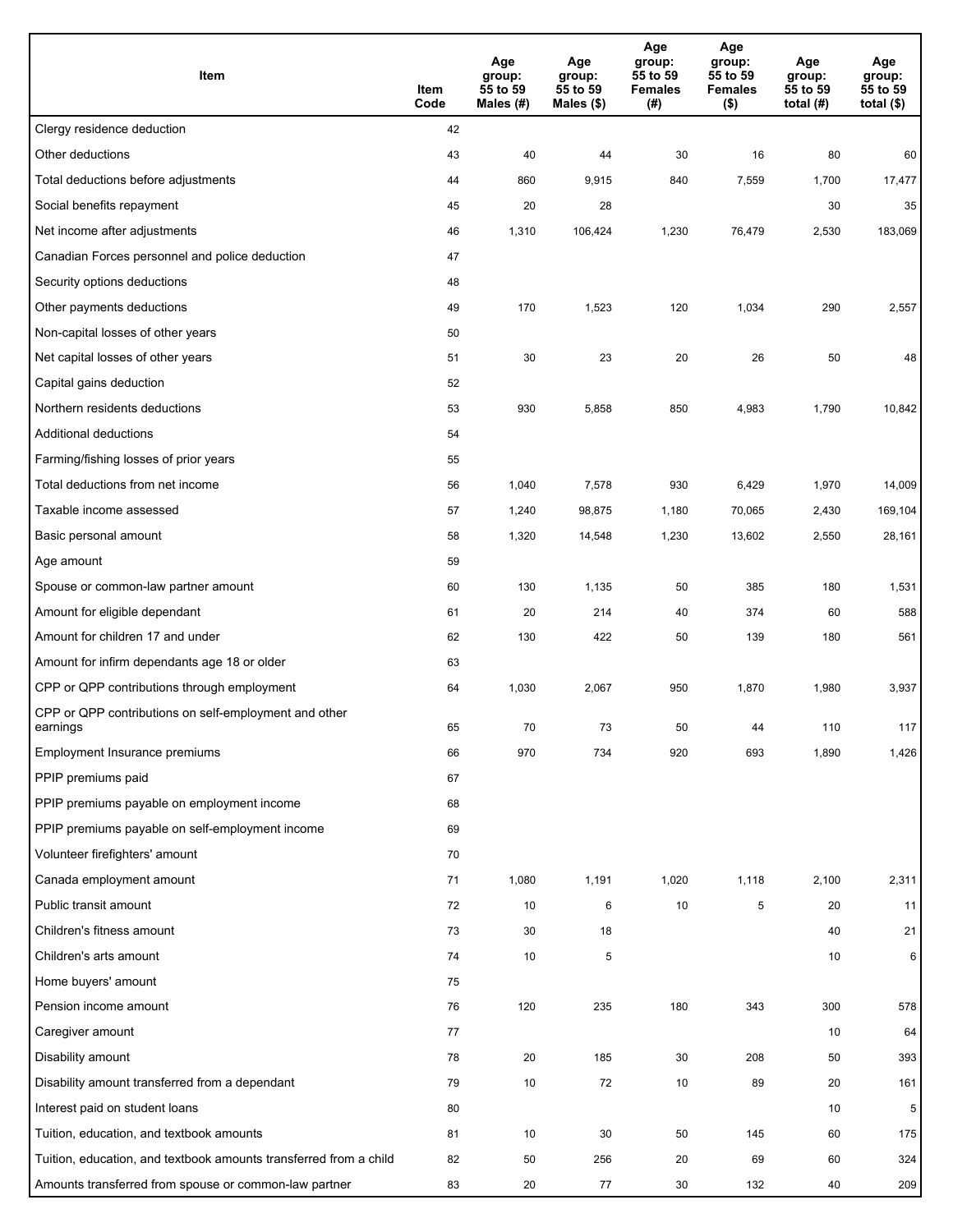| Item | Item Code | Age group: 55 to 59 Males (#) | Age group: 55 to 59 Males ($) | Age group: 55 to 59 Females (#) | Age group: 55 to 59 Females ($) | Age group: 55 to 59 total (#) | Age group: 55 to 59 total ($) |
|---|---|---|---|---|---|---|---|
| Clergy residence deduction | 42 | | | | | | |
| Other deductions | 43 | 40 | 44 | 30 | 16 | 80 | 60 |
| Total deductions before adjustments | 44 | 860 | 9,915 | 840 | 7,559 | 1,700 | 17,477 |
| Social benefits repayment | 45 | 20 | 28 | | | 30 | 35 |
| Net income after adjustments | 46 | 1,310 | 106,424 | 1,230 | 76,479 | 2,530 | 183,069 |
| Canadian Forces personnel and police deduction | 47 | | | | | | |
| Security options deductions | 48 | | | | | | |
| Other payments deductions | 49 | 170 | 1,523 | 120 | 1,034 | 290 | 2,557 |
| Non-capital losses of other years | 50 | | | | | | |
| Net capital losses of other years | 51 | 30 | 23 | 20 | 26 | 50 | 48 |
| Capital gains deduction | 52 | | | | | | |
| Northern residents deductions | 53 | 930 | 5,858 | 850 | 4,983 | 1,790 | 10,842 |
| Additional deductions | 54 | | | | | | |
| Farming/fishing losses of prior years | 55 | | | | | | |
| Total deductions from net income | 56 | 1,040 | 7,578 | 930 | 6,429 | 1,970 | 14,009 |
| Taxable income assessed | 57 | 1,240 | 98,875 | 1,180 | 70,065 | 2,430 | 169,104 |
| Basic personal amount | 58 | 1,320 | 14,548 | 1,230 | 13,602 | 2,550 | 28,161 |
| Age amount | 59 | | | | | | |
| Spouse or common-law partner amount | 60 | 130 | 1,135 | 50 | 385 | 180 | 1,531 |
| Amount for eligible dependant | 61 | 20 | 214 | 40 | 374 | 60 | 588 |
| Amount for children 17 and under | 62 | 130 | 422 | 50 | 139 | 180 | 561 |
| Amount for infirm dependants age 18 or older | 63 | | | | | | |
| CPP or QPP contributions through employment | 64 | 1,030 | 2,067 | 950 | 1,870 | 1,980 | 3,937 |
| CPP or QPP contributions on self-employment and other earnings | 65 | 70 | 73 | 50 | 44 | 110 | 117 |
| Employment Insurance premiums | 66 | 970 | 734 | 920 | 693 | 1,890 | 1,426 |
| PPIP premiums paid | 67 | | | | | | |
| PPIP premiums payable on employment income | 68 | | | | | | |
| PPIP premiums payable on self-employment income | 69 | | | | | | |
| Volunteer firefighters' amount | 70 | | | | | | |
| Canada employment amount | 71 | 1,080 | 1,191 | 1,020 | 1,118 | 2,100 | 2,311 |
| Public transit amount | 72 | 10 | 6 | 10 | 5 | 20 | 11 |
| Children's fitness amount | 73 | 30 | 18 | | | 40 | 21 |
| Children's arts amount | 74 | 10 | 5 | | | 10 | 6 |
| Home buyers' amount | 75 | | | | | | |
| Pension income amount | 76 | 120 | 235 | 180 | 343 | 300 | 578 |
| Caregiver amount | 77 | | | | | 10 | 64 |
| Disability amount | 78 | 20 | 185 | 30 | 208 | 50 | 393 |
| Disability amount transferred from a dependant | 79 | 10 | 72 | 10 | 89 | 20 | 161 |
| Interest paid on student loans | 80 | | | | | 10 | 5 |
| Tuition, education, and textbook amounts | 81 | 10 | 30 | 50 | 145 | 60 | 175 |
| Tuition, education, and textbook amounts transferred from a child | 82 | 50 | 256 | 20 | 69 | 60 | 324 |
| Amounts transferred from spouse or common-law partner | 83 | 20 | 77 | 30 | 132 | 40 | 209 |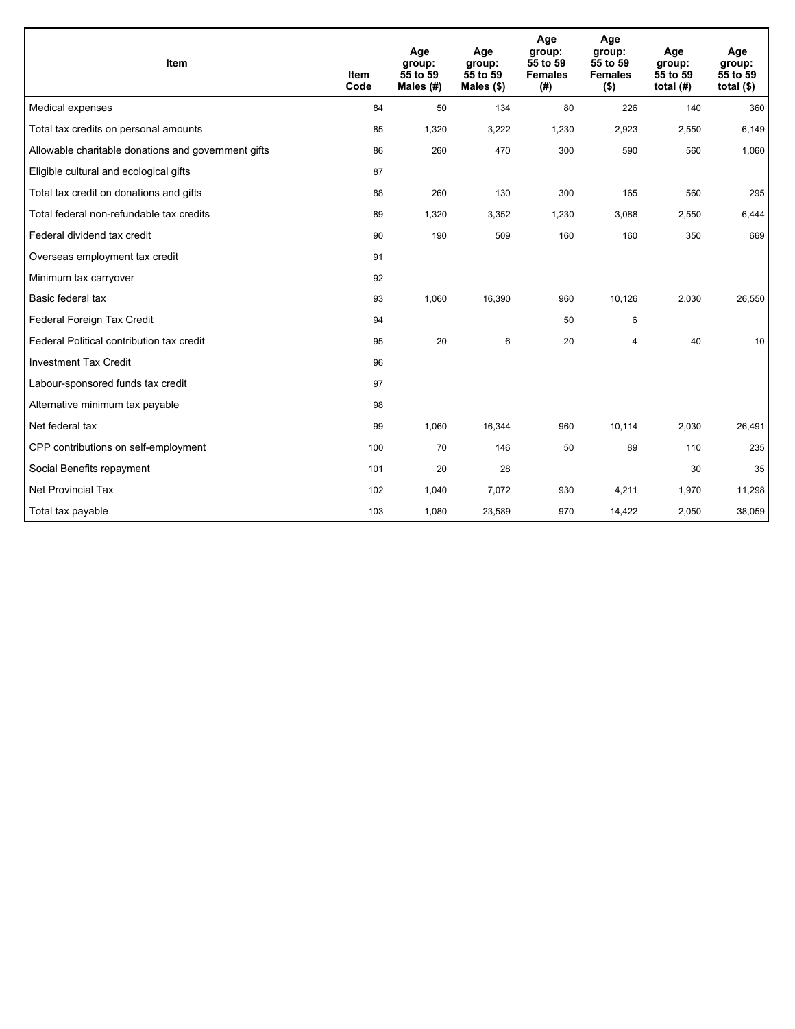| Item | Item Code | Age group: 55 to 59 Males (#) | Age group: 55 to 59 Males ($) | Age group: 55 to 59 Females (#) | Age group: 55 to 59 Females ($) | Age group: 55 to 59 total (#) | Age group: 55 to 59 total ($) |
|---|---|---|---|---|---|---|---|
| Medical expenses | 84 | 50 | 134 | 80 | 226 | 140 | 360 |
| Total tax credits on personal amounts | 85 | 1,320 | 3,222 | 1,230 | 2,923 | 2,550 | 6,149 |
| Allowable charitable donations and government gifts | 86 | 260 | 470 | 300 | 590 | 560 | 1,060 |
| Eligible cultural and ecological gifts | 87 | | | | | | |
| Total tax credit on donations and gifts | 88 | 260 | 130 | 300 | 165 | 560 | 295 |
| Total federal non-refundable tax credits | 89 | 1,320 | 3,352 | 1,230 | 3,088 | 2,550 | 6,444 |
| Federal dividend tax credit | 90 | 190 | 509 | 160 | 160 | 350 | 669 |
| Overseas employment tax credit | 91 | | | | | | |
| Minimum tax carryover | 92 | | | | | | |
| Basic federal tax | 93 | 1,060 | 16,390 | 960 | 10,126 | 2,030 | 26,550 |
| Federal Foreign Tax Credit | 94 | | | 50 | 6 | | |
| Federal Political contribution tax credit | 95 | 20 | 6 | 20 | 4 | 40 | 10 |
| Investment Tax Credit | 96 | | | | | | |
| Labour-sponsored funds tax credit | 97 | | | | | | |
| Alternative minimum tax payable | 98 | | | | | | |
| Net federal tax | 99 | 1,060 | 16,344 | 960 | 10,114 | 2,030 | 26,491 |
| CPP contributions on self-employment | 100 | 70 | 146 | 50 | 89 | 110 | 235 |
| Social Benefits repayment | 101 | 20 | 28 | | | 30 | 35 |
| Net Provincial Tax | 102 | 1,040 | 7,072 | 930 | 4,211 | 1,970 | 11,298 |
| Total tax payable | 103 | 1,080 | 23,589 | 970 | 14,422 | 2,050 | 38,059 |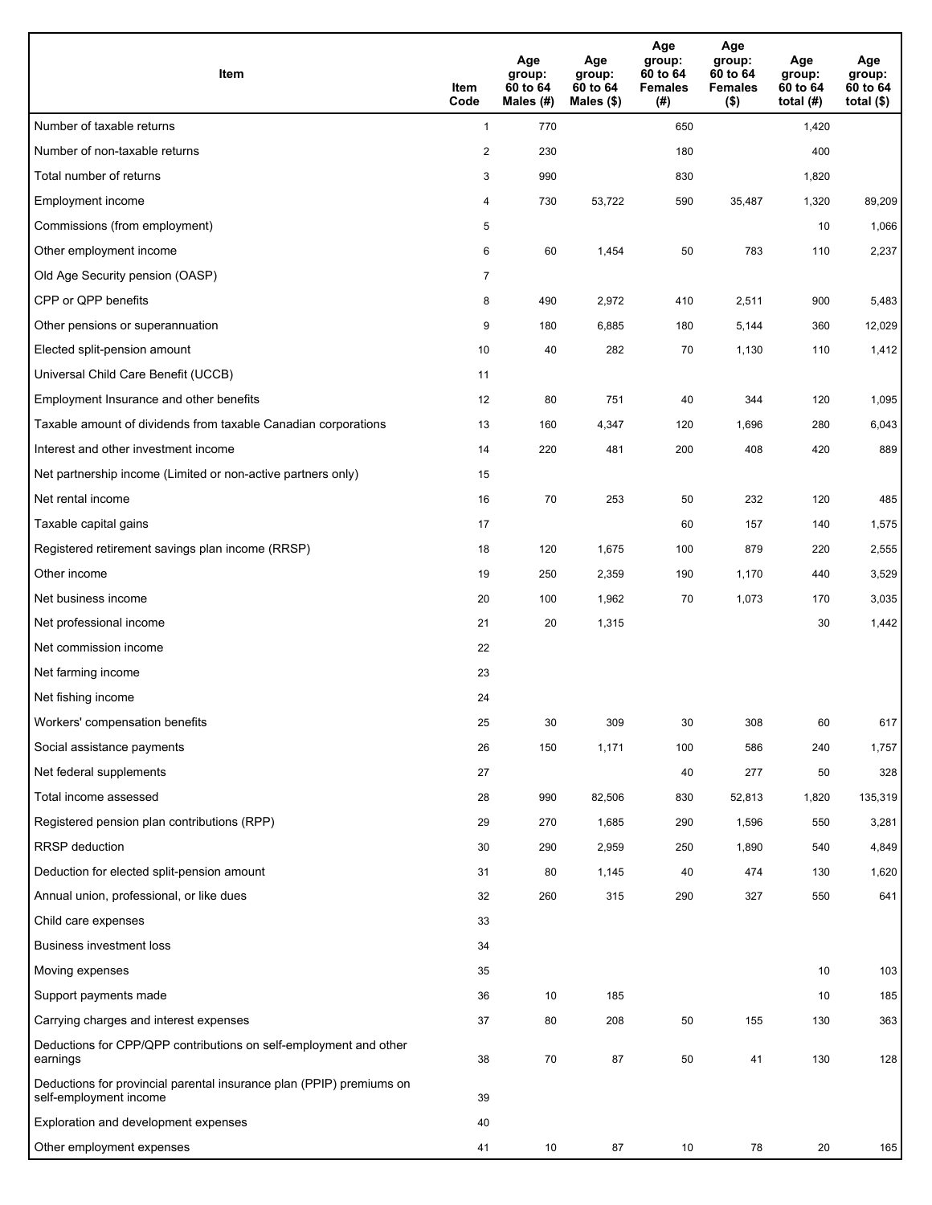| Item | Item Code | Age group: 60 to 64 Males (#) | Age group: 60 to 64 Males ($) | Age group: 60 to 64 Females (#) | Age group: 60 to 64 Females ($) | Age group: 60 to 64 total (#) | Age group: 60 to 64 total ($) |
| --- | --- | --- | --- | --- | --- | --- | --- |
| Number of taxable returns | 1 | 770 | | 650 | | 1,420 | |
| Number of non-taxable returns | 2 | 230 | | 180 | | 400 | |
| Total number of returns | 3 | 990 | | 830 | | 1,820 | |
| Employment income | 4 | 730 | 53,722 | 590 | 35,487 | 1,320 | 89,209 |
| Commissions (from employment) | 5 | | | | | 10 | 1,066 |
| Other employment income | 6 | 60 | 1,454 | 50 | 783 | 110 | 2,237 |
| Old Age Security pension (OASP) | 7 | | | | | | |
| CPP or QPP benefits | 8 | 490 | 2,972 | 410 | 2,511 | 900 | 5,483 |
| Other pensions or superannuation | 9 | 180 | 6,885 | 180 | 5,144 | 360 | 12,029 |
| Elected split-pension amount | 10 | 40 | 282 | 70 | 1,130 | 110 | 1,412 |
| Universal Child Care Benefit (UCCB) | 11 | | | | | | |
| Employment Insurance and other benefits | 12 | 80 | 751 | 40 | 344 | 120 | 1,095 |
| Taxable amount of dividends from taxable Canadian corporations | 13 | 160 | 4,347 | 120 | 1,696 | 280 | 6,043 |
| Interest and other investment income | 14 | 220 | 481 | 200 | 408 | 420 | 889 |
| Net partnership income (Limited or non-active partners only) | 15 | | | | | | |
| Net rental income | 16 | 70 | 253 | 50 | 232 | 120 | 485 |
| Taxable capital gains | 17 | | | 60 | 157 | 140 | 1,575 |
| Registered retirement savings plan income (RRSP) | 18 | 120 | 1,675 | 100 | 879 | 220 | 2,555 |
| Other income | 19 | 250 | 2,359 | 190 | 1,170 | 440 | 3,529 |
| Net business income | 20 | 100 | 1,962 | 70 | 1,073 | 170 | 3,035 |
| Net professional income | 21 | 20 | 1,315 | | | 30 | 1,442 |
| Net commission income | 22 | | | | | | |
| Net farming income | 23 | | | | | | |
| Net fishing income | 24 | | | | | | |
| Workers' compensation benefits | 25 | 30 | 309 | 30 | 308 | 60 | 617 |
| Social assistance payments | 26 | 150 | 1,171 | 100 | 586 | 240 | 1,757 |
| Net federal supplements | 27 | | | 40 | 277 | 50 | 328 |
| Total income assessed | 28 | 990 | 82,506 | 830 | 52,813 | 1,820 | 135,319 |
| Registered pension plan contributions (RPP) | 29 | 270 | 1,685 | 290 | 1,596 | 550 | 3,281 |
| RRSP deduction | 30 | 290 | 2,959 | 250 | 1,890 | 540 | 4,849 |
| Deduction for elected split-pension amount | 31 | 80 | 1,145 | 40 | 474 | 130 | 1,620 |
| Annual union, professional, or like dues | 32 | 260 | 315 | 290 | 327 | 550 | 641 |
| Child care expenses | 33 | | | | | | |
| Business investment loss | 34 | | | | | | |
| Moving expenses | 35 | | | | | 10 | 103 |
| Support payments made | 36 | 10 | 185 | | | 10 | 185 |
| Carrying charges and interest expenses | 37 | 80 | 208 | 50 | 155 | 130 | 363 |
| Deductions for CPP/QPP contributions on self-employment and other earnings | 38 | 70 | 87 | 50 | 41 | 130 | 128 |
| Deductions for provincial parental insurance plan (PPIP) premiums on self-employment income | 39 | | | | | | |
| Exploration and development expenses | 40 | | | | | | |
| Other employment expenses | 41 | 10 | 87 | 10 | 78 | 20 | 165 |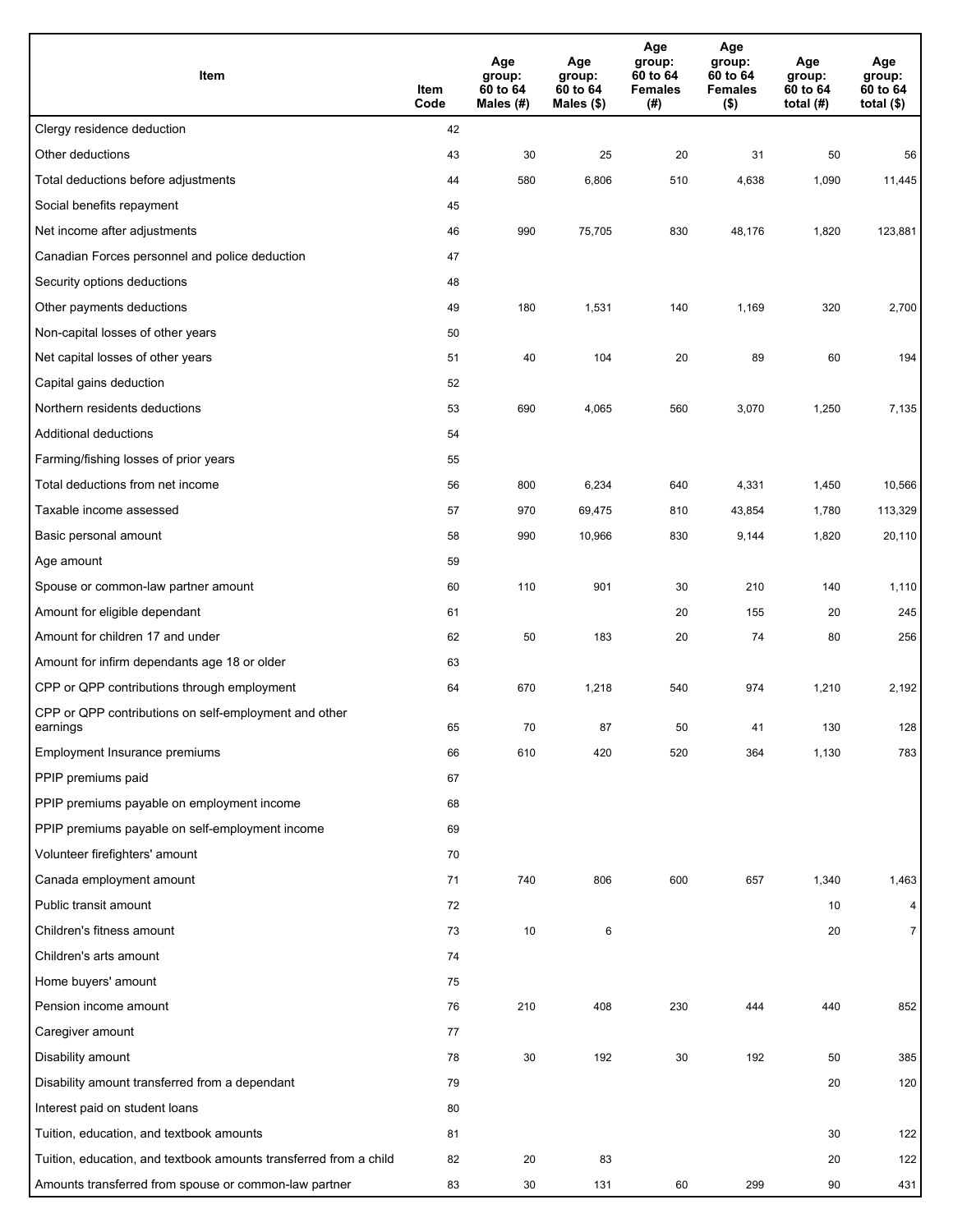| Item | Item Code | Age group: 60 to 64 Males (#) | Age group: 60 to 64 Males ($) | Age group: 60 to 64 Females (#) | Age group: 60 to 64 Females ($) | Age group: 60 to 64 total (#) | Age group: 60 to 64 total ($) |
|---|---|---|---|---|---|---|---|
| Clergy residence deduction | 42 | | | | | | |
| Other deductions | 43 | 30 | 25 | 20 | 31 | 50 | 56 |
| Total deductions before adjustments | 44 | 580 | 6,806 | 510 | 4,638 | 1,090 | 11,445 |
| Social benefits repayment | 45 | | | | | | |
| Net income after adjustments | 46 | 990 | 75,705 | 830 | 48,176 | 1,820 | 123,881 |
| Canadian Forces personnel and police deduction | 47 | | | | | | |
| Security options deductions | 48 | | | | | | |
| Other payments deductions | 49 | 180 | 1,531 | 140 | 1,169 | 320 | 2,700 |
| Non-capital losses of other years | 50 | | | | | | |
| Net capital losses of other years | 51 | 40 | 104 | 20 | 89 | 60 | 194 |
| Capital gains deduction | 52 | | | | | | |
| Northern residents deductions | 53 | 690 | 4,065 | 560 | 3,070 | 1,250 | 7,135 |
| Additional deductions | 54 | | | | | | |
| Farming/fishing losses of prior years | 55 | | | | | | |
| Total deductions from net income | 56 | 800 | 6,234 | 640 | 4,331 | 1,450 | 10,566 |
| Taxable income assessed | 57 | 970 | 69,475 | 810 | 43,854 | 1,780 | 113,329 |
| Basic personal amount | 58 | 990 | 10,966 | 830 | 9,144 | 1,820 | 20,110 |
| Age amount | 59 | | | | | | |
| Spouse or common-law partner amount | 60 | 110 | 901 | 30 | 210 | 140 | 1,110 |
| Amount for eligible dependant | 61 | | | 20 | 155 | 20 | 245 |
| Amount for children 17 and under | 62 | 50 | 183 | 20 | 74 | 80 | 256 |
| Amount for infirm dependants age 18 or older | 63 | | | | | | |
| CPP or QPP contributions through employment | 64 | 670 | 1,218 | 540 | 974 | 1,210 | 2,192 |
| CPP or QPP contributions on self-employment and other earnings | 65 | 70 | 87 | 50 | 41 | 130 | 128 |
| Employment Insurance premiums | 66 | 610 | 420 | 520 | 364 | 1,130 | 783 |
| PPIP premiums paid | 67 | | | | | | |
| PPIP premiums payable on employment income | 68 | | | | | | |
| PPIP premiums payable on self-employment income | 69 | | | | | | |
| Volunteer firefighters' amount | 70 | | | | | | |
| Canada employment amount | 71 | 740 | 806 | 600 | 657 | 1,340 | 1,463 |
| Public transit amount | 72 | | | | | 10 | 4 |
| Children's fitness amount | 73 | 10 | 6 | | | 20 | 7 |
| Children's arts amount | 74 | | | | | | |
| Home buyers' amount | 75 | | | | | | |
| Pension income amount | 76 | 210 | 408 | 230 | 444 | 440 | 852 |
| Caregiver amount | 77 | | | | | | |
| Disability amount | 78 | 30 | 192 | 30 | 192 | 50 | 385 |
| Disability amount transferred from a dependant | 79 | | | | | 20 | 120 |
| Interest paid on student loans | 80 | | | | | | |
| Tuition, education, and textbook amounts | 81 | | | | | 30 | 122 |
| Tuition, education, and textbook amounts transferred from a child | 82 | 20 | 83 | | | 20 | 122 |
| Amounts transferred from spouse or common-law partner | 83 | 30 | 131 | 60 | 299 | 90 | 431 |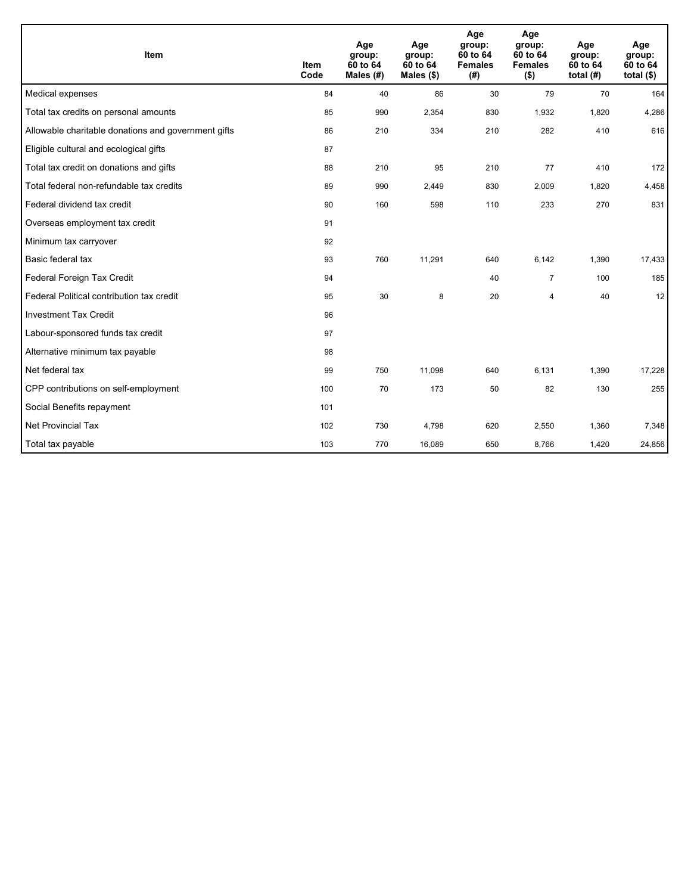| Item | Item Code | Age group: 60 to 64 Males (#) | Age group: 60 to 64 Males ($) | Age group: 60 to 64 Females (#) | Age group: 60 to 64 Females ($) | Age group: 60 to 64 total (#) | Age group: 60 to 64 total ($) |
| --- | --- | --- | --- | --- | --- | --- | --- |
| Medical expenses | 84 | 40 | 86 | 30 | 79 | 70 | 164 |
| Total tax credits on personal amounts | 85 | 990 | 2,354 | 830 | 1,932 | 1,820 | 4,286 |
| Allowable charitable donations and government gifts | 86 | 210 | 334 | 210 | 282 | 410 | 616 |
| Eligible cultural and ecological gifts | 87 | | | | | | |
| Total tax credit on donations and gifts | 88 | 210 | 95 | 210 | 77 | 410 | 172 |
| Total federal non-refundable tax credits | 89 | 990 | 2,449 | 830 | 2,009 | 1,820 | 4,458 |
| Federal dividend tax credit | 90 | 160 | 598 | 110 | 233 | 270 | 831 |
| Overseas employment tax credit | 91 | | | | | | |
| Minimum tax carryover | 92 | | | | | | |
| Basic federal tax | 93 | 760 | 11,291 | 640 | 6,142 | 1,390 | 17,433 |
| Federal Foreign Tax Credit | 94 | | | 40 | 7 | 100 | 185 |
| Federal Political contribution tax credit | 95 | 30 | 8 | 20 | 4 | 40 | 12 |
| Investment Tax Credit | 96 | | | | | | |
| Labour-sponsored funds tax credit | 97 | | | | | | |
| Alternative minimum tax payable | 98 | | | | | | |
| Net federal tax | 99 | 750 | 11,098 | 640 | 6,131 | 1,390 | 17,228 |
| CPP contributions on self-employment | 100 | 70 | 173 | 50 | 82 | 130 | 255 |
| Social Benefits repayment | 101 | | | | | | |
| Net Provincial Tax | 102 | 730 | 4,798 | 620 | 2,550 | 1,360 | 7,348 |
| Total tax payable | 103 | 770 | 16,089 | 650 | 8,766 | 1,420 | 24,856 |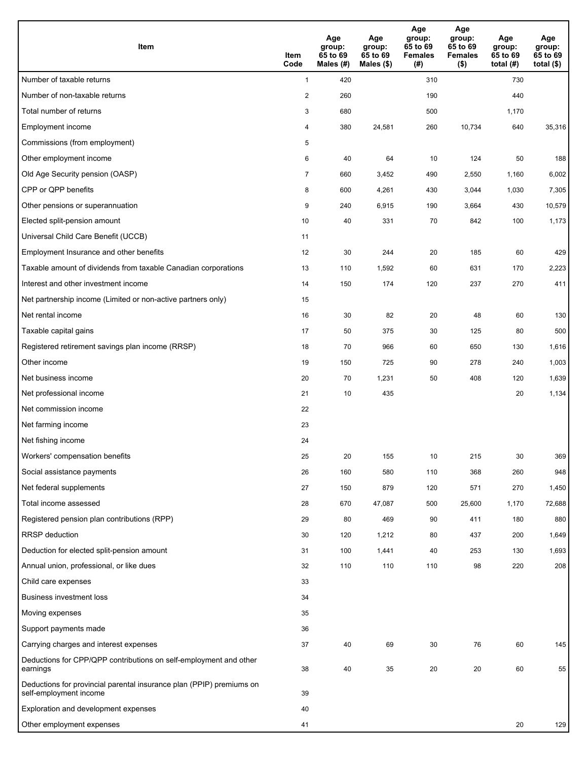| Item | Item Code | Age group: 65 to 69 Males (#) | Age group: 65 to 69 Males ($) | Age group: 65 to 69 Females (#) | Age group: 65 to 69 Females ($) | Age group: 65 to 69 total (#) | Age group: 65 to 69 total ($) |
|---|---|---|---|---|---|---|---|
| Number of taxable returns | 1 | 420 | | 310 | | 730 | |
| Number of non-taxable returns | 2 | 260 | | 190 | | 440 | |
| Total number of returns | 3 | 680 | | 500 | | 1,170 | |
| Employment income | 4 | 380 | 24,581 | 260 | 10,734 | 640 | 35,316 |
| Commissions (from employment) | 5 | | | | | | |
| Other employment income | 6 | 40 | 64 | 10 | 124 | 50 | 188 |
| Old Age Security pension (OASP) | 7 | 660 | 3,452 | 490 | 2,550 | 1,160 | 6,002 |
| CPP or QPP benefits | 8 | 600 | 4,261 | 430 | 3,044 | 1,030 | 7,305 |
| Other pensions or superannuation | 9 | 240 | 6,915 | 190 | 3,664 | 430 | 10,579 |
| Elected split-pension amount | 10 | 40 | 331 | 70 | 842 | 100 | 1,173 |
| Universal Child Care Benefit (UCCB) | 11 | | | | | | |
| Employment Insurance and other benefits | 12 | 30 | 244 | 20 | 185 | 60 | 429 |
| Taxable amount of dividends from taxable Canadian corporations | 13 | 110 | 1,592 | 60 | 631 | 170 | 2,223 |
| Interest and other investment income | 14 | 150 | 174 | 120 | 237 | 270 | 411 |
| Net partnership income (Limited or non-active partners only) | 15 | | | | | | |
| Net rental income | 16 | 30 | 82 | 20 | 48 | 60 | 130 |
| Taxable capital gains | 17 | 50 | 375 | 30 | 125 | 80 | 500 |
| Registered retirement savings plan income (RRSP) | 18 | 70 | 966 | 60 | 650 | 130 | 1,616 |
| Other income | 19 | 150 | 725 | 90 | 278 | 240 | 1,003 |
| Net business income | 20 | 70 | 1,231 | 50 | 408 | 120 | 1,639 |
| Net professional income | 21 | 10 | 435 | | | 20 | 1,134 |
| Net commission income | 22 | | | | | | |
| Net farming income | 23 | | | | | | |
| Net fishing income | 24 | | | | | | |
| Workers' compensation benefits | 25 | 20 | 155 | 10 | 215 | 30 | 369 |
| Social assistance payments | 26 | 160 | 580 | 110 | 368 | 260 | 948 |
| Net federal supplements | 27 | 150 | 879 | 120 | 571 | 270 | 1,450 |
| Total income assessed | 28 | 670 | 47,087 | 500 | 25,600 | 1,170 | 72,688 |
| Registered pension plan contributions (RPP) | 29 | 80 | 469 | 90 | 411 | 180 | 880 |
| RRSP deduction | 30 | 120 | 1,212 | 80 | 437 | 200 | 1,649 |
| Deduction for elected split-pension amount | 31 | 100 | 1,441 | 40 | 253 | 130 | 1,693 |
| Annual union, professional, or like dues | 32 | 110 | 110 | 110 | 98 | 220 | 208 |
| Child care expenses | 33 | | | | | | |
| Business investment loss | 34 | | | | | | |
| Moving expenses | 35 | | | | | | |
| Support payments made | 36 | | | | | | |
| Carrying charges and interest expenses | 37 | 40 | 69 | 30 | 76 | 60 | 145 |
| Deductions for CPP/QPP contributions on self-employment and other earnings | 38 | 40 | 35 | 20 | 20 | 60 | 55 |
| Deductions for provincial parental insurance plan (PPIP) premiums on self-employment income | 39 | | | | | | |
| Exploration and development expenses | 40 | | | | | | |
| Other employment expenses | 41 | | | | | 20 | 129 |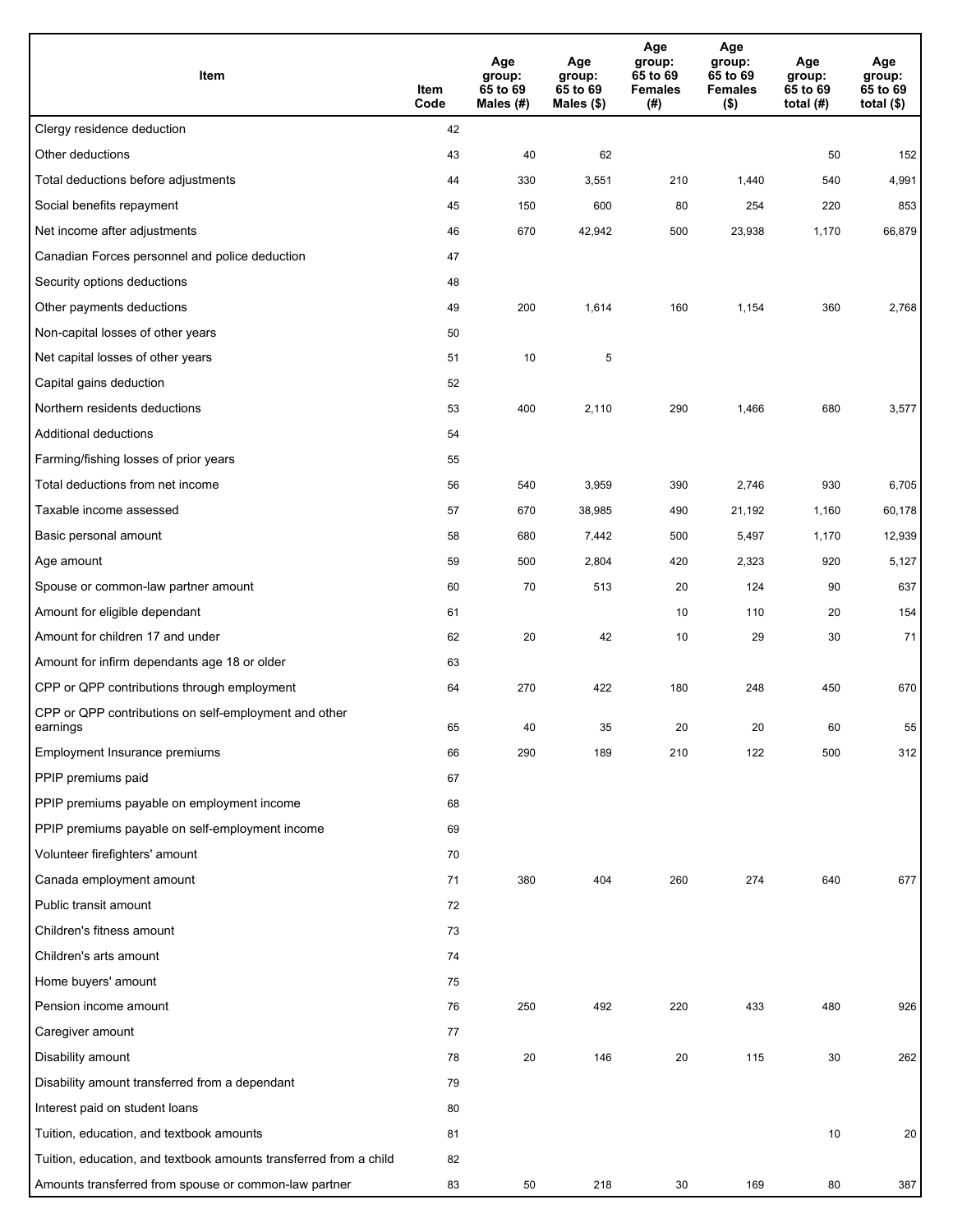| Item | Item Code | Age group: 65 to 69 Males (#) | Age group: 65 to 69 Males ($) | Age group: 65 to 69 Females (#) | Age group: 65 to 69 Females ($) | Age group: 65 to 69 total (#) | Age group: 65 to 69 total ($) |
|---|---|---|---|---|---|---|---|
| Clergy residence deduction | 42 | | | | | | |
| Other deductions | 43 | 40 | 62 | | | 50 | 152 |
| Total deductions before adjustments | 44 | 330 | 3,551 | 210 | 1,440 | 540 | 4,991 |
| Social benefits repayment | 45 | 150 | 600 | 80 | 254 | 220 | 853 |
| Net income after adjustments | 46 | 670 | 42,942 | 500 | 23,938 | 1,170 | 66,879 |
| Canadian Forces personnel and police deduction | 47 | | | | | | |
| Security options deductions | 48 | | | | | | |
| Other payments deductions | 49 | 200 | 1,614 | 160 | 1,154 | 360 | 2,768 |
| Non-capital losses of other years | 50 | | | | | | |
| Net capital losses of other years | 51 | 10 | 5 | | | | |
| Capital gains deduction | 52 | | | | | | |
| Northern residents deductions | 53 | 400 | 2,110 | 290 | 1,466 | 680 | 3,577 |
| Additional deductions | 54 | | | | | | |
| Farming/fishing losses of prior years | 55 | | | | | | |
| Total deductions from net income | 56 | 540 | 3,959 | 390 | 2,746 | 930 | 6,705 |
| Taxable income assessed | 57 | 670 | 38,985 | 490 | 21,192 | 1,160 | 60,178 |
| Basic personal amount | 58 | 680 | 7,442 | 500 | 5,497 | 1,170 | 12,939 |
| Age amount | 59 | 500 | 2,804 | 420 | 2,323 | 920 | 5,127 |
| Spouse or common-law partner amount | 60 | 70 | 513 | 20 | 124 | 90 | 637 |
| Amount for eligible dependant | 61 | | | 10 | 110 | 20 | 154 |
| Amount for children 17 and under | 62 | 20 | 42 | 10 | 29 | 30 | 71 |
| Amount for infirm dependants age 18 or older | 63 | | | | | | |
| CPP or QPP contributions through employment | 64 | 270 | 422 | 180 | 248 | 450 | 670 |
| CPP or QPP contributions on self-employment and other earnings | 65 | 40 | 35 | 20 | 20 | 60 | 55 |
| Employment Insurance premiums | 66 | 290 | 189 | 210 | 122 | 500 | 312 |
| PPIP premiums paid | 67 | | | | | | |
| PPIP premiums payable on employment income | 68 | | | | | | |
| PPIP premiums payable on self-employment income | 69 | | | | | | |
| Volunteer firefighters' amount | 70 | | | | | | |
| Canada employment amount | 71 | 380 | 404 | 260 | 274 | 640 | 677 |
| Public transit amount | 72 | | | | | | |
| Children's fitness amount | 73 | | | | | | |
| Children's arts amount | 74 | | | | | | |
| Home buyers' amount | 75 | | | | | | |
| Pension income amount | 76 | 250 | 492 | 220 | 433 | 480 | 926 |
| Caregiver amount | 77 | | | | | | |
| Disability amount | 78 | 20 | 146 | 20 | 115 | 30 | 262 |
| Disability amount transferred from a dependant | 79 | | | | | | |
| Interest paid on student loans | 80 | | | | | | |
| Tuition, education, and textbook amounts | 81 | | | | | 10 | 20 |
| Tuition, education, and textbook amounts transferred from a child | 82 | | | | | | |
| Amounts transferred from spouse or common-law partner | 83 | 50 | 218 | 30 | 169 | 80 | 387 |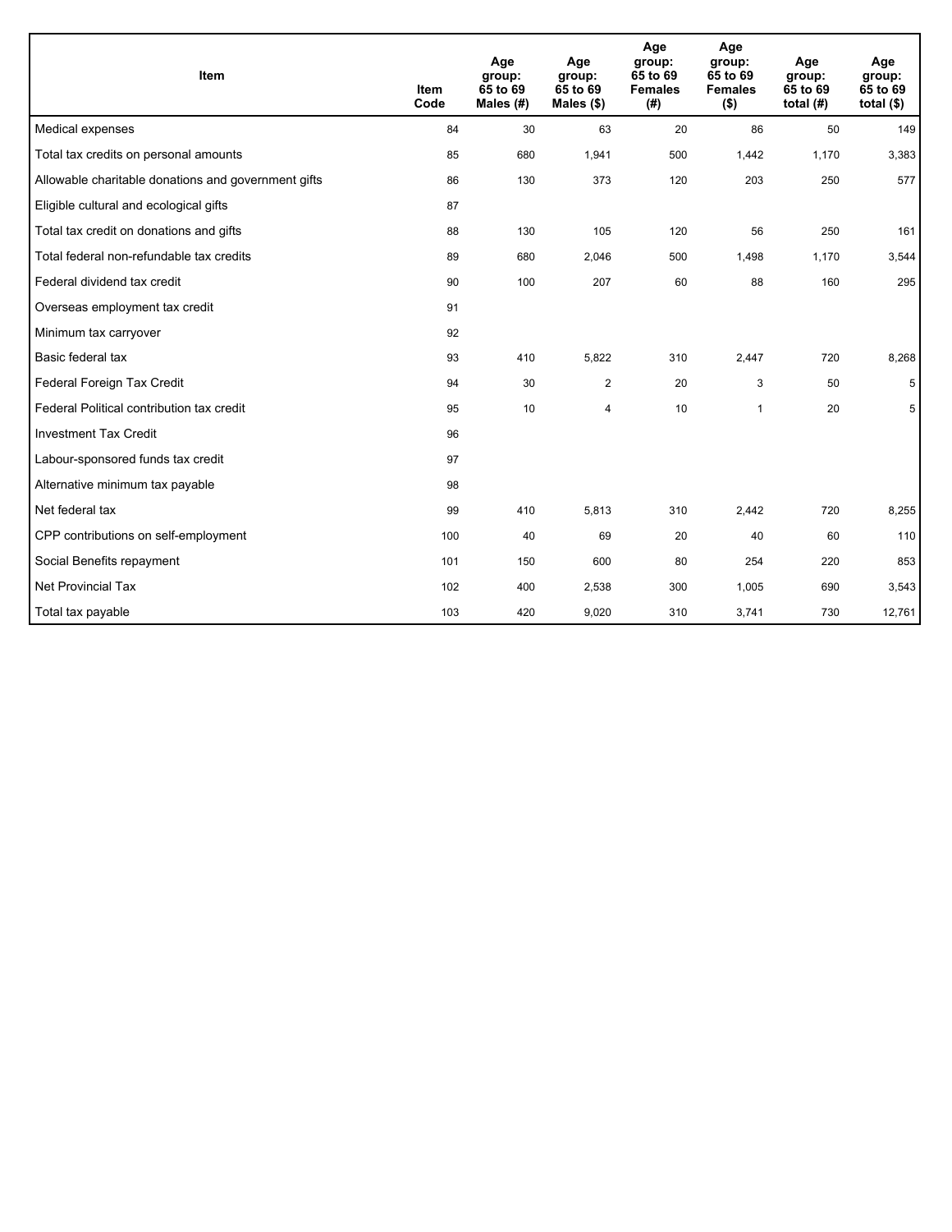| Item | Item Code | Age group: 65 to 69 Males (#) | Age group: 65 to 69 Males ($) | Age group: 65 to 69 Females (#) | Age group: 65 to 69 Females ($) | Age group: 65 to 69 total (#) | Age group: 65 to 69 total ($) |
|---|---|---|---|---|---|---|---|
| Medical expenses | 84 | 30 | 63 | 20 | 86 | 50 | 149 |
| Total tax credits on personal amounts | 85 | 680 | 1,941 | 500 | 1,442 | 1,170 | 3,383 |
| Allowable charitable donations and government gifts | 86 | 130 | 373 | 120 | 203 | 250 | 577 |
| Eligible cultural and ecological gifts | 87 | | | | | | |
| Total tax credit on donations and gifts | 88 | 130 | 105 | 120 | 56 | 250 | 161 |
| Total federal non-refundable tax credits | 89 | 680 | 2,046 | 500 | 1,498 | 1,170 | 3,544 |
| Federal dividend tax credit | 90 | 100 | 207 | 60 | 88 | 160 | 295 |
| Overseas employment tax credit | 91 | | | | | | |
| Minimum tax carryover | 92 | | | | | | |
| Basic federal tax | 93 | 410 | 5,822 | 310 | 2,447 | 720 | 8,268 |
| Federal Foreign Tax Credit | 94 | 30 | 2 | 20 | 3 | 50 | 5 |
| Federal Political contribution tax credit | 95 | 10 | 4 | 10 | 1 | 20 | 5 |
| Investment Tax Credit | 96 | | | | | | |
| Labour-sponsored funds tax credit | 97 | | | | | | |
| Alternative minimum tax payable | 98 | | | | | | |
| Net federal tax | 99 | 410 | 5,813 | 310 | 2,442 | 720 | 8,255 |
| CPP contributions on self-employment | 100 | 40 | 69 | 20 | 40 | 60 | 110 |
| Social Benefits repayment | 101 | 150 | 600 | 80 | 254 | 220 | 853 |
| Net Provincial Tax | 102 | 400 | 2,538 | 300 | 1,005 | 690 | 3,543 |
| Total tax payable | 103 | 420 | 9,020 | 310 | 3,741 | 730 | 12,761 |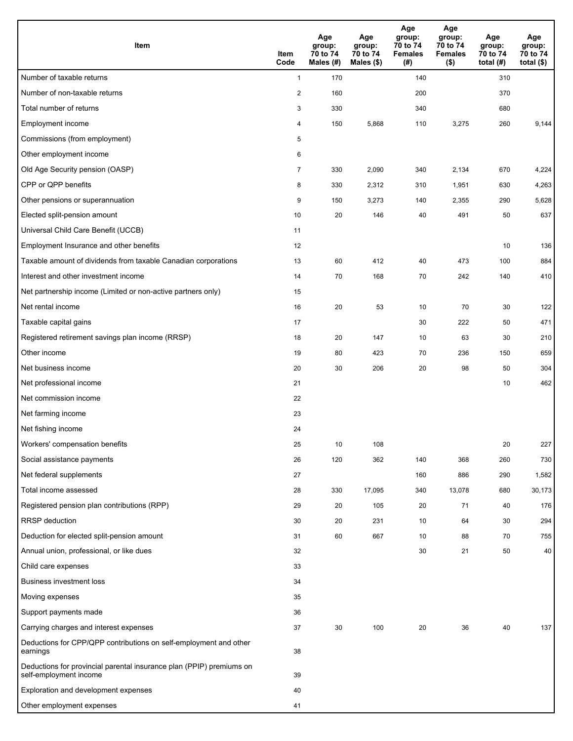| Item | Item Code | Age group: 70 to 74 Males (#) | Age group: 70 to 74 Males ($) | Age group: 70 to 74 Females (#) | Age group: 70 to 74 Females ($) | Age group: 70 to 74 total (#) | Age group: 70 to 74 total ($) |
|---|---|---|---|---|---|---|---|
| Number of taxable returns | 1 | 170 | | 140 | | 310 | |
| Number of non-taxable returns | 2 | 160 | | 200 | | 370 | |
| Total number of returns | 3 | 330 | | 340 | | 680 | |
| Employment income | 4 | 150 | 5,868 | 110 | 3,275 | 260 | 9,144 |
| Commissions (from employment) | 5 | | | | | | |
| Other employment income | 6 | | | | | | |
| Old Age Security pension (OASP) | 7 | 330 | 2,090 | 340 | 2,134 | 670 | 4,224 |
| CPP or QPP benefits | 8 | 330 | 2,312 | 310 | 1,951 | 630 | 4,263 |
| Other pensions or superannuation | 9 | 150 | 3,273 | 140 | 2,355 | 290 | 5,628 |
| Elected split-pension amount | 10 | 20 | 146 | 40 | 491 | 50 | 637 |
| Universal Child Care Benefit (UCCB) | 11 | | | | | | |
| Employment Insurance and other benefits | 12 | | | | | 10 | 136 |
| Taxable amount of dividends from taxable Canadian corporations | 13 | 60 | 412 | 40 | 473 | 100 | 884 |
| Interest and other investment income | 14 | 70 | 168 | 70 | 242 | 140 | 410 |
| Net partnership income (Limited or non-active partners only) | 15 | | | | | | |
| Net rental income | 16 | 20 | 53 | 10 | 70 | 30 | 122 |
| Taxable capital gains | 17 | | | 30 | 222 | 50 | 471 |
| Registered retirement savings plan income (RRSP) | 18 | 20 | 147 | 10 | 63 | 30 | 210 |
| Other income | 19 | 80 | 423 | 70 | 236 | 150 | 659 |
| Net business income | 20 | 30 | 206 | 20 | 98 | 50 | 304 |
| Net professional income | 21 | | | | | 10 | 462 |
| Net commission income | 22 | | | | | | |
| Net farming income | 23 | | | | | | |
| Net fishing income | 24 | | | | | | |
| Workers' compensation benefits | 25 | 10 | 108 | | | 20 | 227 |
| Social assistance payments | 26 | 120 | 362 | 140 | 368 | 260 | 730 |
| Net federal supplements | 27 | | | 160 | 886 | 290 | 1,582 |
| Total income assessed | 28 | 330 | 17,095 | 340 | 13,078 | 680 | 30,173 |
| Registered pension plan contributions (RPP) | 29 | 20 | 105 | 20 | 71 | 40 | 176 |
| RRSP deduction | 30 | 20 | 231 | 10 | 64 | 30 | 294 |
| Deduction for elected split-pension amount | 31 | 60 | 667 | 10 | 88 | 70 | 755 |
| Annual union, professional, or like dues | 32 | | | 30 | 21 | 50 | 40 |
| Child care expenses | 33 | | | | | | |
| Business investment loss | 34 | | | | | | |
| Moving expenses | 35 | | | | | | |
| Support payments made | 36 | | | | | | |
| Carrying charges and interest expenses | 37 | 30 | 100 | 20 | 36 | 40 | 137 |
| Deductions for CPP/QPP contributions on self-employment and other earnings | 38 | | | | | | |
| Deductions for provincial parental insurance plan (PPIP) premiums on self-employment income | 39 | | | | | | |
| Exploration and development expenses | 40 | | | | | | |
| Other employment expenses | 41 | | | | | | |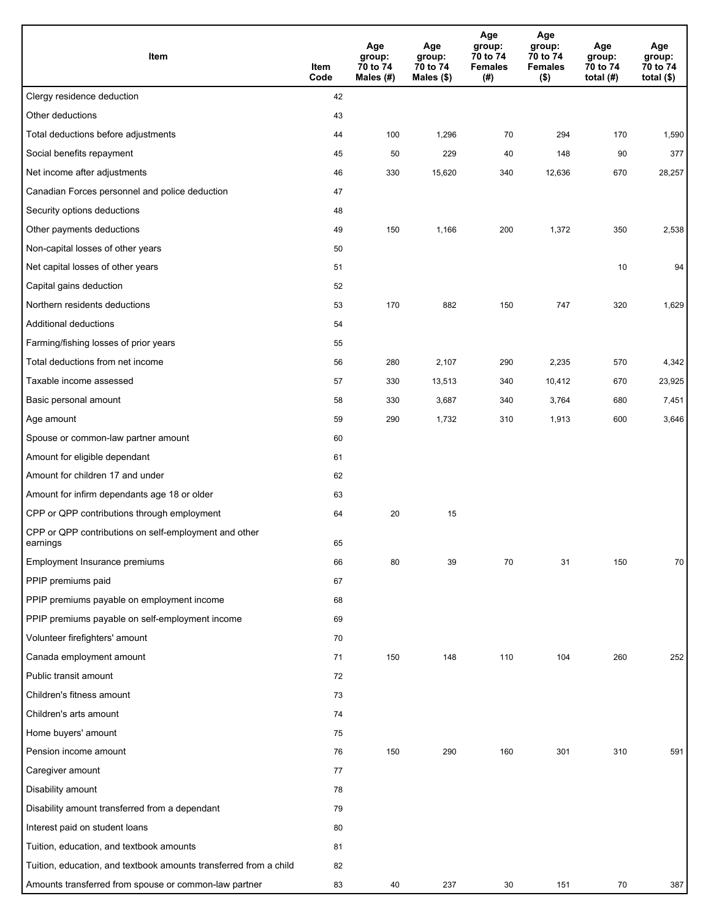| Item | Item Code | Age group: 70 to 74 Males (#) | Age group: 70 to 74 Males ($) | Age group: 70 to 74 Females (#) | Age group: 70 to 74 Females ($) | Age group: 70 to 74 total (#) | Age group: 70 to 74 total ($) |
|---|---|---|---|---|---|---|---|
| Clergy residence deduction | 42 | | | | | | |
| Other deductions | 43 | | | | | | |
| Total deductions before adjustments | 44 | 100 | 1,296 | 70 | 294 | 170 | 1,590 |
| Social benefits repayment | 45 | 50 | 229 | 40 | 148 | 90 | 377 |
| Net income after adjustments | 46 | 330 | 15,620 | 340 | 12,636 | 670 | 28,257 |
| Canadian Forces personnel and police deduction | 47 | | | | | | |
| Security options deductions | 48 | | | | | | |
| Other payments deductions | 49 | 150 | 1,166 | 200 | 1,372 | 350 | 2,538 |
| Non-capital losses of other years | 50 | | | | | | |
| Net capital losses of other years | 51 | | | | | 10 | 94 |
| Capital gains deduction | 52 | | | | | | |
| Northern residents deductions | 53 | 170 | 882 | 150 | 747 | 320 | 1,629 |
| Additional deductions | 54 | | | | | | |
| Farming/fishing losses of prior years | 55 | | | | | | |
| Total deductions from net income | 56 | 280 | 2,107 | 290 | 2,235 | 570 | 4,342 |
| Taxable income assessed | 57 | 330 | 13,513 | 340 | 10,412 | 670 | 23,925 |
| Basic personal amount | 58 | 330 | 3,687 | 340 | 3,764 | 680 | 7,451 |
| Age amount | 59 | 290 | 1,732 | 310 | 1,913 | 600 | 3,646 |
| Spouse or common-law partner amount | 60 | | | | | | |
| Amount for eligible dependant | 61 | | | | | | |
| Amount for children 17 and under | 62 | | | | | | |
| Amount for infirm dependants age 18 or older | 63 | | | | | | |
| CPP or QPP contributions through employment | 64 | 20 | 15 | | | | |
| CPP or QPP contributions on self-employment and other earnings | 65 | | | | | | |
| Employment Insurance premiums | 66 | 80 | 39 | 70 | 31 | 150 | 70 |
| PPIP premiums paid | 67 | | | | | | |
| PPIP premiums payable on employment income | 68 | | | | | | |
| PPIP premiums payable on self-employment income | 69 | | | | | | |
| Volunteer firefighters' amount | 70 | | | | | | |
| Canada employment amount | 71 | 150 | 148 | 110 | 104 | 260 | 252 |
| Public transit amount | 72 | | | | | | |
| Children's fitness amount | 73 | | | | | | |
| Children's arts amount | 74 | | | | | | |
| Home buyers' amount | 75 | | | | | | |
| Pension income amount | 76 | 150 | 290 | 160 | 301 | 310 | 591 |
| Caregiver amount | 77 | | | | | | |
| Disability amount | 78 | | | | | | |
| Disability amount transferred from a dependant | 79 | | | | | | |
| Interest paid on student loans | 80 | | | | | | |
| Tuition, education, and textbook amounts | 81 | | | | | | |
| Tuition, education, and textbook amounts transferred from a child | 82 | | | | | | |
| Amounts transferred from spouse or common-law partner | 83 | 40 | 237 | 30 | 151 | 70 | 387 |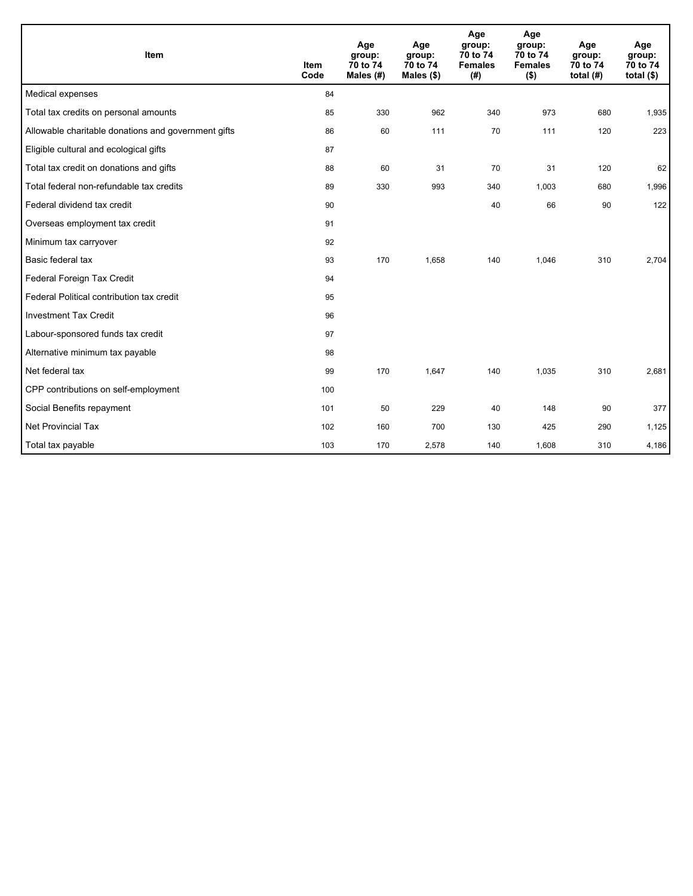| Item | Item Code | Age group: 70 to 74 Males (#) | Age group: 70 to 74 Males ($) | Age group: 70 to 74 Females (#) | Age group: 70 to 74 Females ($) | Age group: 70 to 74 total (#) | Age group: 70 to 74 total ($) |
|---|---|---|---|---|---|---|---|
| Medical expenses | 84 | | | | | | |
| Total tax credits on personal amounts | 85 | 330 | 962 | 340 | 973 | 680 | 1,935 |
| Allowable charitable donations and government gifts | 86 | 60 | 111 | 70 | 111 | 120 | 223 |
| Eligible cultural and ecological gifts | 87 | | | | | | |
| Total tax credit on donations and gifts | 88 | 60 | 31 | 70 | 31 | 120 | 62 |
| Total federal non-refundable tax credits | 89 | 330 | 993 | 340 | 1,003 | 680 | 1,996 |
| Federal dividend tax credit | 90 | | | 40 | 66 | 90 | 122 |
| Overseas employment tax credit | 91 | | | | | | |
| Minimum tax carryover | 92 | | | | | | |
| Basic federal tax | 93 | 170 | 1,658 | 140 | 1,046 | 310 | 2,704 |
| Federal Foreign Tax Credit | 94 | | | | | | |
| Federal Political contribution tax credit | 95 | | | | | | |
| Investment Tax Credit | 96 | | | | | | |
| Labour-sponsored funds tax credit | 97 | | | | | | |
| Alternative minimum tax payable | 98 | | | | | | |
| Net federal tax | 99 | 170 | 1,647 | 140 | 1,035 | 310 | 2,681 |
| CPP contributions on self-employment | 100 | | | | | | |
| Social Benefits repayment | 101 | 50 | 229 | 40 | 148 | 90 | 377 |
| Net Provincial Tax | 102 | 160 | 700 | 130 | 425 | 290 | 1,125 |
| Total tax payable | 103 | 170 | 2,578 | 140 | 1,608 | 310 | 4,186 |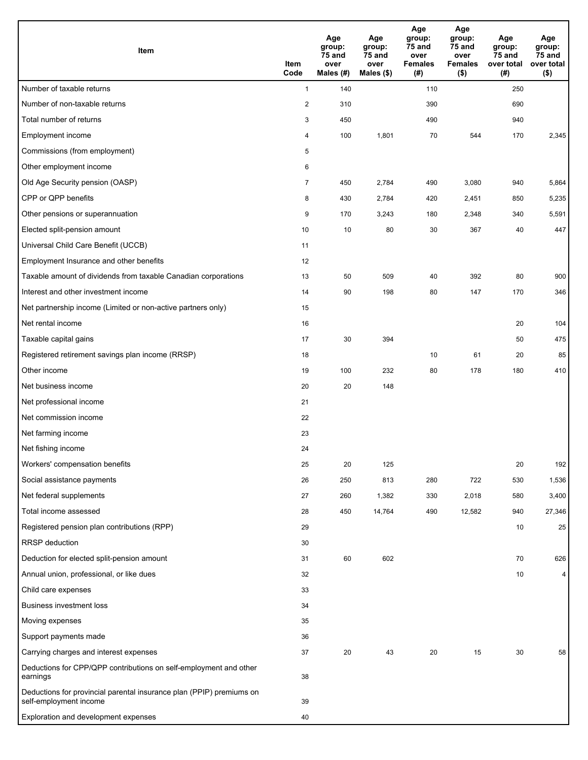| Item | Item Code | Age group: 75 and over Males (#) | Age group: 75 and over Males ($) | Age group: 75 and over Females (#) | Age group: 75 and over Females ($) | Age group: 75 and over total (#) | Age group: 75 and over total ($) |
|---|---|---|---|---|---|---|---|
| Number of taxable returns | 1 | 140 | | 110 | | 250 | |
| Number of non-taxable returns | 2 | 310 | | 390 | | 690 | |
| Total number of returns | 3 | 450 | | 490 | | 940 | |
| Employment income | 4 | 100 | 1,801 | 70 | 544 | 170 | 2,345 |
| Commissions (from employment) | 5 | | | | | | |
| Other employment income | 6 | | | | | | |
| Old Age Security pension (OASP) | 7 | 450 | 2,784 | 490 | 3,080 | 940 | 5,864 |
| CPP or QPP benefits | 8 | 430 | 2,784 | 420 | 2,451 | 850 | 5,235 |
| Other pensions or superannuation | 9 | 170 | 3,243 | 180 | 2,348 | 340 | 5,591 |
| Elected split-pension amount | 10 | 10 | 80 | 30 | 367 | 40 | 447 |
| Universal Child Care Benefit (UCCB) | 11 | | | | | | |
| Employment Insurance and other benefits | 12 | | | | | | |
| Taxable amount of dividends from taxable Canadian corporations | 13 | 50 | 509 | 40 | 392 | 80 | 900 |
| Interest and other investment income | 14 | 90 | 198 | 80 | 147 | 170 | 346 |
| Net partnership income (Limited or non-active partners only) | 15 | | | | | | |
| Net rental income | 16 | | | | | 20 | 104 |
| Taxable capital gains | 17 | 30 | 394 | | | 50 | 475 |
| Registered retirement savings plan income (RRSP) | 18 | | | 10 | 61 | 20 | 85 |
| Other income | 19 | 100 | 232 | 80 | 178 | 180 | 410 |
| Net business income | 20 | 20 | 148 | | | | |
| Net professional income | 21 | | | | | | |
| Net commission income | 22 | | | | | | |
| Net farming income | 23 | | | | | | |
| Net fishing income | 24 | | | | | | |
| Workers' compensation benefits | 25 | 20 | 125 | | | 20 | 192 |
| Social assistance payments | 26 | 250 | 813 | 280 | 722 | 530 | 1,536 |
| Net federal supplements | 27 | 260 | 1,382 | 330 | 2,018 | 580 | 3,400 |
| Total income assessed | 28 | 450 | 14,764 | 490 | 12,582 | 940 | 27,346 |
| Registered pension plan contributions (RPP) | 29 | | | | | 10 | 25 |
| RRSP deduction | 30 | | | | | | |
| Deduction for elected split-pension amount | 31 | 60 | 602 | | | 70 | 626 |
| Annual union, professional, or like dues | 32 | | | | | 10 | 4 |
| Child care expenses | 33 | | | | | | |
| Business investment loss | 34 | | | | | | |
| Moving expenses | 35 | | | | | | |
| Support payments made | 36 | | | | | | |
| Carrying charges and interest expenses | 37 | 20 | 43 | 20 | 15 | 30 | 58 |
| Deductions for CPP/QPP contributions on self-employment and other earnings | 38 | | | | | | |
| Deductions for provincial parental insurance plan (PPIP) premiums on self-employment income | 39 | | | | | | |
| Exploration and development expenses | 40 | | | | | | |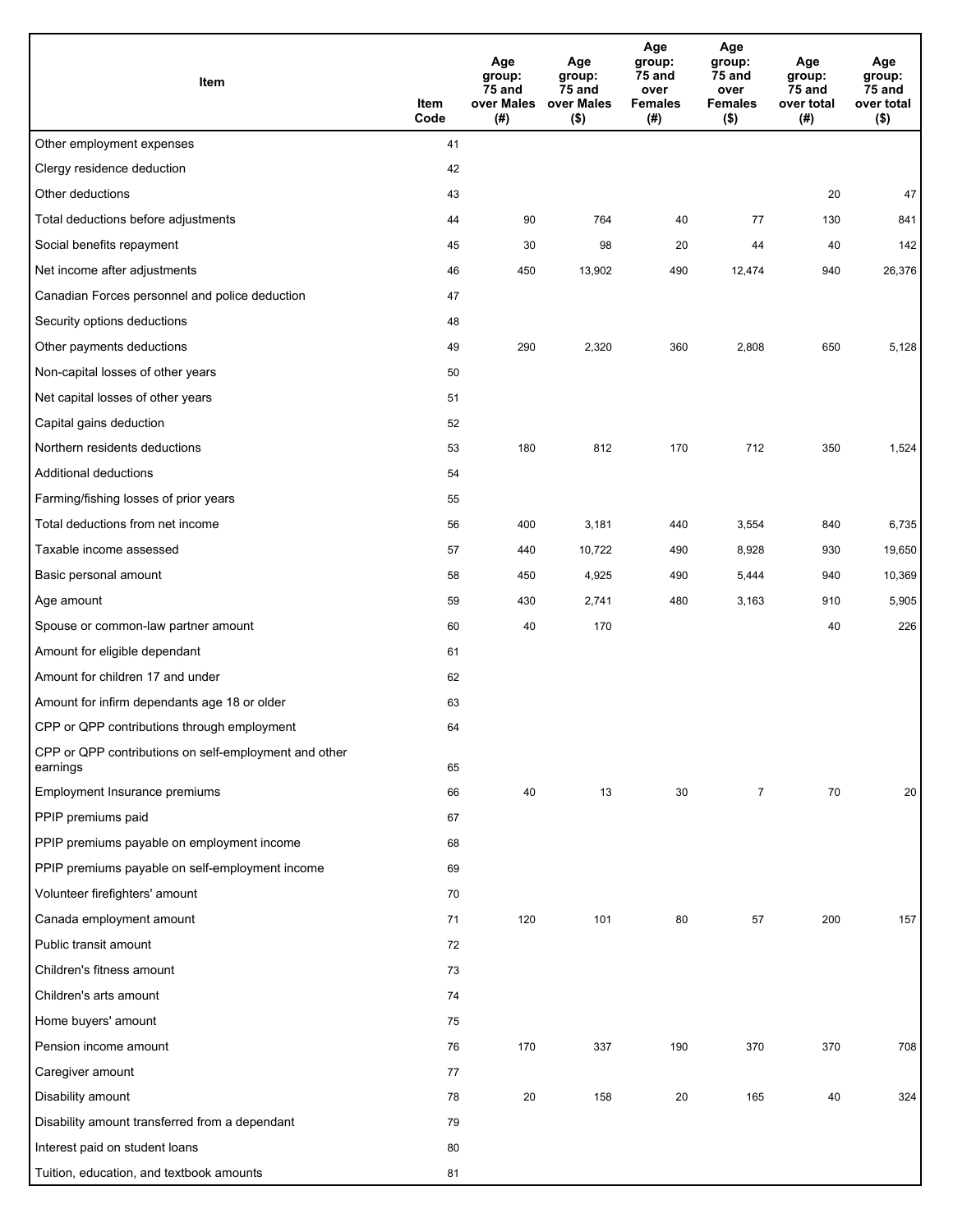| Item | Item Code | Age group: 75 and over Males (#) | Age group: 75 and over Males ($) | Age group: 75 and over Females (#) | Age group: 75 and over Females ($) | Age group: 75 and over total (#) | Age group: 75 and over total ($) |
|---|---|---|---|---|---|---|---|
| Other employment expenses | 41 | | | | | | |
| Clergy residence deduction | 42 | | | | | | |
| Other deductions | 43 | | | | | 20 | 47 |
| Total deductions before adjustments | 44 | 90 | 764 | 40 | 77 | 130 | 841 |
| Social benefits repayment | 45 | 30 | 98 | 20 | 44 | 40 | 142 |
| Net income after adjustments | 46 | 450 | 13,902 | 490 | 12,474 | 940 | 26,376 |
| Canadian Forces personnel and police deduction | 47 | | | | | | |
| Security options deductions | 48 | | | | | | |
| Other payments deductions | 49 | 290 | 2,320 | 360 | 2,808 | 650 | 5,128 |
| Non-capital losses of other years | 50 | | | | | | |
| Net capital losses of other years | 51 | | | | | | |
| Capital gains deduction | 52 | | | | | | |
| Northern residents deductions | 53 | 180 | 812 | 170 | 712 | 350 | 1,524 |
| Additional deductions | 54 | | | | | | |
| Farming/fishing losses of prior years | 55 | | | | | | |
| Total deductions from net income | 56 | 400 | 3,181 | 440 | 3,554 | 840 | 6,735 |
| Taxable income assessed | 57 | 440 | 10,722 | 490 | 8,928 | 930 | 19,650 |
| Basic personal amount | 58 | 450 | 4,925 | 490 | 5,444 | 940 | 10,369 |
| Age amount | 59 | 430 | 2,741 | 480 | 3,163 | 910 | 5,905 |
| Spouse or common-law partner amount | 60 | 40 | 170 | | | 40 | 226 |
| Amount for eligible dependant | 61 | | | | | | |
| Amount for children 17 and under | 62 | | | | | | |
| Amount for infirm dependants age 18 or older | 63 | | | | | | |
| CPP or QPP contributions through employment | 64 | | | | | | |
| CPP or QPP contributions on self-employment and other earnings | 65 | | | | | | |
| Employment Insurance premiums | 66 | 40 | 13 | 30 | 7 | 70 | 20 |
| PPIP premiums paid | 67 | | | | | | |
| PPIP premiums payable on employment income | 68 | | | | | | |
| PPIP premiums payable on self-employment income | 69 | | | | | | |
| Volunteer firefighters' amount | 70 | | | | | | |
| Canada employment amount | 71 | 120 | 101 | 80 | 57 | 200 | 157 |
| Public transit amount | 72 | | | | | | |
| Children's fitness amount | 73 | | | | | | |
| Children's arts amount | 74 | | | | | | |
| Home buyers' amount | 75 | | | | | | |
| Pension income amount | 76 | 170 | 337 | 190 | 370 | 370 | 708 |
| Caregiver amount | 77 | | | | | | |
| Disability amount | 78 | 20 | 158 | 20 | 165 | 40 | 324 |
| Disability amount transferred from a dependant | 79 | | | | | | |
| Interest paid on student loans | 80 | | | | | | |
| Tuition, education, and textbook amounts | 81 | | | | | | |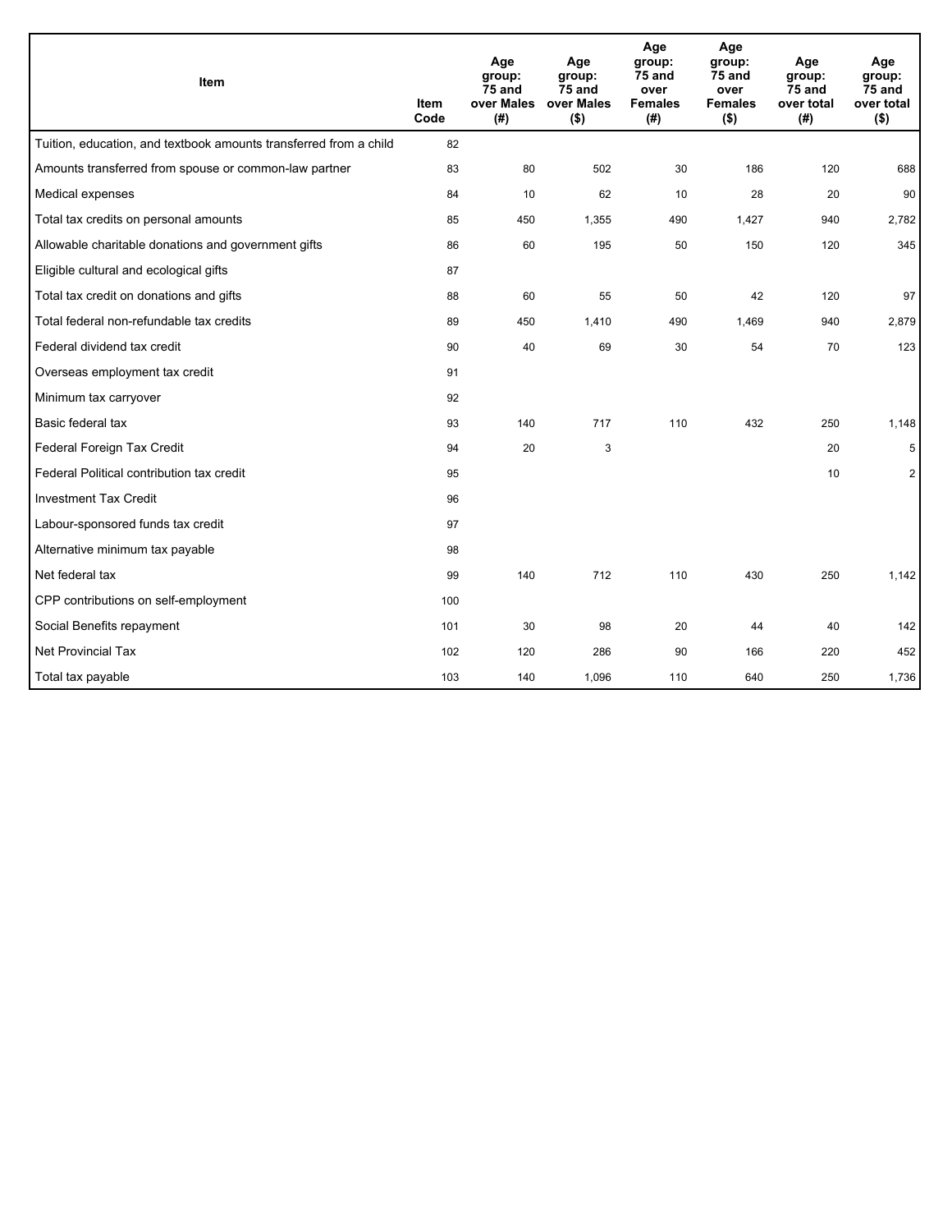| Item | Item Code | Age group: 75 and over Males (#) | Age group: 75 and over Males ($) | Age group: 75 and over Females (#) | Age group: 75 and over Females ($) | Age group: 75 and over total (#) | Age group: 75 and over total ($) |
|---|---|---|---|---|---|---|---|
| Tuition, education, and textbook amounts transferred from a child | 82 | | | | | | |
| Amounts transferred from spouse or common-law partner | 83 | 80 | 502 | 30 | 186 | 120 | 688 |
| Medical expenses | 84 | 10 | 62 | 10 | 28 | 20 | 90 |
| Total tax credits on personal amounts | 85 | 450 | 1,355 | 490 | 1,427 | 940 | 2,782 |
| Allowable charitable donations and government gifts | 86 | 60 | 195 | 50 | 150 | 120 | 345 |
| Eligible cultural and ecological gifts | 87 | | | | | | |
| Total tax credit on donations and gifts | 88 | 60 | 55 | 50 | 42 | 120 | 97 |
| Total federal non-refundable tax credits | 89 | 450 | 1,410 | 490 | 1,469 | 940 | 2,879 |
| Federal dividend tax credit | 90 | 40 | 69 | 30 | 54 | 70 | 123 |
| Overseas employment tax credit | 91 | | | | | | |
| Minimum tax carryover | 92 | | | | | | |
| Basic federal tax | 93 | 140 | 717 | 110 | 432 | 250 | 1,148 |
| Federal Foreign Tax Credit | 94 | 20 | 3 | | | 20 | 5 |
| Federal Political contribution tax credit | 95 | | | | | 10 | 2 |
| Investment Tax Credit | 96 | | | | | | |
| Labour-sponsored funds tax credit | 97 | | | | | | |
| Alternative minimum tax payable | 98 | | | | | | |
| Net federal tax | 99 | 140 | 712 | 110 | 430 | 250 | 1,142 |
| CPP contributions on self-employment | 100 | | | | | | |
| Social Benefits repayment | 101 | 30 | 98 | 20 | 44 | 40 | 142 |
| Net Provincial Tax | 102 | 120 | 286 | 90 | 166 | 220 | 452 |
| Total tax payable | 103 | 140 | 1,096 | 110 | 640 | 250 | 1,736 |